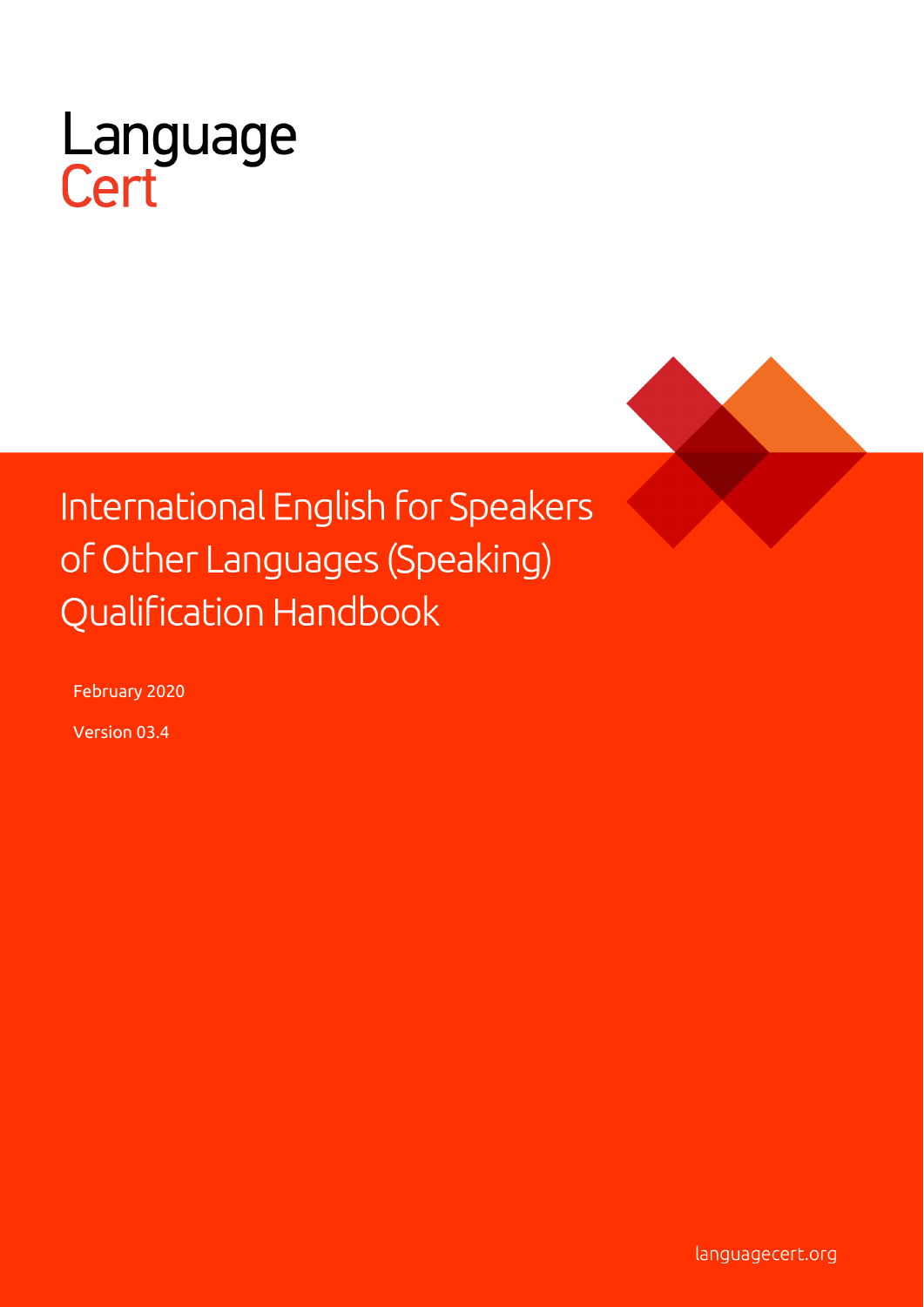Language
Cert

# International English for Speakers of Other Languages (Speaking) Qualification Handbook

February 2020

Version 03.4

languagecert.org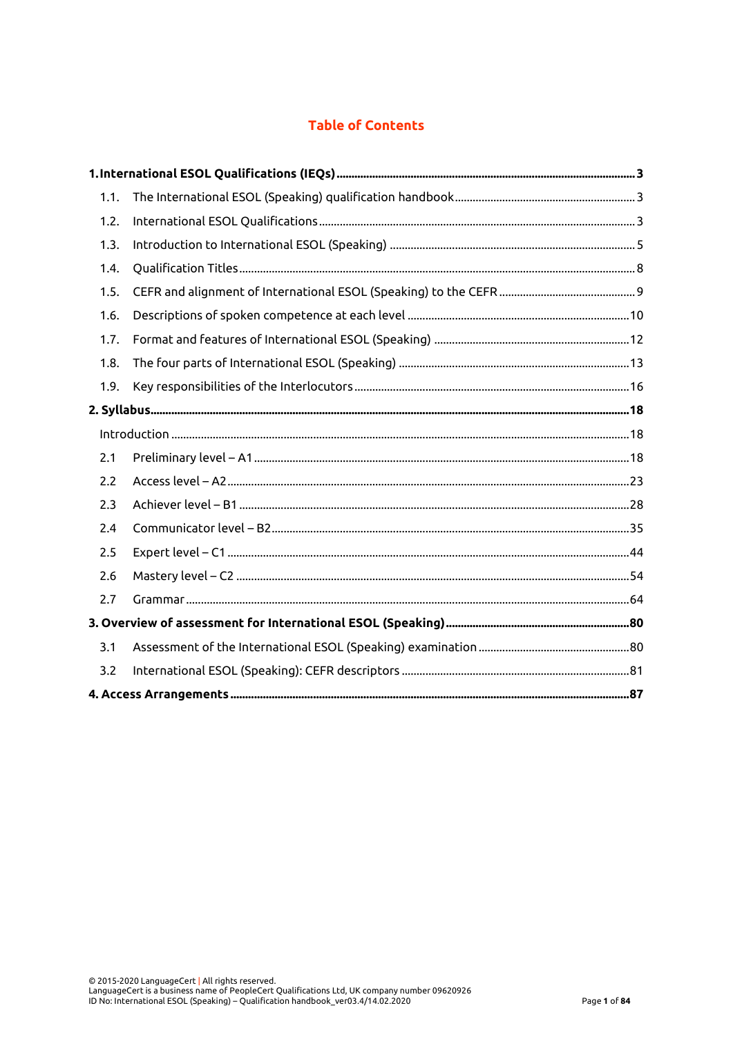# Table of Contents

**1. International ESOL Qualifications (IEQs) .... 3**

- 1.1. The International ESOL (Speaking) qualification handbook .... 3
- 1.2. International ESOL Qualifications .... 3
- 1.3. Introduction to International ESOL (Speaking) .... 5
- 1.4. Qualification Titles .... 8
- 1.5. CEFR and alignment of International ESOL (Speaking) to the CEFR .... 9
- 1.6. Descriptions of spoken competence at each level .... 10
- 1.7. Format and features of International ESOL (Speaking) .... 12
- 1.8. The four parts of International ESOL (Speaking) .... 13
- 1.9. Key responsibilities of the Interlocutors .... 16

**2. Syllabus .... 18**

- Introduction .... 18
- 2.1 Preliminary level – A1 .... 18
- 2.2 Access level – A2 .... 23
- 2.3 Achiever level – B1 .... 28
- 2.4 Communicator level – B2 .... 35
- 2.5 Expert level – C1 .... 44
- 2.6 Mastery level – C2 .... 54
- 2.7 Grammar .... 64

**3. Overview of assessment for International ESOL (Speaking) .... 80**

- 3.1 Assessment of the International ESOL (Speaking) examination .... 80
- 3.2 International ESOL (Speaking): CEFR descriptors .... 81

**4. Access Arrangements .... 87**

© 2015-2020 LanguageCert | All rights reserved.
LanguageCert is a business name of PeopleCert Qualifications Ltd, UK company number 09620926
ID No: International ESOL (Speaking) – Qualification handbook_ver03.4/14.02.2020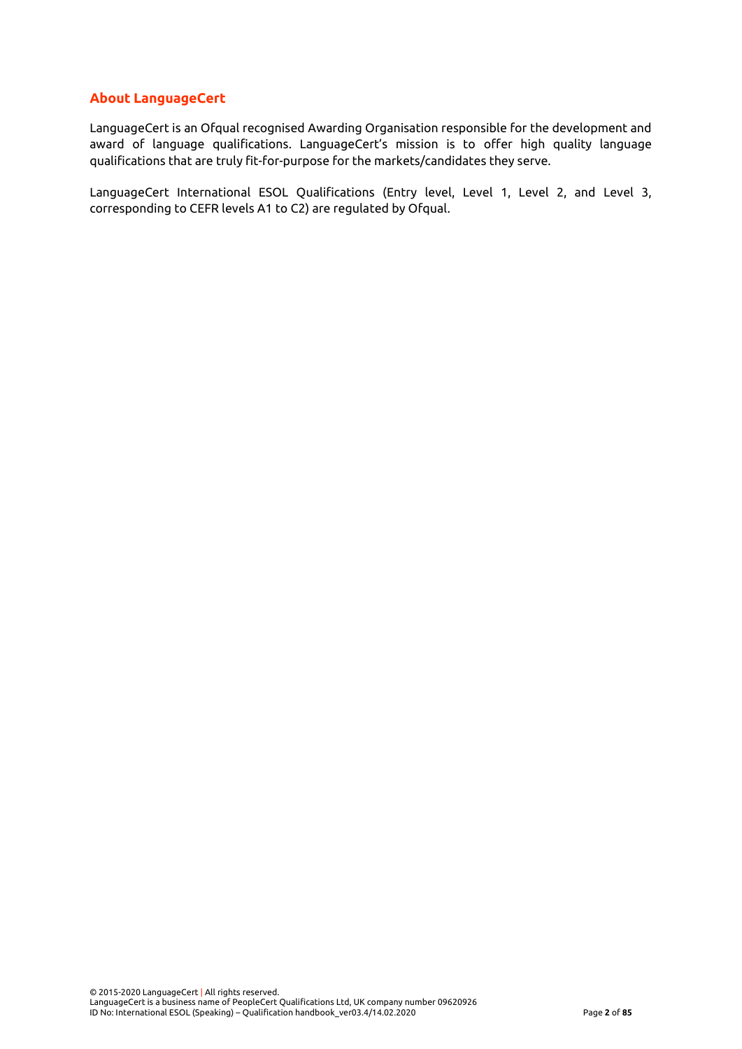## About LanguageCert

LanguageCert is an Ofqual recognised Awarding Organisation responsible for the development and award of language qualifications. LanguageCert's mission is to offer high quality language qualifications that are truly fit-for-purpose for the markets/candidates they serve.

LanguageCert International ESOL Qualifications (Entry level, Level 1, Level 2, and Level 3, corresponding to CEFR levels A1 to C2) are regulated by Ofqual.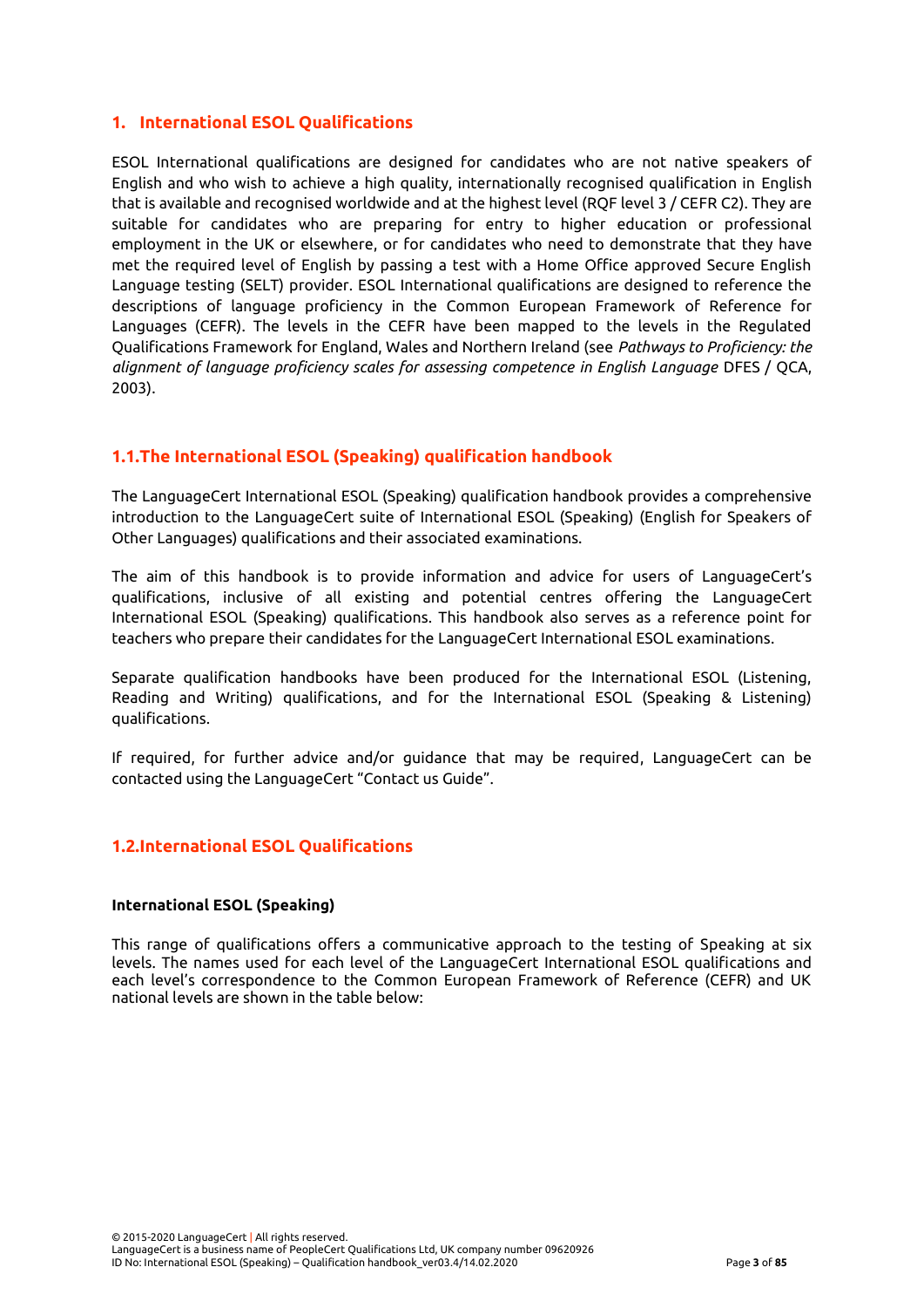## 1. International ESOL Qualifications

ESOL International qualifications are designed for candidates who are not native speakers of English and who wish to achieve a high quality, internationally recognised qualification in English that is available and recognised worldwide and at the highest level (RQF level 3 / CEFR C2). They are suitable for candidates who are preparing for entry to higher education or professional employment in the UK or elsewhere, or for candidates who need to demonstrate that they have met the required level of English by passing a test with a Home Office approved Secure English Language testing (SELT) provider. ESOL International qualifications are designed to reference the descriptions of language proficiency in the Common European Framework of Reference for Languages (CEFR). The levels in the CEFR have been mapped to the levels in the Regulated Qualifications Framework for England, Wales and Northern Ireland (see *Pathways to Proficiency: the alignment of language proficiency scales for assessing competence in English Language* DFES / QCA, 2003).

### 1.1.The International ESOL (Speaking) qualification handbook

The LanguageCert International ESOL (Speaking) qualification handbook provides a comprehensive introduction to the LanguageCert suite of International ESOL (Speaking) (English for Speakers of Other Languages) qualifications and their associated examinations.

The aim of this handbook is to provide information and advice for users of LanguageCert's qualifications, inclusive of all existing and potential centres offering the LanguageCert International ESOL (Speaking) qualifications. This handbook also serves as a reference point for teachers who prepare their candidates for the LanguageCert International ESOL examinations.

Separate qualification handbooks have been produced for the International ESOL (Listening, Reading and Writing) qualifications, and for the International ESOL (Speaking & Listening) qualifications.

If required, for further advice and/or guidance that may be required, LanguageCert can be contacted using the LanguageCert "Contact us Guide".

### 1.2.International ESOL Qualifications

**International ESOL (Speaking)**

This range of qualifications offers a communicative approach to the testing of Speaking at six levels. The names used for each level of the LanguageCert International ESOL qualifications and each level's correspondence to the Common European Framework of Reference (CEFR) and UK national levels are shown in the table below: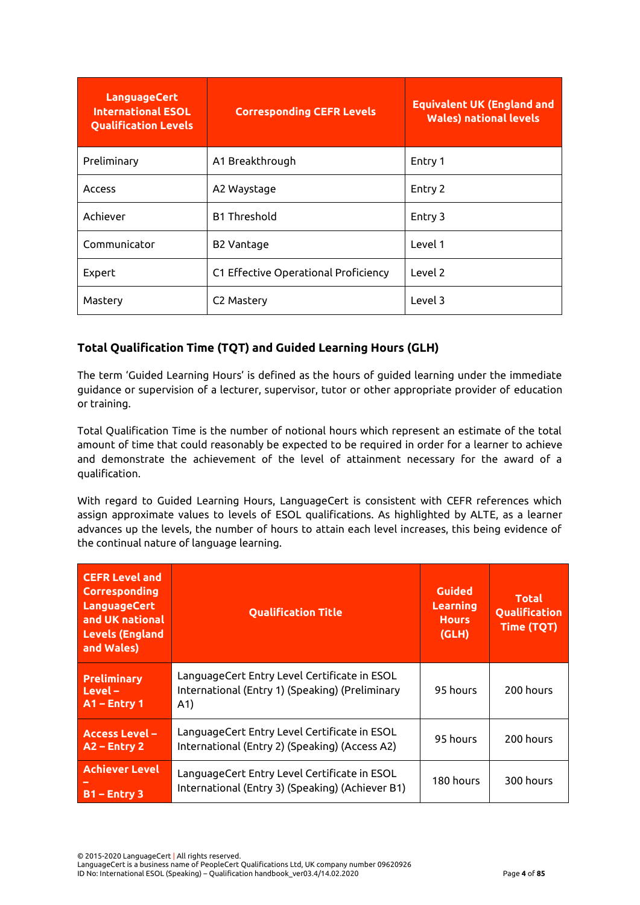| LanguageCert International ESOL Qualification Levels | Corresponding CEFR Levels | Equivalent UK (England and Wales) national levels |
| --- | --- | --- |
| Preliminary | A1 Breakthrough | Entry 1 |
| Access | A2 Waystage | Entry 2 |
| Achiever | B1 Threshold | Entry 3 |
| Communicator | B2 Vantage | Level 1 |
| Expert | C1 Effective Operational Proficiency | Level 2 |
| Mastery | C2 Mastery | Level 3 |

### Total Qualification Time (TQT) and Guided Learning Hours (GLH)

The term 'Guided Learning Hours' is defined as the hours of guided learning under the immediate guidance or supervision of a lecturer, supervisor, tutor or other appropriate provider of education or training.

Total Qualification Time is the number of notional hours which represent an estimate of the total amount of time that could reasonably be expected to be required in order for a learner to achieve and demonstrate the achievement of the level of attainment necessary for the award of a qualification.

With regard to Guided Learning Hours, LanguageCert is consistent with CEFR references which assign approximate values to levels of ESOL qualifications. As highlighted by ALTE, as a learner advances up the levels, the number of hours to attain each level increases, this being evidence of the continual nature of language learning.

| CEFR Level and Corresponding LanguageCert and UK national Levels (England and Wales) | Qualification Title | Guided Learning Hours (GLH) | Total Qualification Time (TQT) |
| --- | --- | --- | --- |
| **Preliminary Level – A1 – Entry 1** | LanguageCert Entry Level Certificate in ESOL International (Entry 1) (Speaking) (Preliminary A1) | 95 hours | 200 hours |
| **Access Level – A2 – Entry 2** | LanguageCert Entry Level Certificate in ESOL International (Entry 2) (Speaking) (Access A2) | 95 hours | 200 hours |
| **Achiever Level – B1 – Entry 3** | LanguageCert Entry Level Certificate in ESOL International (Entry 3) (Speaking) (Achiever B1) | 180 hours | 300 hours |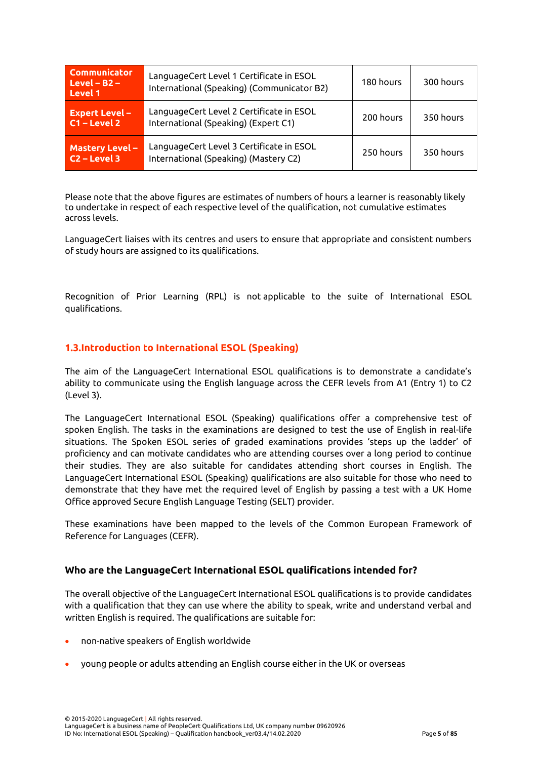| | | | |
|---|---|---|---|
| **Communicator Level – B2 – Level 1** | LanguageCert Level 1 Certificate in ESOL International (Speaking) (Communicator B2) | 180 hours | 300 hours |
| **Expert Level – C1 – Level 2** | LanguageCert Level 2 Certificate in ESOL International (Speaking) (Expert C1) | 200 hours | 350 hours |
| **Mastery Level – C2 – Level 3** | LanguageCert Level 3 Certificate in ESOL International (Speaking) (Mastery C2) | 250 hours | 350 hours |

Please note that the above figures are estimates of numbers of hours a learner is reasonably likely to undertake in respect of each respective level of the qualification, not cumulative estimates across levels.

LanguageCert liaises with its centres and users to ensure that appropriate and consistent numbers of study hours are assigned to its qualifications.

Recognition of Prior Learning (RPL) is not applicable to the suite of International ESOL qualifications.

## 1.3. Introduction to International ESOL (Speaking)

The aim of the LanguageCert International ESOL qualifications is to demonstrate a candidate's ability to communicate using the English language across the CEFR levels from A1 (Entry 1) to C2 (Level 3).

The LanguageCert International ESOL (Speaking) qualifications offer a comprehensive test of spoken English. The tasks in the examinations are designed to test the use of English in real-life situations. The Spoken ESOL series of graded examinations provides 'steps up the ladder' of proficiency and can motivate candidates who are attending courses over a long period to continue their studies. They are also suitable for candidates attending short courses in English. The LanguageCert International ESOL (Speaking) qualifications are also suitable for those who need to demonstrate that they have met the required level of English by passing a test with a UK Home Office approved Secure English Language Testing (SELT) provider.

These examinations have been mapped to the levels of the Common European Framework of Reference for Languages (CEFR).

### Who are the LanguageCert International ESOL qualifications intended for?

The overall objective of the LanguageCert International ESOL qualifications is to provide candidates with a qualification that they can use where the ability to speak, write and understand verbal and written English is required. The qualifications are suitable for:

- non-native speakers of English worldwide
- young people or adults attending an English course either in the UK or overseas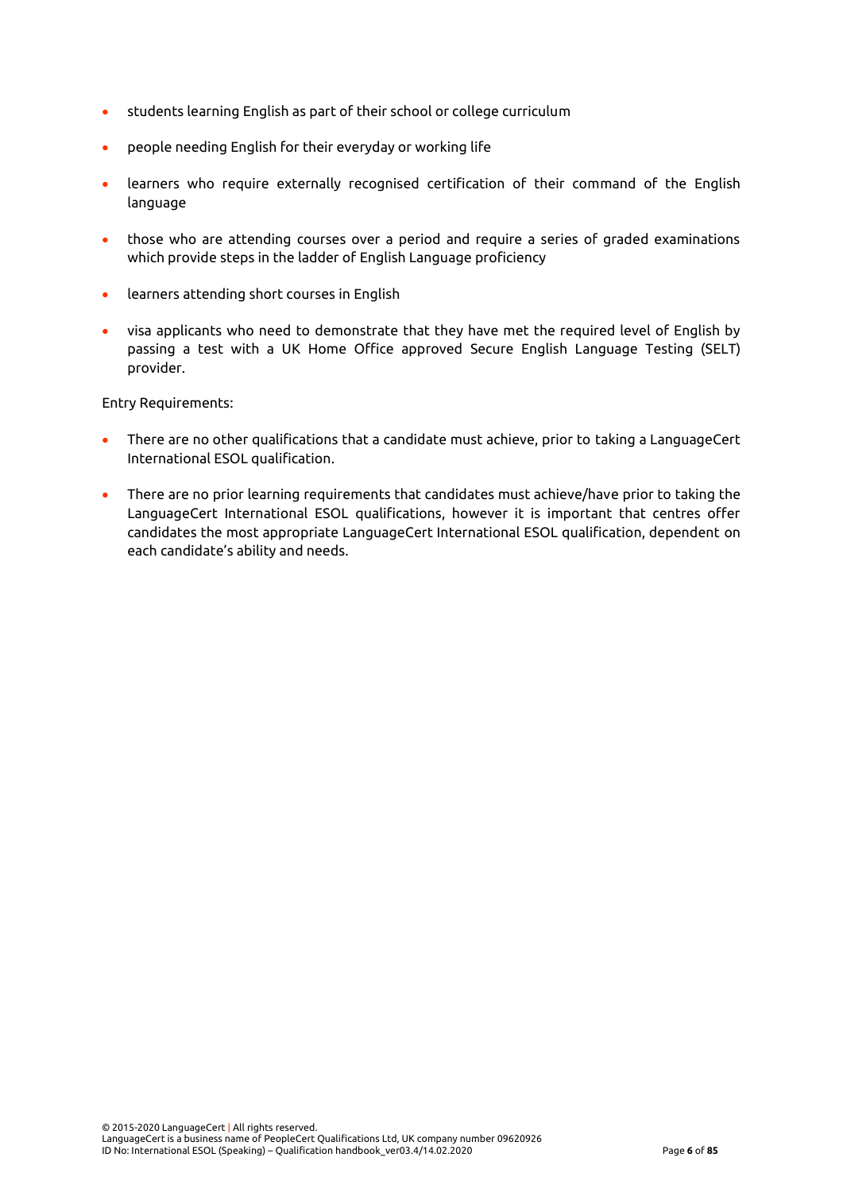- students learning English as part of their school or college curriculum
- people needing English for their everyday or working life
- learners who require externally recognised certification of their command of the English language
- those who are attending courses over a period and require a series of graded examinations which provide steps in the ladder of English Language proficiency
- learners attending short courses in English
- visa applicants who need to demonstrate that they have met the required level of English by passing a test with a UK Home Office approved Secure English Language Testing (SELT) provider.

Entry Requirements:

- There are no other qualifications that a candidate must achieve, prior to taking a LanguageCert International ESOL qualification.
- There are no prior learning requirements that candidates must achieve/have prior to taking the LanguageCert International ESOL qualifications, however it is important that centres offer candidates the most appropriate LanguageCert International ESOL qualification, dependent on each candidate's ability and needs.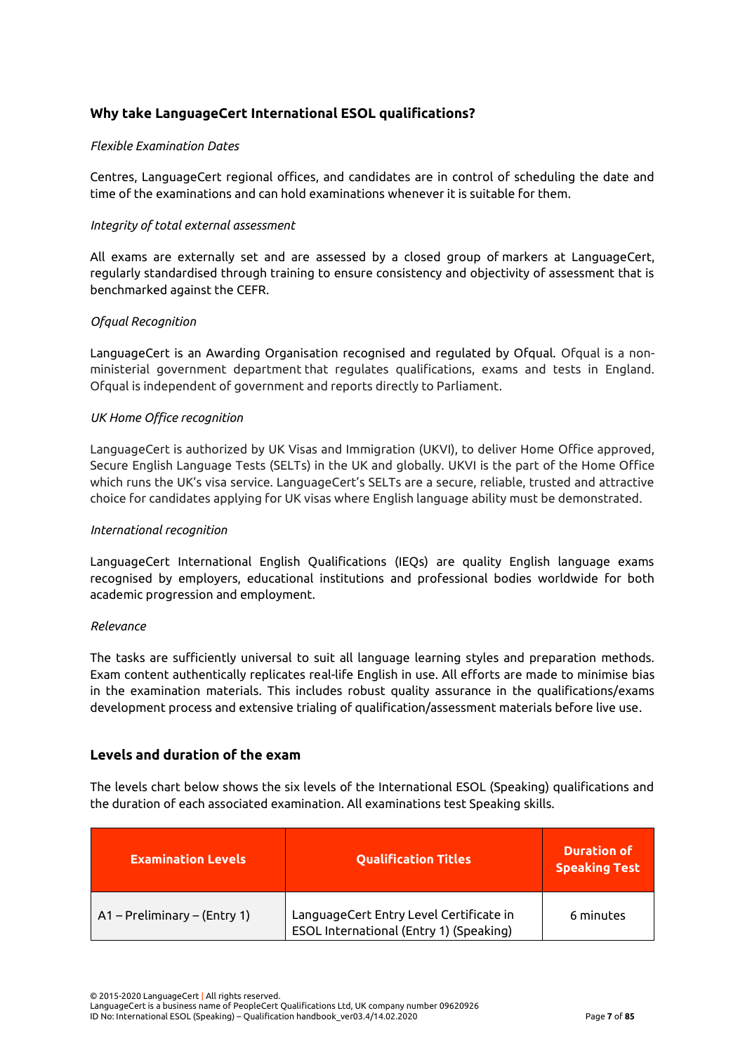## Why take LanguageCert International ESOL qualifications?

*Flexible Examination Dates*

Centres, LanguageCert regional offices, and candidates are in control of scheduling the date and time of the examinations and can hold examinations whenever it is suitable for them.

*Integrity of total external assessment*

All exams are externally set and are assessed by a closed group of markers at LanguageCert, regularly standardised through training to ensure consistency and objectivity of assessment that is benchmarked against the CEFR.

*Ofqual Recognition*

LanguageCert is an Awarding Organisation recognised and regulated by Ofqual. Ofqual is a non-ministerial government department that regulates qualifications, exams and tests in England. Ofqual is independent of government and reports directly to Parliament.

*UK Home Office recognition*

LanguageCert is authorized by UK Visas and Immigration (UKVI), to deliver Home Office approved, Secure English Language Tests (SELTs) in the UK and globally. UKVI is the part of the Home Office which runs the UK's visa service. LanguageCert's SELTs are a secure, reliable, trusted and attractive choice for candidates applying for UK visas where English language ability must be demonstrated.

*International recognition*

LanguageCert International English Qualifications (IEQs) are quality English language exams recognised by employers, educational institutions and professional bodies worldwide for both academic progression and employment.

*Relevance*

The tasks are sufficiently universal to suit all language learning styles and preparation methods. Exam content authentically replicates real-life English in use. All efforts are made to minimise bias in the examination materials. This includes robust quality assurance in the qualifications/exams development process and extensive trialing of qualification/assessment materials before live use.

## Levels and duration of the exam

The levels chart below shows the six levels of the International ESOL (Speaking) qualifications and the duration of each associated examination. All examinations test Speaking skills.

| Examination Levels | Qualification Titles | Duration of Speaking Test |
|---|---|---|
| A1 – Preliminary – (Entry 1) | LanguageCert Entry Level Certificate in ESOL International (Entry 1) (Speaking) | 6 minutes |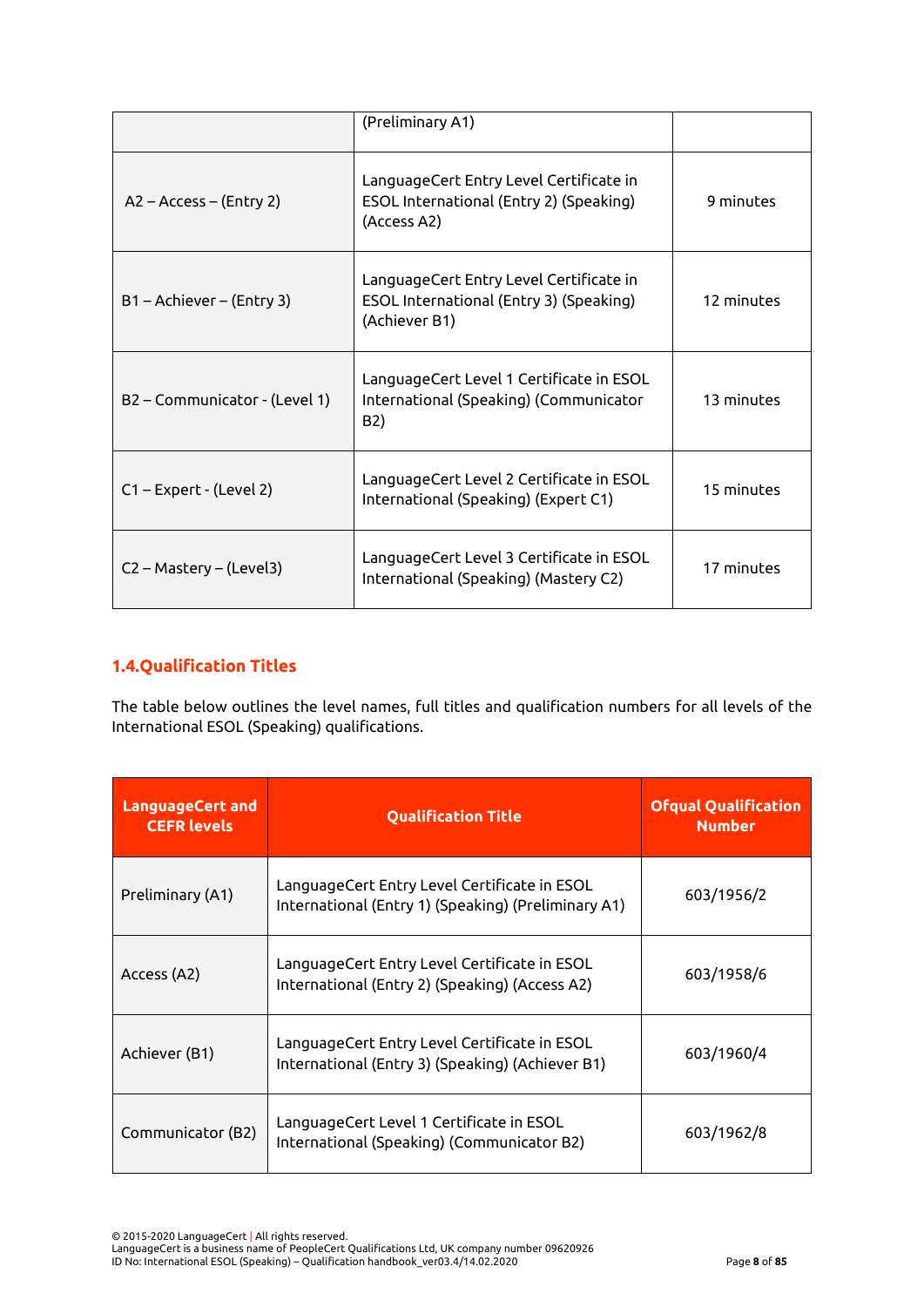|  | (Preliminary A1) |  |
|---|---|---|
| A2 – Access – (Entry 2) | LanguageCert Entry Level Certificate in ESOL International (Entry 2) (Speaking) (Access A2) | 9 minutes |
| B1 – Achiever – (Entry 3) | LanguageCert Entry Level Certificate in ESOL International (Entry 3) (Speaking) (Achiever B1) | 12 minutes |
| B2 – Communicator - (Level 1) | LanguageCert Level 1 Certificate in ESOL International (Speaking) (Communicator B2) | 13 minutes |
| C1 – Expert - (Level 2) | LanguageCert Level 2 Certificate in ESOL International (Speaking) (Expert C1) | 15 minutes |
| C2 – Mastery – (Level3) | LanguageCert Level 3 Certificate in ESOL International (Speaking) (Mastery C2) | 17 minutes |

## 1.4. Qualification Titles

The table below outlines the level names, full titles and qualification numbers for all levels of the International ESOL (Speaking) qualifications.

| LanguageCert and CEFR levels | Qualification Title | Ofqual Qualification Number |
|---|---|---|
| Preliminary (A1) | LanguageCert Entry Level Certificate in ESOL International (Entry 1) (Speaking) (Preliminary A1) | 603/1956/2 |
| Access (A2) | LanguageCert Entry Level Certificate in ESOL International (Entry 2) (Speaking) (Access A2) | 603/1958/6 |
| Achiever (B1) | LanguageCert Entry Level Certificate in ESOL International (Entry 3) (Speaking) (Achiever B1) | 603/1960/4 |
| Communicator (B2) | LanguageCert Level 1 Certificate in ESOL International (Speaking) (Communicator B2) | 603/1962/8 |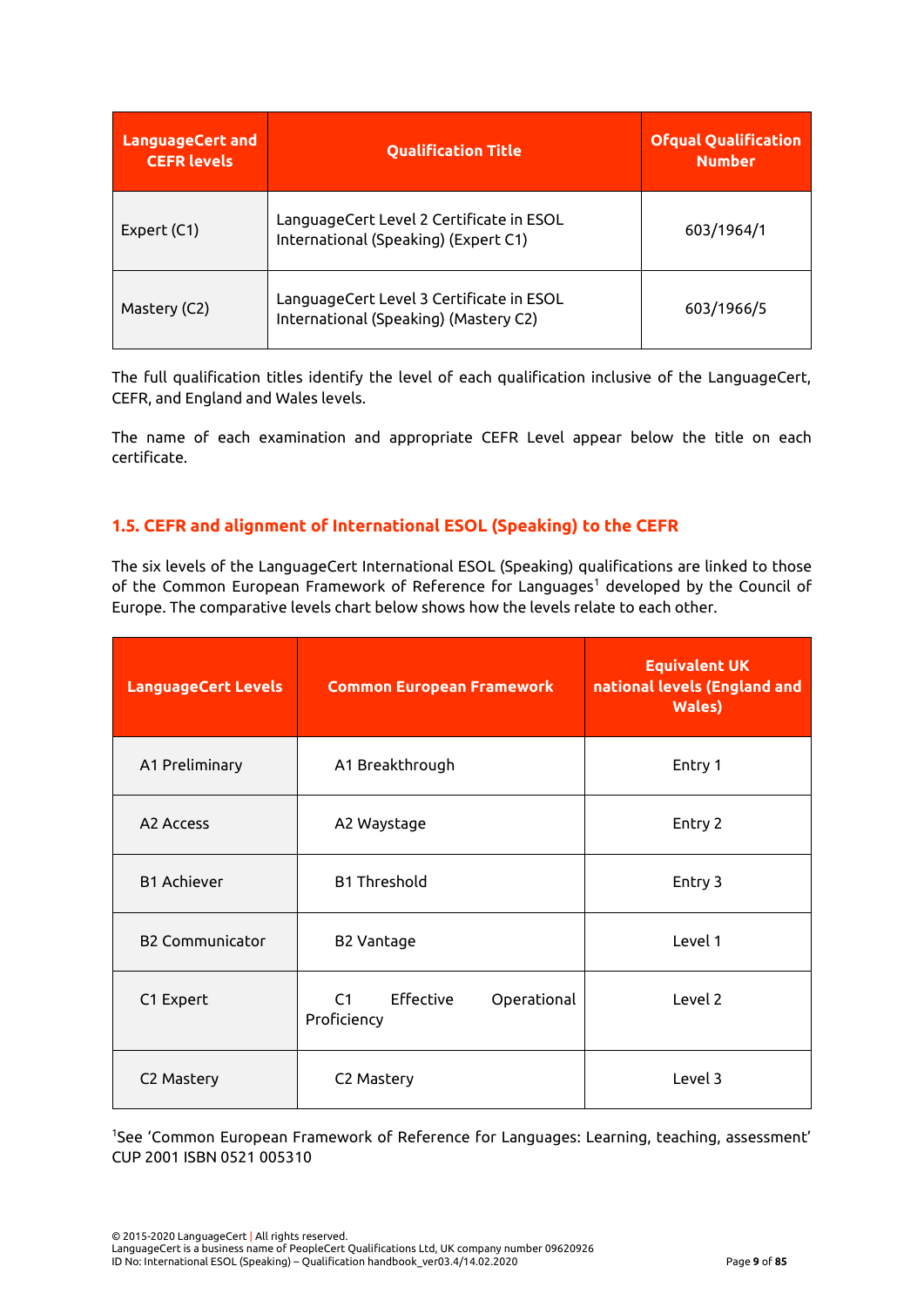| LanguageCert and CEFR levels | Qualification Title | Ofqual Qualification Number |
|---|---|---|
| Expert (C1) | LanguageCert Level 2 Certificate in ESOL International (Speaking) (Expert C1) | 603/1964/1 |
| Mastery (C2) | LanguageCert Level 3 Certificate in ESOL International (Speaking) (Mastery C2) | 603/1966/5 |

The full qualification titles identify the level of each qualification inclusive of the LanguageCert, CEFR, and England and Wales levels.

The name of each examination and appropriate CEFR Level appear below the title on each certificate.

### 1.5. CEFR and alignment of International ESOL (Speaking) to the CEFR

The six levels of the LanguageCert International ESOL (Speaking) qualifications are linked to those of the Common European Framework of Reference for Languages[1] developed by the Council of Europe. The comparative levels chart below shows how the levels relate to each other.

| LanguageCert Levels | Common European Framework | Equivalent UK national levels (England and Wales) |
|---|---|---|
| A1 Preliminary | A1 Breakthrough | Entry 1 |
| A2 Access | A2 Waystage | Entry 2 |
| B1 Achiever | B1 Threshold | Entry 3 |
| B2 Communicator | B2 Vantage | Level 1 |
| C1 Expert | C1 Effective Operational Proficiency | Level 2 |
| C2 Mastery | C2 Mastery | Level 3 |

[1]See 'Common European Framework of Reference for Languages: Learning, teaching, assessment' CUP 2001 ISBN 0521 005310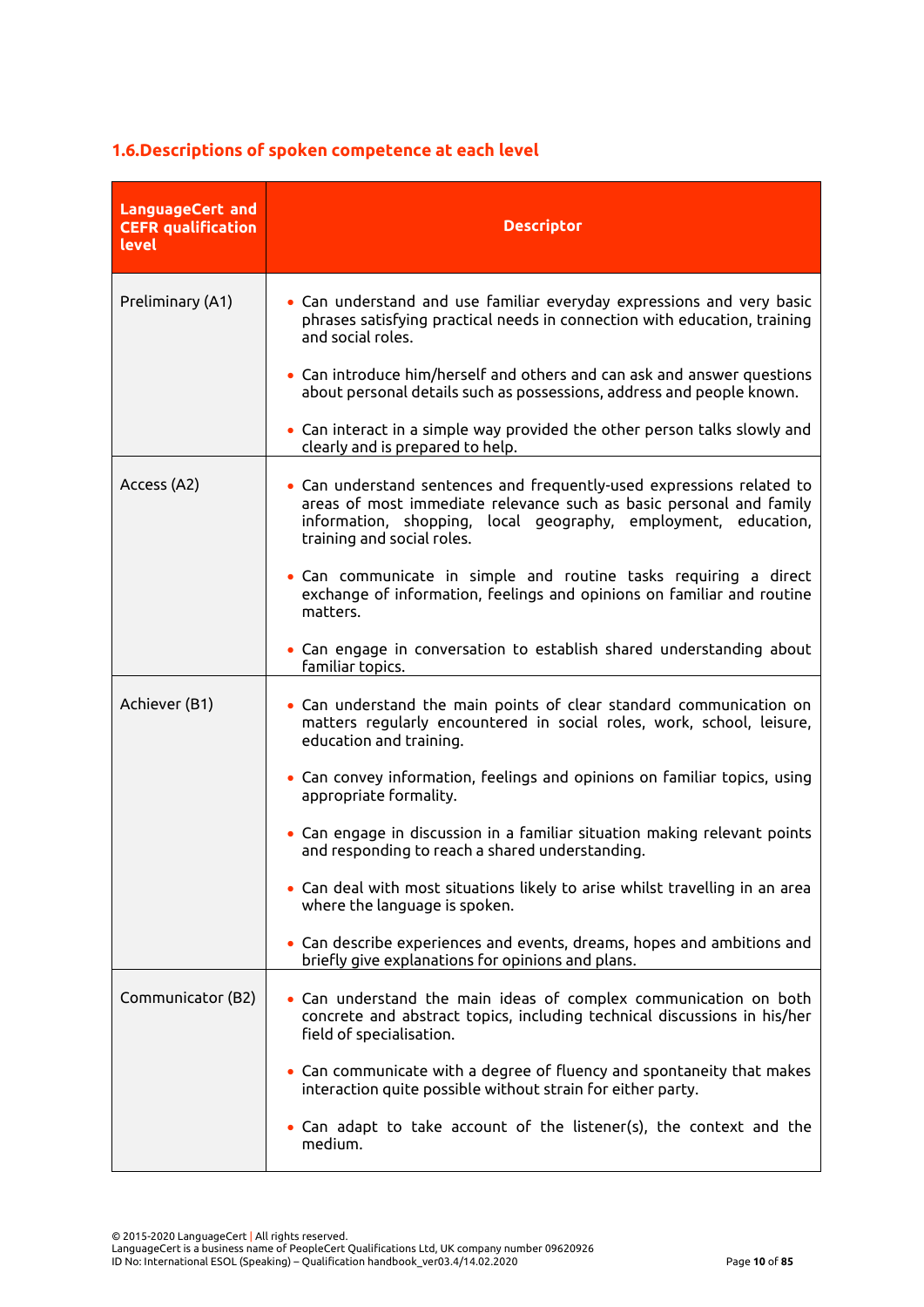## 1.6.Descriptions of spoken competence at each level

| LanguageCert and CEFR qualification level | Descriptor |
|---|---|
| Preliminary (A1) | • Can understand and use familiar everyday expressions and very basic phrases satisfying practical needs in connection with education, training and social roles.<br><br>• Can introduce him/herself and others and can ask and answer questions about personal details such as possessions, address and people known.<br><br>• Can interact in a simple way provided the other person talks slowly and clearly and is prepared to help. |
| Access (A2) | • Can understand sentences and frequently-used expressions related to areas of most immediate relevance such as basic personal and family information, shopping, local geography, employment, education, training and social roles.<br><br>• Can communicate in simple and routine tasks requiring a direct exchange of information, feelings and opinions on familiar and routine matters.<br><br>• Can engage in conversation to establish shared understanding about familiar topics. |
| Achiever (B1) | • Can understand the main points of clear standard communication on matters regularly encountered in social roles, work, school, leisure, education and training.<br><br>• Can convey information, feelings and opinions on familiar topics, using appropriate formality.<br><br>• Can engage in discussion in a familiar situation making relevant points and responding to reach a shared understanding.<br><br>• Can deal with most situations likely to arise whilst travelling in an area where the language is spoken.<br><br>• Can describe experiences and events, dreams, hopes and ambitions and briefly give explanations for opinions and plans. |
| Communicator (B2) | • Can understand the main ideas of complex communication on both concrete and abstract topics, including technical discussions in his/her field of specialisation.<br><br>• Can communicate with a degree of fluency and spontaneity that makes interaction quite possible without strain for either party.<br><br>• Can adapt to take account of the listener(s), the context and the medium. |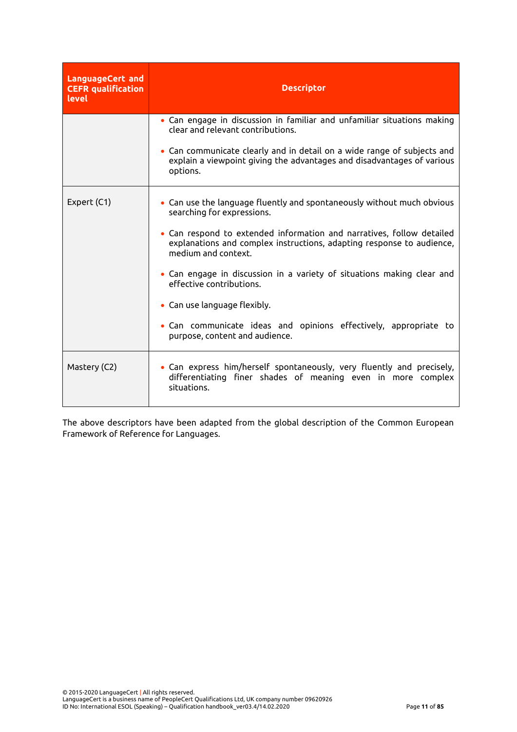| LanguageCert and CEFR qualification level | Descriptor |
|---|---|
| | • Can engage in discussion in familiar and unfamiliar situations making clear and relevant contributions.<br><br>• Can communicate clearly and in detail on a wide range of subjects and explain a viewpoint giving the advantages and disadvantages of various options. |
| Expert (C1) | • Can use the language fluently and spontaneously without much obvious searching for expressions.<br><br>• Can respond to extended information and narratives, follow detailed explanations and complex instructions, adapting response to audience, medium and context.<br><br>• Can engage in discussion in a variety of situations making clear and effective contributions.<br><br>• Can use language flexibly.<br><br>• Can communicate ideas and opinions effectively, appropriate to purpose, content and audience. |
| Mastery (C2) | • Can express him/herself spontaneously, very fluently and precisely, differentiating finer shades of meaning even in more complex situations. |

The above descriptors have been adapted from the global description of the Common European Framework of Reference for Languages.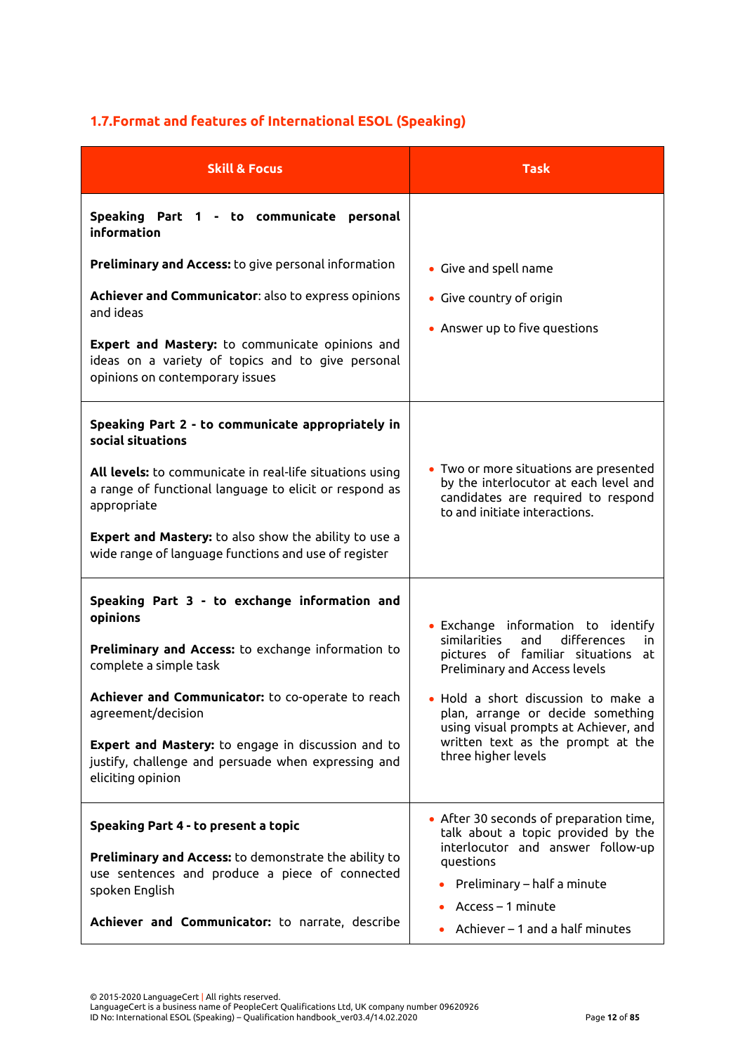## 1.7.Format and features of International ESOL (Speaking)

| Skill & Focus | Task |
| --- | --- |
| **Speaking Part 1 - to communicate personal information**<br><br>**Preliminary and Access:** to give personal information<br><br>**Achiever and Communicator**: also to express opinions and ideas<br><br>**Expert and Mastery:** to communicate opinions and ideas on a variety of topics and to give personal opinions on contemporary issues | • Give and spell name<br>• Give country of origin<br>• Answer up to five questions |
| **Speaking Part 2 - to communicate appropriately in social situations**<br><br>**All levels:** to communicate in real-life situations using a range of functional language to elicit or respond as appropriate<br><br>**Expert and Mastery:** to also show the ability to use a wide range of language functions and use of register | • Two or more situations are presented by the interlocutor at each level and candidates are required to respond to and initiate interactions. |
| **Speaking Part 3 - to exchange information and opinions**<br><br>**Preliminary and Access:** to exchange information to complete a simple task<br><br>**Achiever and Communicator:** to co-operate to reach agreement/decision<br><br>**Expert and Mastery:** to engage in discussion and to justify, challenge and persuade when expressing and eliciting opinion | • Exchange information to identify similarities and differences in pictures of familiar situations at Preliminary and Access levels<br>• Hold a short discussion to make a plan, arrange or decide something using visual prompts at Achiever, and written text as the prompt at the three higher levels |
| **Speaking Part 4 - to present a topic**<br><br>**Preliminary and Access:** to demonstrate the ability to use sentences and produce a piece of connected spoken English<br><br>**Achiever and Communicator:** to narrate, describe | • After 30 seconds of preparation time, talk about a topic provided by the interlocutor and answer follow-up questions<br>  • Preliminary – half a minute<br>  • Access – 1 minute<br>  • Achiever – 1 and a half minutes |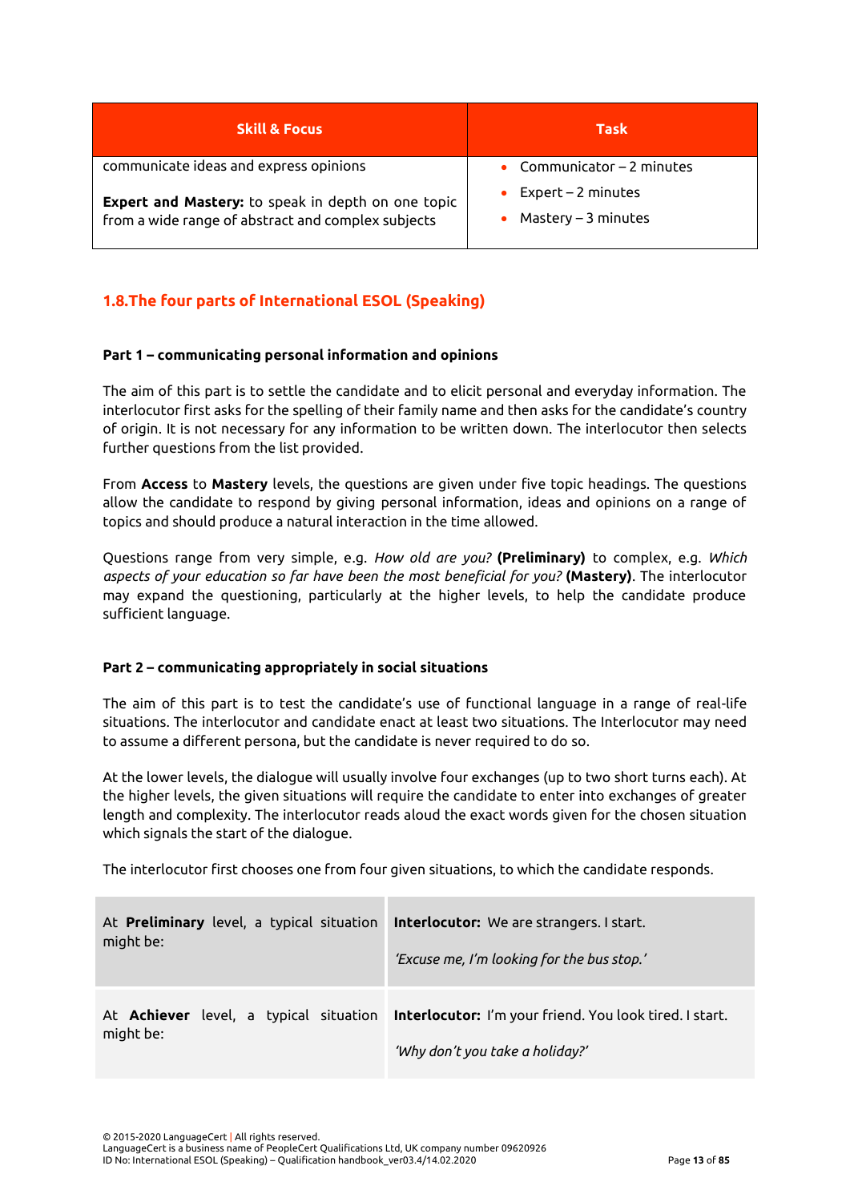| Skill & Focus | Task |
| --- | --- |
| communicate ideas and express opinions<br><br>**Expert and Mastery:** to speak in depth on one topic from a wide range of abstract and complex subjects | • Communicator – 2 minutes<br>• Expert – 2 minutes<br>• Mastery – 3 minutes |

## 1.8. The four parts of International ESOL (Speaking)

### Part 1 – communicating personal information and opinions

The aim of this part is to settle the candidate and to elicit personal and everyday information. The interlocutor first asks for the spelling of their family name and then asks for the candidate's country of origin. It is not necessary for any information to be written down. The interlocutor then selects further questions from the list provided.

From **Access** to **Mastery** levels, the questions are given under five topic headings. The questions allow the candidate to respond by giving personal information, ideas and opinions on a range of topics and should produce a natural interaction in the time allowed.

Questions range from very simple, e.g. *How old are you?* **(Preliminary)** to complex, e.g. *Which aspects of your education so far have been the most beneficial for you?* **(Mastery)**. The interlocutor may expand the questioning, particularly at the higher levels, to help the candidate produce sufficient language.

### Part 2 – communicating appropriately in social situations

The aim of this part is to test the candidate's use of functional language in a range of real-life situations. The interlocutor and candidate enact at least two situations. The Interlocutor may need to assume a different persona, but the candidate is never required to do so.

At the lower levels, the dialogue will usually involve four exchanges (up to two short turns each). At the higher levels, the given situations will require the candidate to enter into exchanges of greater length and complexity. The interlocutor reads aloud the exact words given for the chosen situation which signals the start of the dialogue.

The interlocutor first chooses one from four given situations, to which the candidate responds.

| | |
| --- | --- |
| At **Preliminary** level, a typical situation might be: | **Interlocutor:** We are strangers. I start.<br><br>*'Excuse me, I'm looking for the bus stop.'* |
| At **Achiever** level, a typical situation might be: | **Interlocutor:** I'm your friend. You look tired. I start.<br><br>*'Why don't you take a holiday?'* |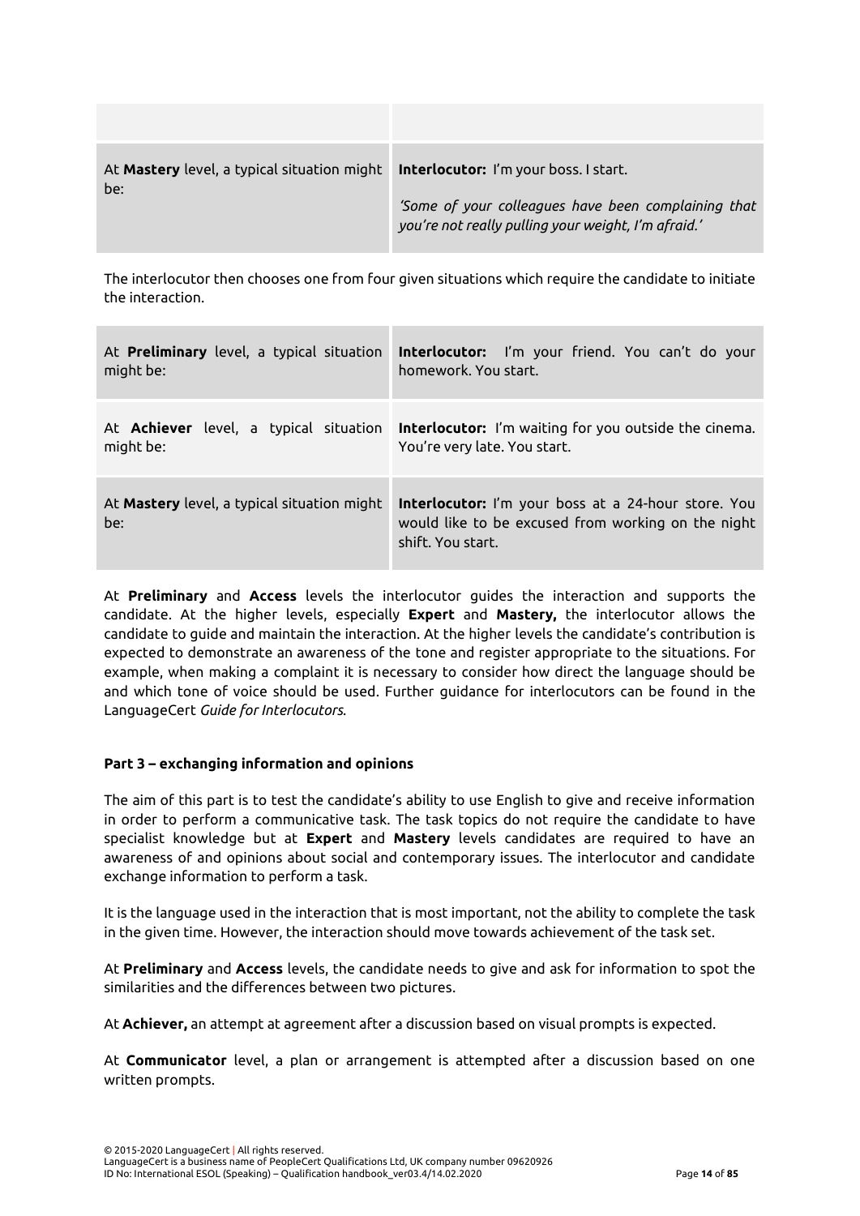| | |
|---|---|
| At **Mastery** level, a typical situation might be: | **Interlocutor:** I'm your boss. I start.<br><br>*'Some of your colleagues have been complaining that you're not really pulling your weight, I'm afraid.'* |

The interlocutor then chooses one from four given situations which require the candidate to initiate the interaction.

| | |
|---|---|
| At **Preliminary** level, a typical situation might be: | **Interlocutor:** I'm your friend. You can't do your homework. You start. |
| At **Achiever** level, a typical situation might be: | **Interlocutor:** I'm waiting for you outside the cinema. You're very late. You start. |
| At **Mastery** level, a typical situation might be: | **Interlocutor:** I'm your boss at a 24-hour store. You would like to be excused from working on the night shift. You start. |

At **Preliminary** and **Access** levels the interlocutor guides the interaction and supports the candidate. At the higher levels, especially **Expert** and **Mastery,** the interlocutor allows the candidate to guide and maintain the interaction. At the higher levels the candidate's contribution is expected to demonstrate an awareness of the tone and register appropriate to the situations. For example, when making a complaint it is necessary to consider how direct the language should be and which tone of voice should be used. Further guidance for interlocutors can be found in the LanguageCert *Guide for Interlocutors*.

**Part 3 – exchanging information and opinions**

The aim of this part is to test the candidate's ability to use English to give and receive information in order to perform a communicative task. The task topics do not require the candidate to have specialist knowledge but at **Expert** and **Mastery** levels candidates are required to have an awareness of and opinions about social and contemporary issues. The interlocutor and candidate exchange information to perform a task.

It is the language used in the interaction that is most important, not the ability to complete the task in the given time. However, the interaction should move towards achievement of the task set.

At **Preliminary** and **Access** levels, the candidate needs to give and ask for information to spot the similarities and the differences between two pictures.

At **Achiever,** an attempt at agreement after a discussion based on visual prompts is expected.

At **Communicator** level, a plan or arrangement is attempted after a discussion based on one written prompts.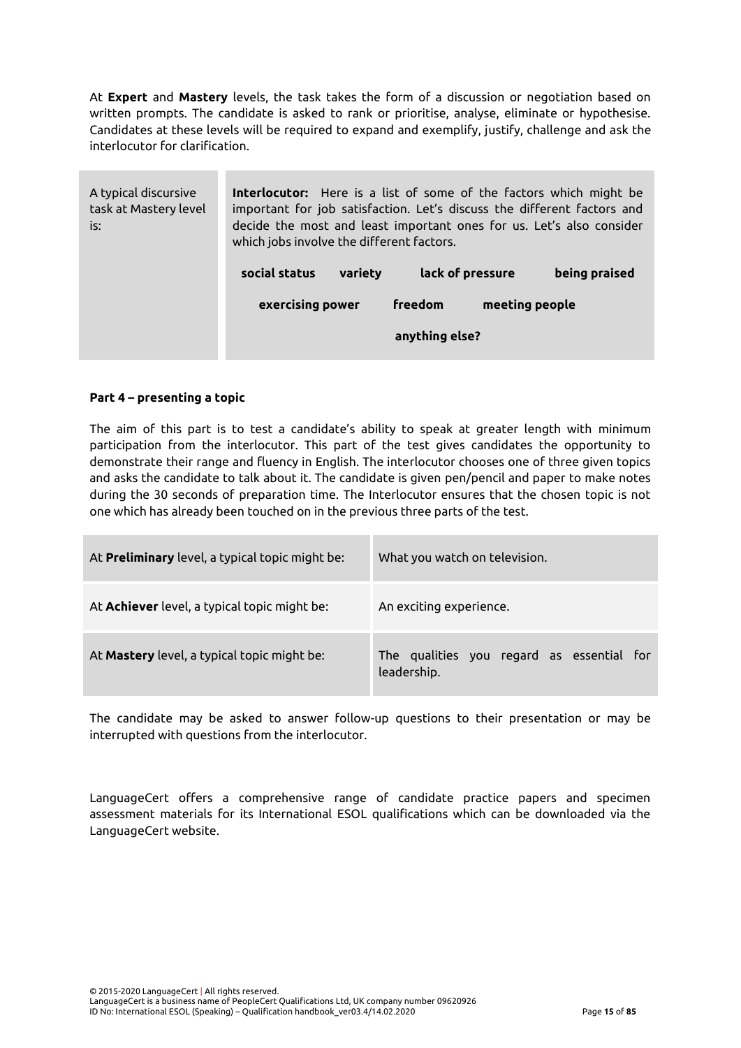At **Expert** and **Mastery** levels, the task takes the form of a discussion or negotiation based on written prompts. The candidate is asked to rank or prioritise, analyse, eliminate or hypothesise. Candidates at these levels will be required to expand and exemplify, justify, challenge and ask the interlocutor for clarification.

| A typical discursive task at Mastery level is: | **Interlocutor:** Here is a list of some of the factors which might be important for job satisfaction. Let's discuss the different factors and decide the most and least important ones for us. Let's also consider which jobs involve the different factors.<br><br>**social status** **variety** **lack of pressure** **being praised**<br><br>**exercising power** **freedom** **meeting people**<br><br>**anything else?** |
|---|---|

**Part 4 – presenting a topic**

The aim of this part is to test a candidate's ability to speak at greater length with minimum participation from the interlocutor. This part of the test gives candidates the opportunity to demonstrate their range and fluency in English. The interlocutor chooses one of three given topics and asks the candidate to talk about it. The candidate is given pen/pencil and paper to make notes during the 30 seconds of preparation time. The Interlocutor ensures that the chosen topic is not one which has already been touched on in the previous three parts of the test.

| At **Preliminary** level, a typical topic might be: | What you watch on television. |
|---|---|
| At **Achiever** level, a typical topic might be: | An exciting experience. |
| At **Mastery** level, a typical topic might be: | The qualities you regard as essential for leadership. |

The candidate may be asked to answer follow-up questions to their presentation or may be interrupted with questions from the interlocutor.

LanguageCert offers a comprehensive range of candidate practice papers and specimen assessment materials for its International ESOL qualifications which can be downloaded via the LanguageCert website.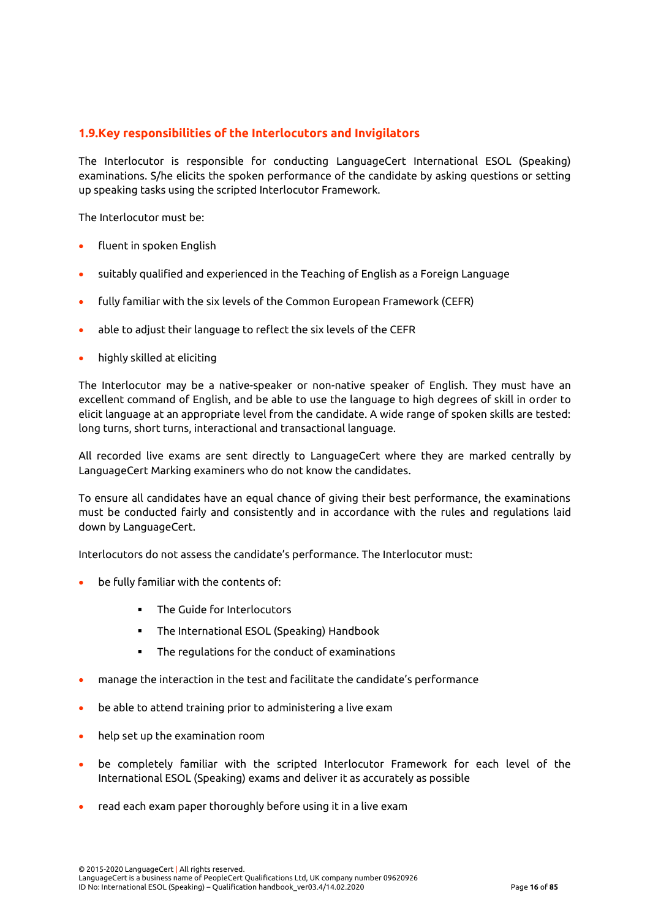## 1.9. Key responsibilities of the Interlocutors and Invigilators

The Interlocutor is responsible for conducting LanguageCert International ESOL (Speaking) examinations. S/he elicits the spoken performance of the candidate by asking questions or setting up speaking tasks using the scripted Interlocutor Framework.

The Interlocutor must be:

- fluent in spoken English
- suitably qualified and experienced in the Teaching of English as a Foreign Language
- fully familiar with the six levels of the Common European Framework (CEFR)
- able to adjust their language to reflect the six levels of the CEFR
- highly skilled at eliciting

The Interlocutor may be a native-speaker or non-native speaker of English. They must have an excellent command of English, and be able to use the language to high degrees of skill in order to elicit language at an appropriate level from the candidate. A wide range of spoken skills are tested: long turns, short turns, interactional and transactional language.

All recorded live exams are sent directly to LanguageCert where they are marked centrally by LanguageCert Marking examiners who do not know the candidates.

To ensure all candidates have an equal chance of giving their best performance, the examinations must be conducted fairly and consistently and in accordance with the rules and regulations laid down by LanguageCert.

Interlocutors do not assess the candidate's performance. The Interlocutor must:

- be fully familiar with the contents of:
  - The Guide for Interlocutors
  - The International ESOL (Speaking) Handbook
  - The regulations for the conduct of examinations
- manage the interaction in the test and facilitate the candidate's performance
- be able to attend training prior to administering a live exam
- help set up the examination room
- be completely familiar with the scripted Interlocutor Framework for each level of the International ESOL (Speaking) exams and deliver it as accurately as possible
- read each exam paper thoroughly before using it in a live exam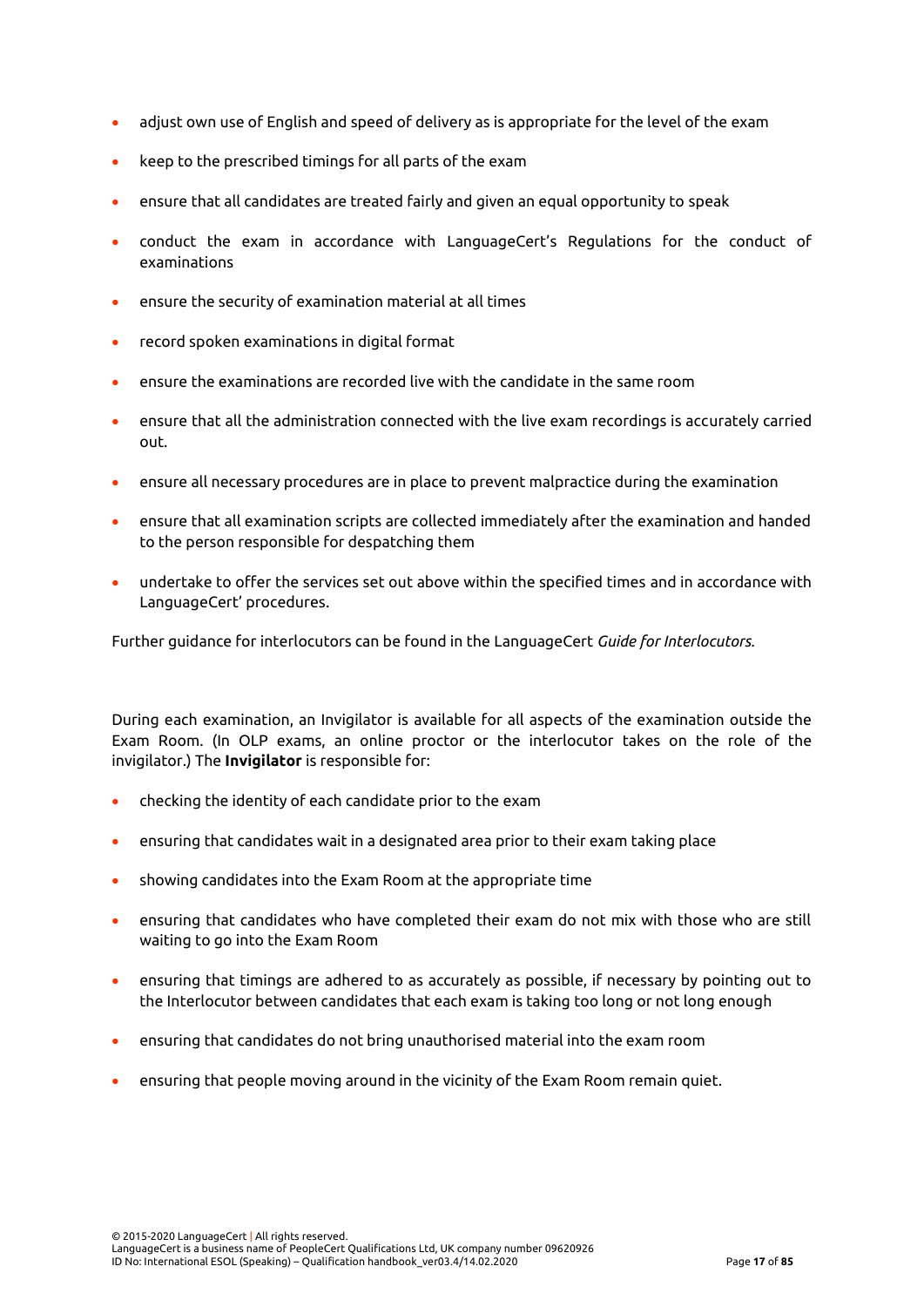- adjust own use of English and speed of delivery as is appropriate for the level of the exam
- keep to the prescribed timings for all parts of the exam
- ensure that all candidates are treated fairly and given an equal opportunity to speak
- conduct the exam in accordance with LanguageCert's Regulations for the conduct of examinations
- ensure the security of examination material at all times
- record spoken examinations in digital format
- ensure the examinations are recorded live with the candidate in the same room
- ensure that all the administration connected with the live exam recordings is accurately carried out.
- ensure all necessary procedures are in place to prevent malpractice during the examination
- ensure that all examination scripts are collected immediately after the examination and handed to the person responsible for despatching them
- undertake to offer the services set out above within the specified times and in accordance with LanguageCert' procedures.

Further guidance for interlocutors can be found in the LanguageCert *Guide for Interlocutors.*

During each examination, an Invigilator is available for all aspects of the examination outside the Exam Room. (In OLP exams, an online proctor or the interlocutor takes on the role of the invigilator.) The **Invigilator** is responsible for:

- checking the identity of each candidate prior to the exam
- ensuring that candidates wait in a designated area prior to their exam taking place
- showing candidates into the Exam Room at the appropriate time
- ensuring that candidates who have completed their exam do not mix with those who are still waiting to go into the Exam Room
- ensuring that timings are adhered to as accurately as possible, if necessary by pointing out to the Interlocutor between candidates that each exam is taking too long or not long enough
- ensuring that candidates do not bring unauthorised material into the exam room
- ensuring that people moving around in the vicinity of the Exam Room remain quiet.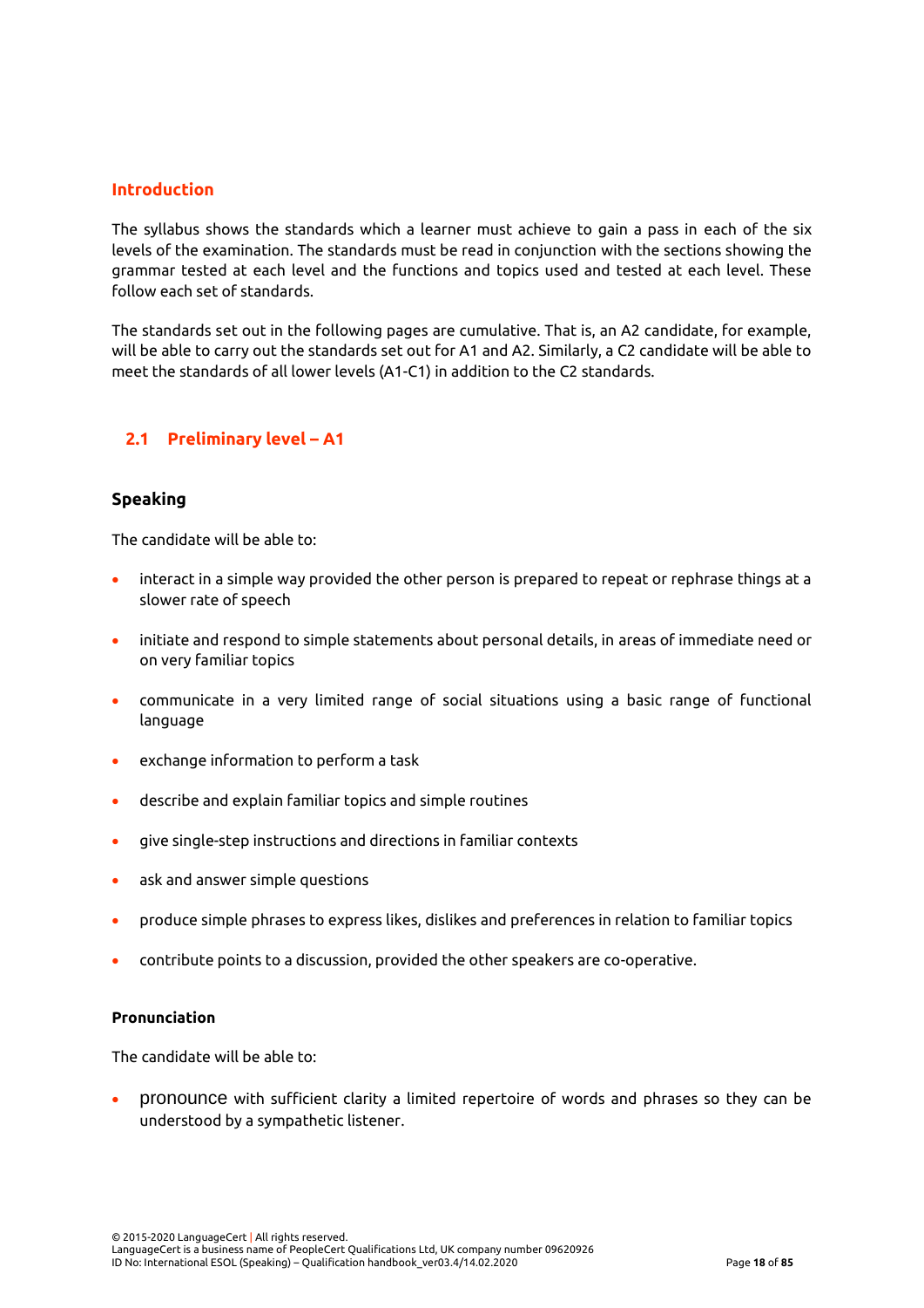## Introduction

The syllabus shows the standards which a learner must achieve to gain a pass in each of the six levels of the examination. The standards must be read in conjunction with the sections showing the grammar tested at each level and the functions and topics used and tested at each level. These follow each set of standards.

The standards set out in the following pages are cumulative. That is, an A2 candidate, for example, will be able to carry out the standards set out for A1 and A2. Similarly, a C2 candidate will be able to meet the standards of all lower levels (A1-C1) in addition to the C2 standards.

## 2.1 Preliminary level – A1

### Speaking

The candidate will be able to:

- interact in a simple way provided the other person is prepared to repeat or rephrase things at a slower rate of speech
- initiate and respond to simple statements about personal details, in areas of immediate need or on very familiar topics
- communicate in a very limited range of social situations using a basic range of functional language
- exchange information to perform a task
- describe and explain familiar topics and simple routines
- give single-step instructions and directions in familiar contexts
- ask and answer simple questions
- produce simple phrases to express likes, dislikes and preferences in relation to familiar topics
- contribute points to a discussion, provided the other speakers are co-operative.

#### Pronunciation

The candidate will be able to:

- pronounce with sufficient clarity a limited repertoire of words and phrases so they can be understood by a sympathetic listener.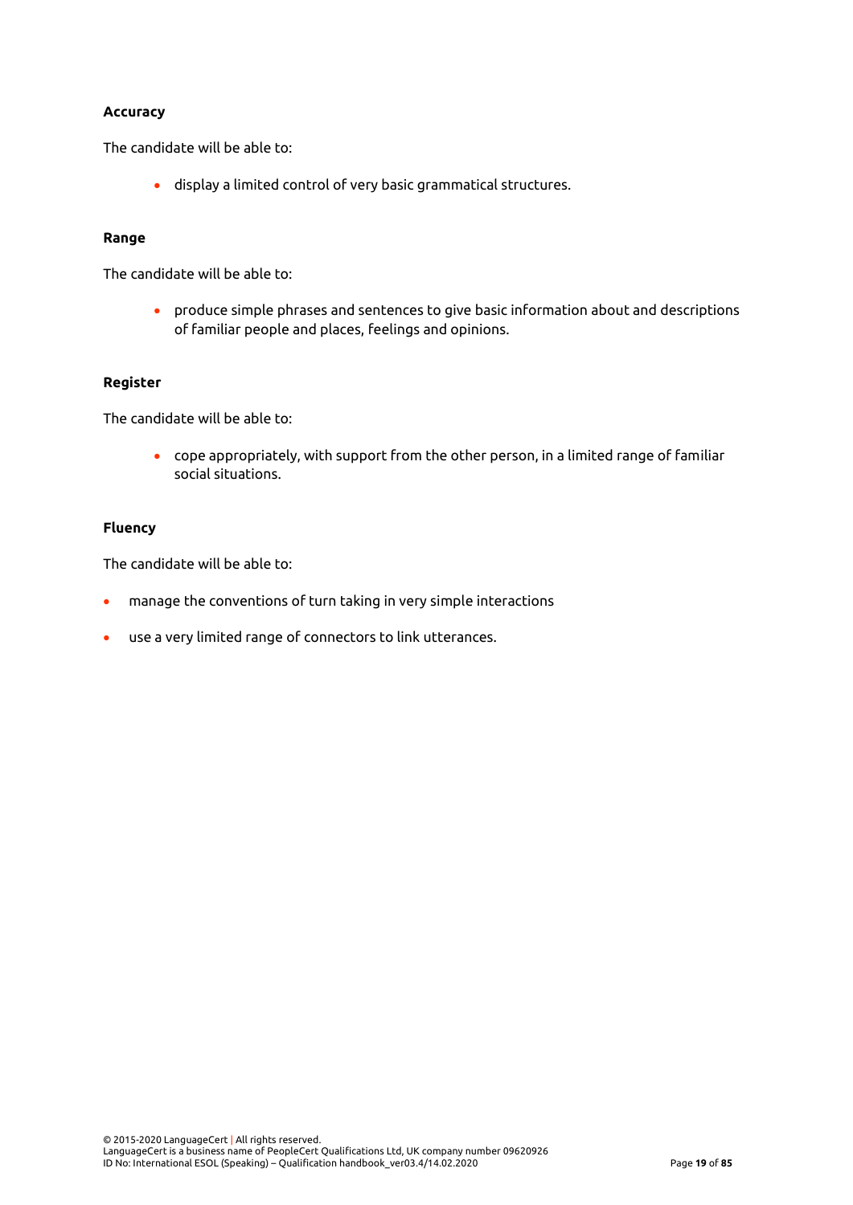**Accuracy**

The candidate will be able to:

- display a limited control of very basic grammatical structures.

**Range**

The candidate will be able to:

- produce simple phrases and sentences to give basic information about and descriptions of familiar people and places, feelings and opinions.

**Register**

The candidate will be able to:

- cope appropriately, with support from the other person, in a limited range of familiar social situations.

**Fluency**

The candidate will be able to:

- manage the conventions of turn taking in very simple interactions
- use a very limited range of connectors to link utterances.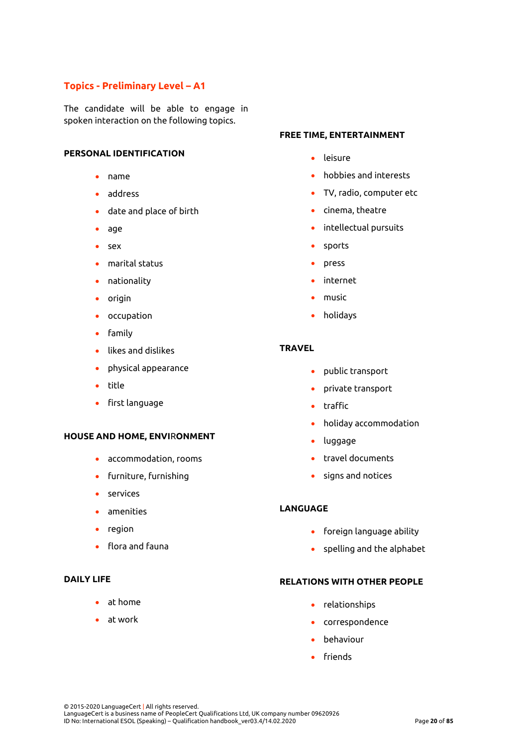## Topics - Preliminary Level – A1

The candidate will be able to engage in spoken interaction on the following topics.

### PERSONAL IDENTIFICATION

- name
- address
- date and place of birth
- age
- sex
- marital status
- nationality
- origin
- occupation
- family
- likes and dislikes
- physical appearance
- title
- first language

### HOUSE AND HOME, ENVIRONMENT

- accommodation, rooms
- furniture, furnishing
- services
- amenities
- region
- flora and fauna

### DAILY LIFE

- at home
- at work

### FREE TIME, ENTERTAINMENT

- leisure
- hobbies and interests
- TV, radio, computer etc
- cinema, theatre
- intellectual pursuits
- sports
- press
- internet
- music
- holidays

### TRAVEL

- public transport
- private transport
- traffic
- holiday accommodation
- luggage
- travel documents
- signs and notices

### LANGUAGE

- foreign language ability
- spelling and the alphabet

### RELATIONS WITH OTHER PEOPLE

- relationships
- correspondence
- behaviour
- friends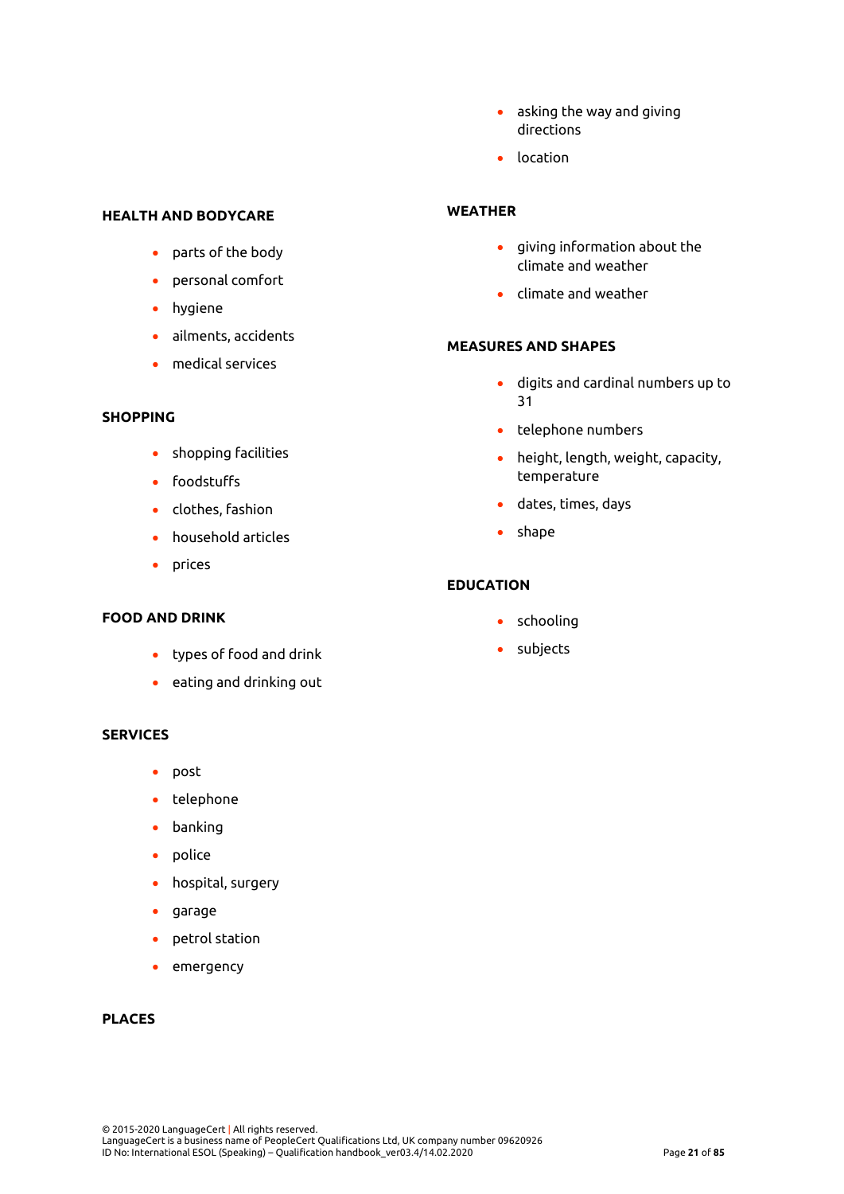## HEALTH AND BODYCARE

- parts of the body
- personal comfort
- hygiene
- ailments, accidents
- medical services

## SHOPPING

- shopping facilities
- foodstuffs
- clothes, fashion
- household articles
- prices

## FOOD AND DRINK

- types of food and drink
- eating and drinking out

## SERVICES

- post
- telephone
- banking
- police
- hospital, surgery
- garage
- petrol station
- emergency

## PLACES

- asking the way and giving directions
- location

## WEATHER

- giving information about the climate and weather
- climate and weather

## MEASURES AND SHAPES

- digits and cardinal numbers up to 31
- telephone numbers
- height, length, weight, capacity, temperature
- dates, times, days
- shape

## EDUCATION

- schooling
- subjects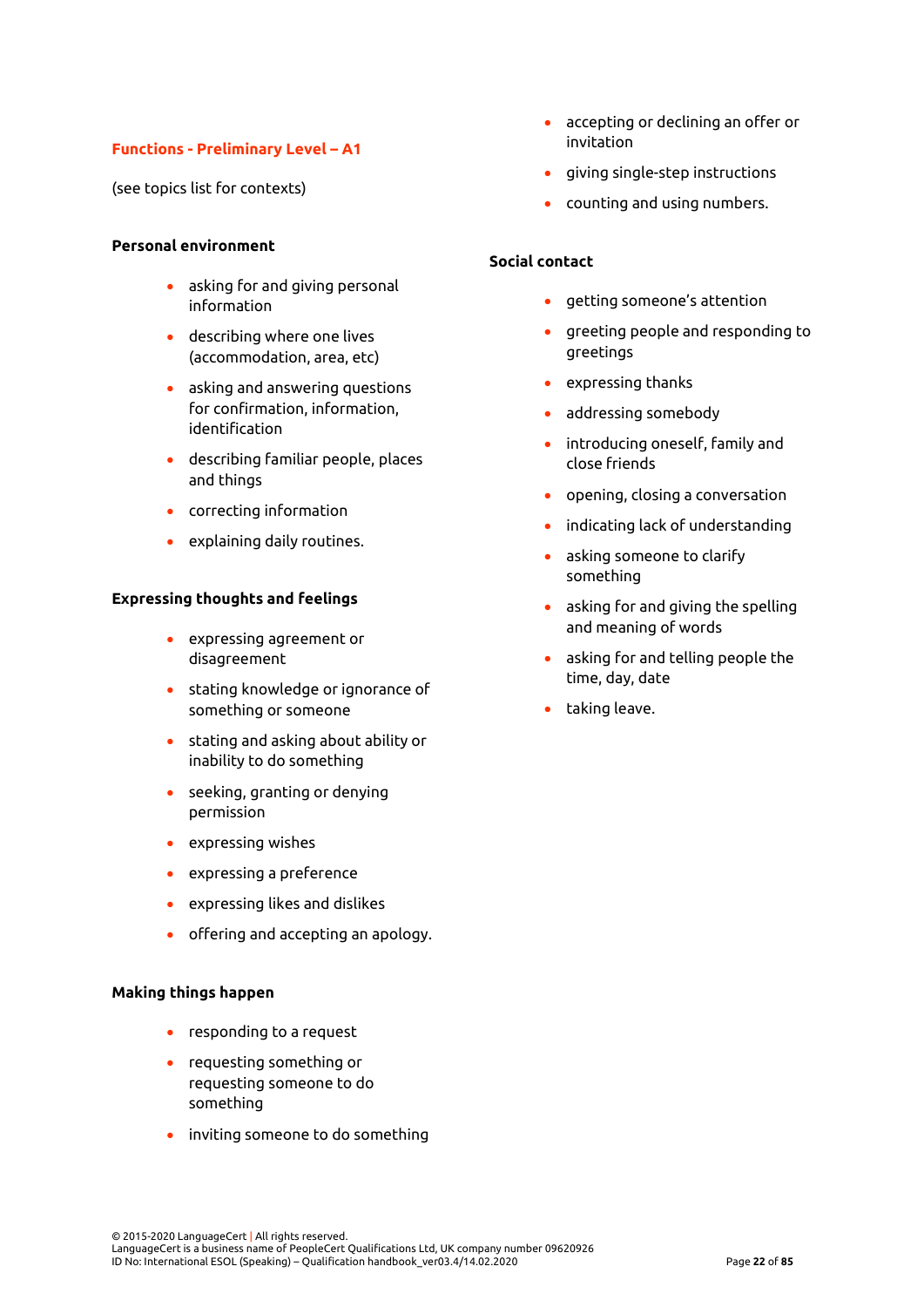## Functions - Preliminary Level – A1

(see topics list for contexts)

**Personal environment**

- asking for and giving personal information
- describing where one lives (accommodation, area, etc)
- asking and answering questions for confirmation, information, identification
- describing familiar people, places and things
- correcting information
- explaining daily routines.

**Expressing thoughts and feelings**

- expressing agreement or disagreement
- stating knowledge or ignorance of something or someone
- stating and asking about ability or inability to do something
- seeking, granting or denying permission
- expressing wishes
- expressing a preference
- expressing likes and dislikes
- offering and accepting an apology.

**Making things happen**

- responding to a request
- requesting something or requesting someone to do something
- inviting someone to do something
- accepting or declining an offer or invitation
- giving single-step instructions
- counting and using numbers.

**Social contact**

- getting someone's attention
- greeting people and responding to greetings
- expressing thanks
- addressing somebody
- introducing oneself, family and close friends
- opening, closing a conversation
- indicating lack of understanding
- asking someone to clarify something
- asking for and giving the spelling and meaning of words
- asking for and telling people the time, day, date
- taking leave.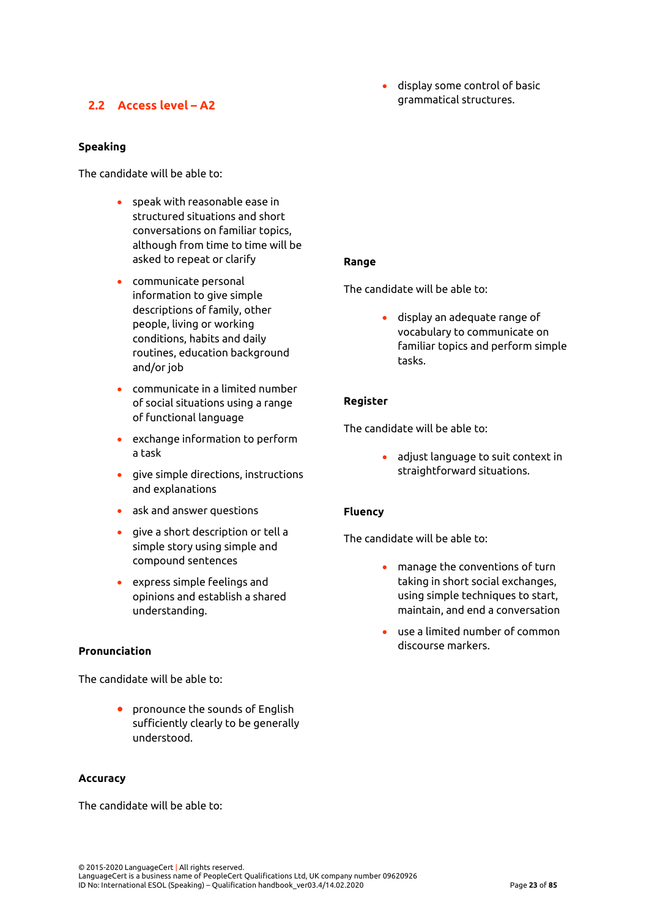## 2.2 Access level – A2

**Speaking**

The candidate will be able to:

- speak with reasonable ease in structured situations and short conversations on familiar topics, although from time to time will be asked to repeat or clarify
- communicate personal information to give simple descriptions of family, other people, living or working conditions, habits and daily routines, education background and/or job
- communicate in a limited number of social situations using a range of functional language
- exchange information to perform a task
- give simple directions, instructions and explanations
- ask and answer questions
- give a short description or tell a simple story using simple and compound sentences
- express simple feelings and opinions and establish a shared understanding.

**Pronunciation**

The candidate will be able to:

- pronounce the sounds of English sufficiently clearly to be generally understood.

**Accuracy**

The candidate will be able to:

- display some control of basic grammatical structures.

**Range**

The candidate will be able to:

- display an adequate range of vocabulary to communicate on familiar topics and perform simple tasks.

**Register**

The candidate will be able to:

- adjust language to suit context in straightforward situations.

**Fluency**

The candidate will be able to:

- manage the conventions of turn taking in short social exchanges, using simple techniques to start, maintain, and end a conversation
- use a limited number of common discourse markers.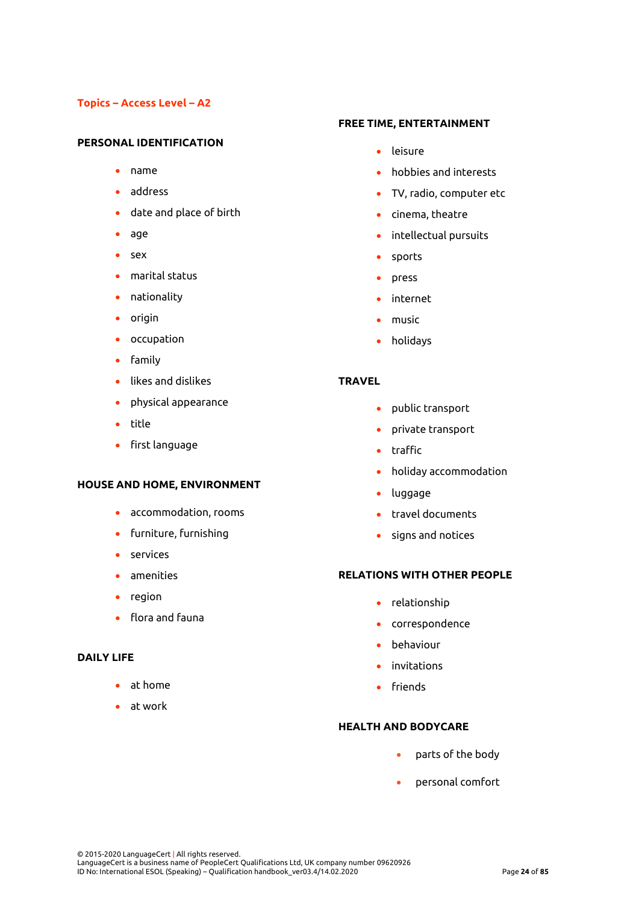## Topics – Access Level – A2

### PERSONAL IDENTIFICATION

- name
- address
- date and place of birth
- age
- sex
- marital status
- nationality
- origin
- occupation
- family
- likes and dislikes
- physical appearance
- title
- first language

### HOUSE AND HOME, ENVIRONMENT

- accommodation, rooms
- furniture, furnishing
- services
- amenities
- region
- flora and fauna

### DAILY LIFE

- at home
- at work

### FREE TIME, ENTERTAINMENT

- leisure
- hobbies and interests
- TV, radio, computer etc
- cinema, theatre
- intellectual pursuits
- sports
- press
- internet
- music
- holidays

### TRAVEL

- public transport
- private transport
- traffic
- holiday accommodation
- luggage
- travel documents
- signs and notices

### RELATIONS WITH OTHER PEOPLE

- relationship
- correspondence
- behaviour
- invitations
- friends

### HEALTH AND BODYCARE

- parts of the body
- personal comfort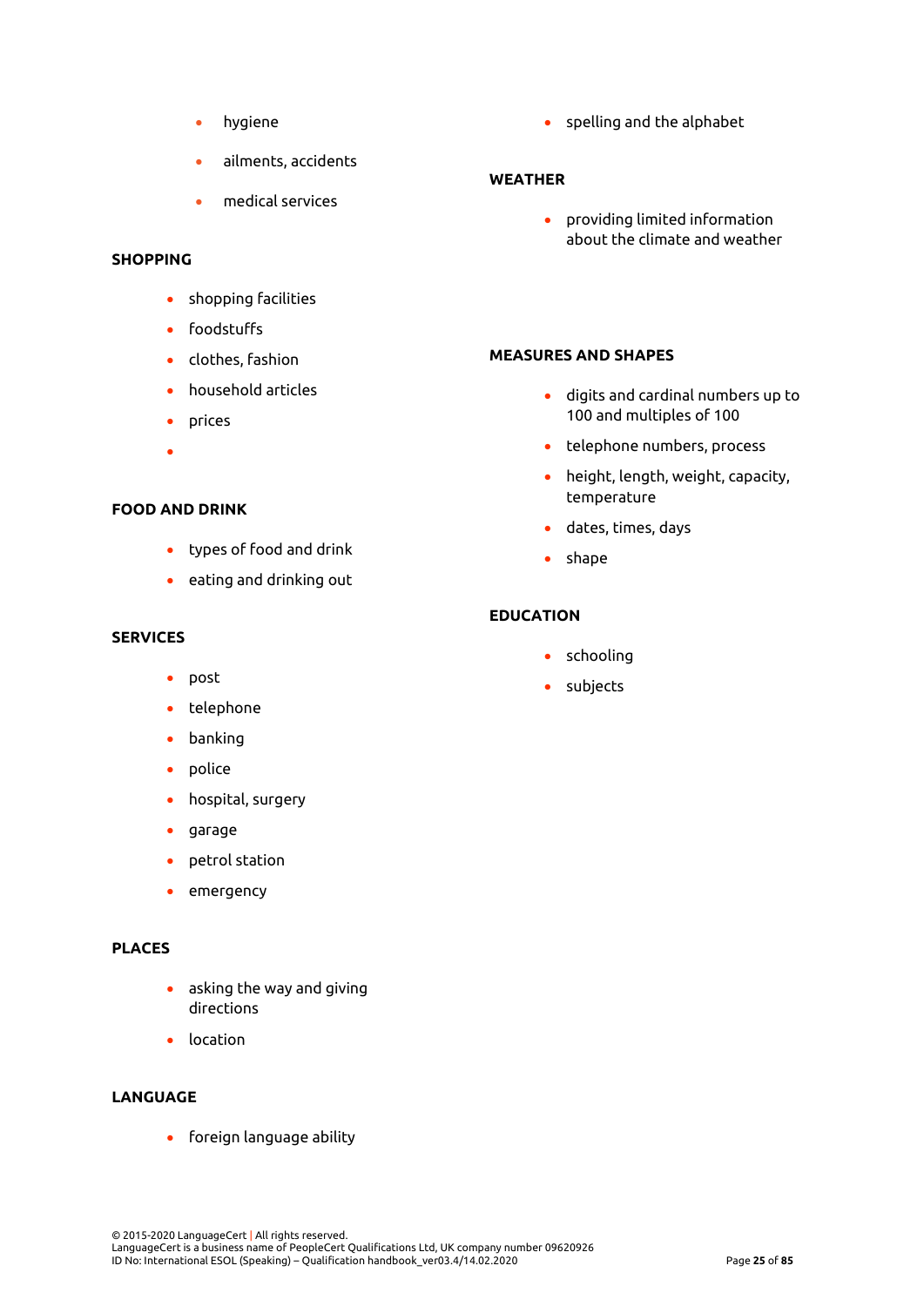- hygiene
- ailments, accidents
- medical services

**SHOPPING**

- shopping facilities
- foodstuffs
- clothes, fashion
- household articles
- prices
-

**FOOD AND DRINK**

- types of food and drink
- eating and drinking out

**SERVICES**

- post
- telephone
- banking
- police
- hospital, surgery
- garage
- petrol station
- emergency

**PLACES**

- asking the way and giving directions
- location

**LANGUAGE**

- foreign language ability
- spelling and the alphabet

**WEATHER**

- providing limited information about the climate and weather

**MEASURES AND SHAPES**

- digits and cardinal numbers up to 100 and multiples of 100
- telephone numbers, process
- height, length, weight, capacity, temperature
- dates, times, days
- shape

**EDUCATION**

- schooling
- subjects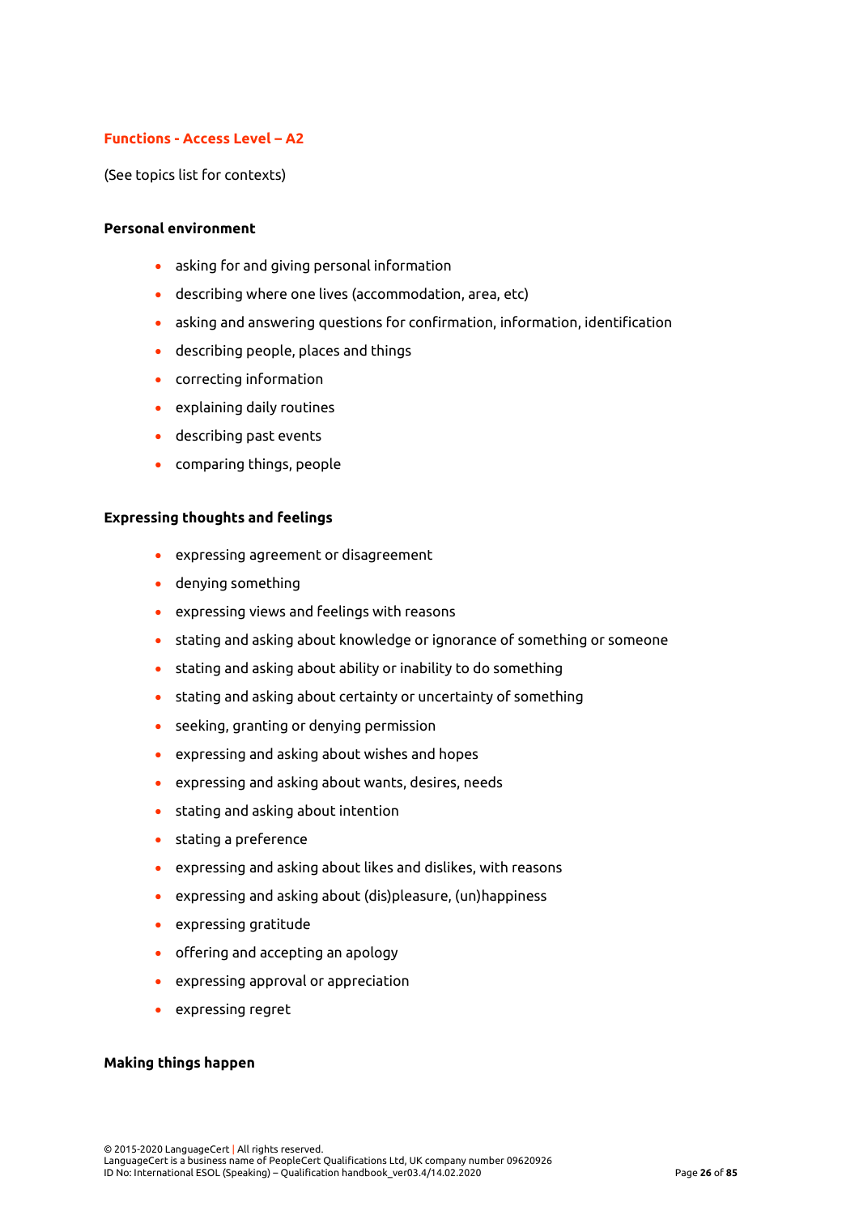## Functions - Access Level – A2

(See topics list for contexts)

**Personal environment**

- asking for and giving personal information
- describing where one lives (accommodation, area, etc)
- asking and answering questions for confirmation, information, identification
- describing people, places and things
- correcting information
- explaining daily routines
- describing past events
- comparing things, people

**Expressing thoughts and feelings**

- expressing agreement or disagreement
- denying something
- expressing views and feelings with reasons
- stating and asking about knowledge or ignorance of something or someone
- stating and asking about ability or inability to do something
- stating and asking about certainty or uncertainty of something
- seeking, granting or denying permission
- expressing and asking about wishes and hopes
- expressing and asking about wants, desires, needs
- stating and asking about intention
- stating a preference
- expressing and asking about likes and dislikes, with reasons
- expressing and asking about (dis)pleasure, (un)happiness
- expressing gratitude
- offering and accepting an apology
- expressing approval or appreciation
- expressing regret

**Making things happen**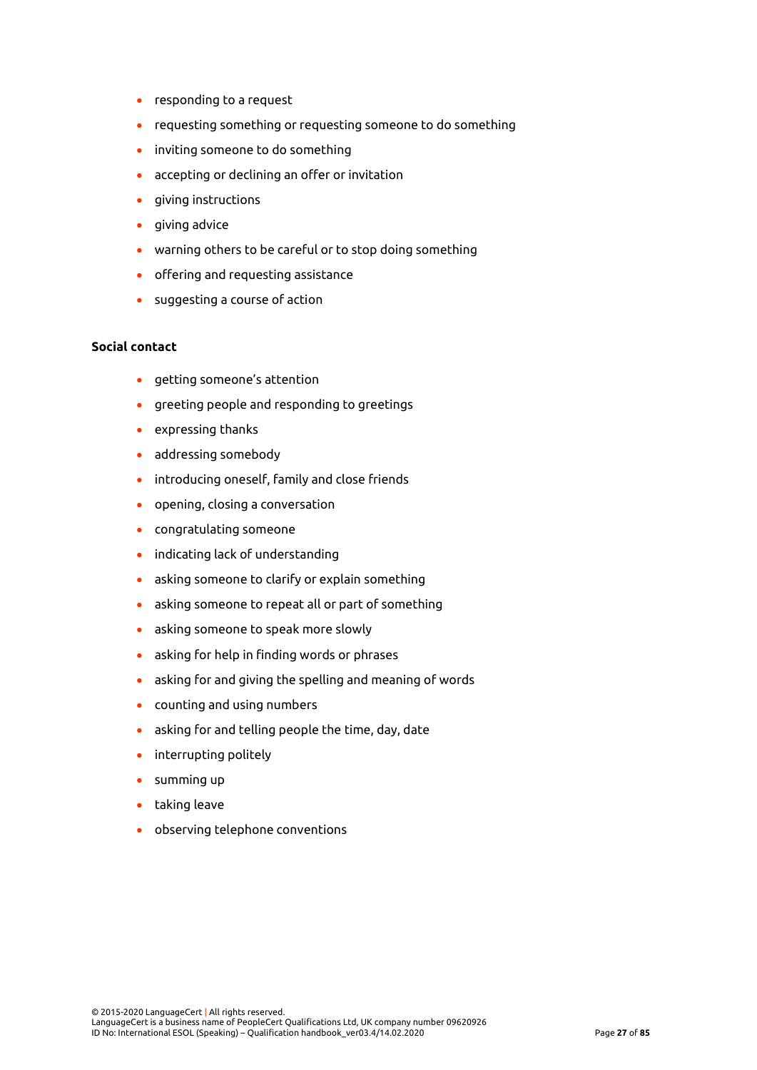- responding to a request
- requesting something or requesting someone to do something
- inviting someone to do something
- accepting or declining an offer or invitation
- giving instructions
- giving advice
- warning others to be careful or to stop doing something
- offering and requesting assistance
- suggesting a course of action

**Social contact**

- getting someone's attention
- greeting people and responding to greetings
- expressing thanks
- addressing somebody
- introducing oneself, family and close friends
- opening, closing a conversation
- congratulating someone
- indicating lack of understanding
- asking someone to clarify or explain something
- asking someone to repeat all or part of something
- asking someone to speak more slowly
- asking for help in finding words or phrases
- asking for and giving the spelling and meaning of words
- counting and using numbers
- asking for and telling people the time, day, date
- interrupting politely
- summing up
- taking leave
- observing telephone conventions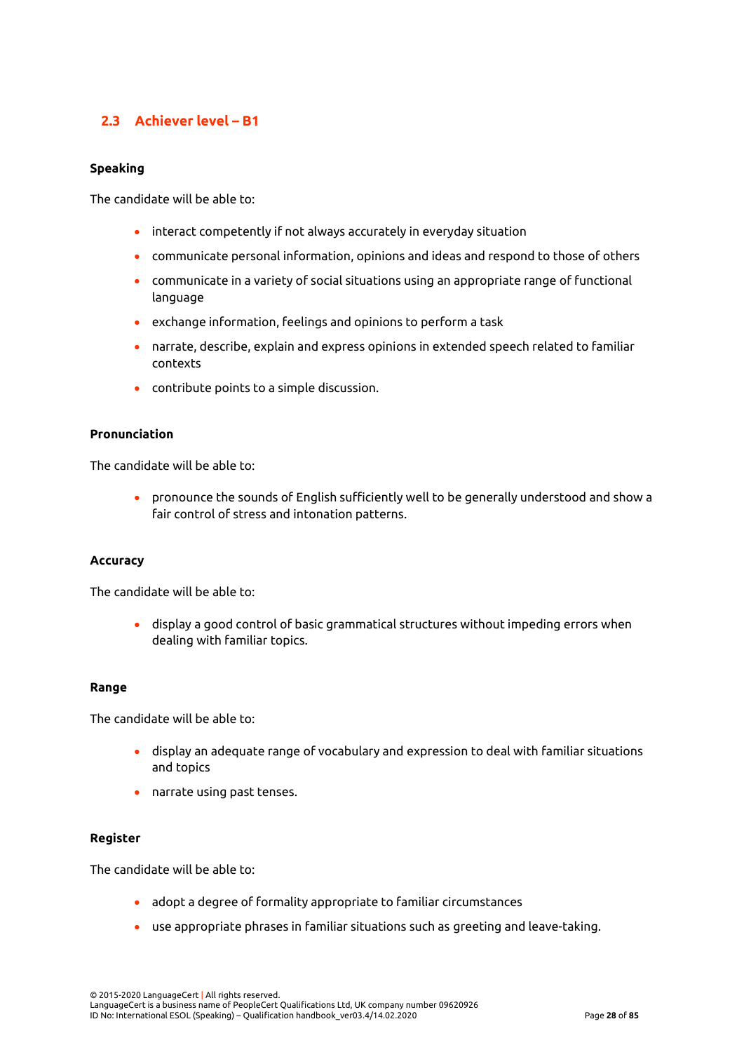## 2.3 Achiever level – B1

### Speaking

The candidate will be able to:

- interact competently if not always accurately in everyday situation
- communicate personal information, opinions and ideas and respond to those of others
- communicate in a variety of social situations using an appropriate range of functional language
- exchange information, feelings and opinions to perform a task
- narrate, describe, explain and express opinions in extended speech related to familiar contexts
- contribute points to a simple discussion.

### Pronunciation

The candidate will be able to:

- pronounce the sounds of English sufficiently well to be generally understood and show a fair control of stress and intonation patterns.

### Accuracy

The candidate will be able to:

- display a good control of basic grammatical structures without impeding errors when dealing with familiar topics.

### Range

The candidate will be able to:

- display an adequate range of vocabulary and expression to deal with familiar situations and topics
- narrate using past tenses.

### Register

The candidate will be able to:

- adopt a degree of formality appropriate to familiar circumstances
- use appropriate phrases in familiar situations such as greeting and leave-taking.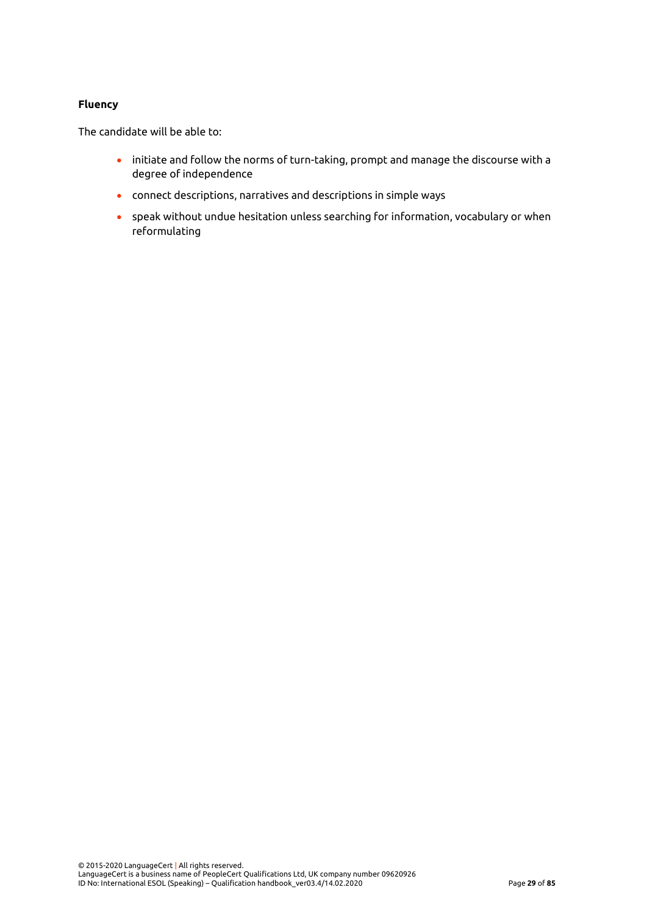**Fluency**

The candidate will be able to:

- initiate and follow the norms of turn-taking, prompt and manage the discourse with a degree of independence
- connect descriptions, narratives and descriptions in simple ways
- speak without undue hesitation unless searching for information, vocabulary or when reformulating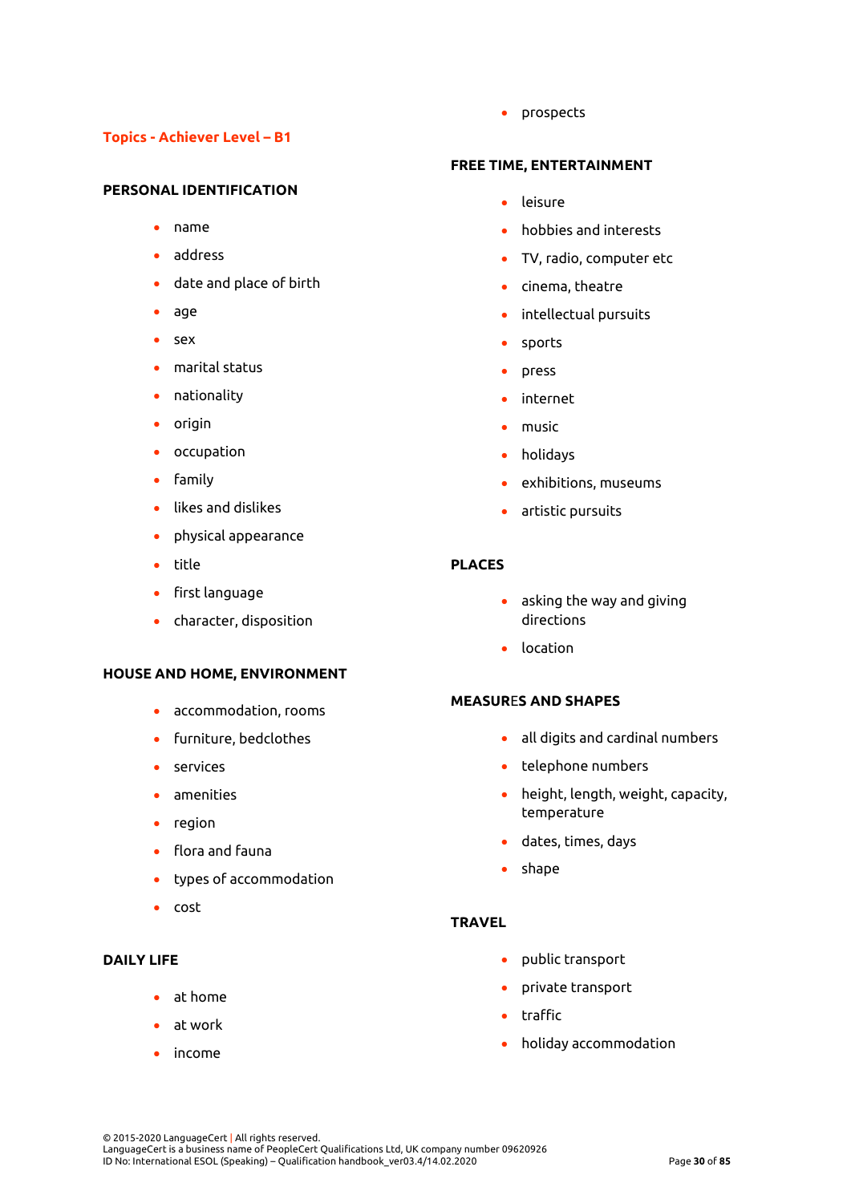## Topics - Achiever Level – B1

### PERSONAL IDENTIFICATION

- name
- address
- date and place of birth
- age
- sex
- marital status
- nationality
- origin
- occupation
- family
- likes and dislikes
- physical appearance
- title
- first language
- character, disposition

### HOUSE AND HOME, ENVIRONMENT

- accommodation, rooms
- furniture, bedclothes
- services
- amenities
- region
- flora and fauna
- types of accommodation
- cost

### DAILY LIFE

- at home
- at work
- income
- prospects

### FREE TIME, ENTERTAINMENT

- leisure
- hobbies and interests
- TV, radio, computer etc
- cinema, theatre
- intellectual pursuits
- sports
- press
- internet
- music
- holidays
- exhibitions, museums
- artistic pursuits

### PLACES

- asking the way and giving directions
- location

### MEASURES AND SHAPES

- all digits and cardinal numbers
- telephone numbers
- height, length, weight, capacity, temperature
- dates, times, days
- shape

### TRAVEL

- public transport
- private transport
- traffic
- holiday accommodation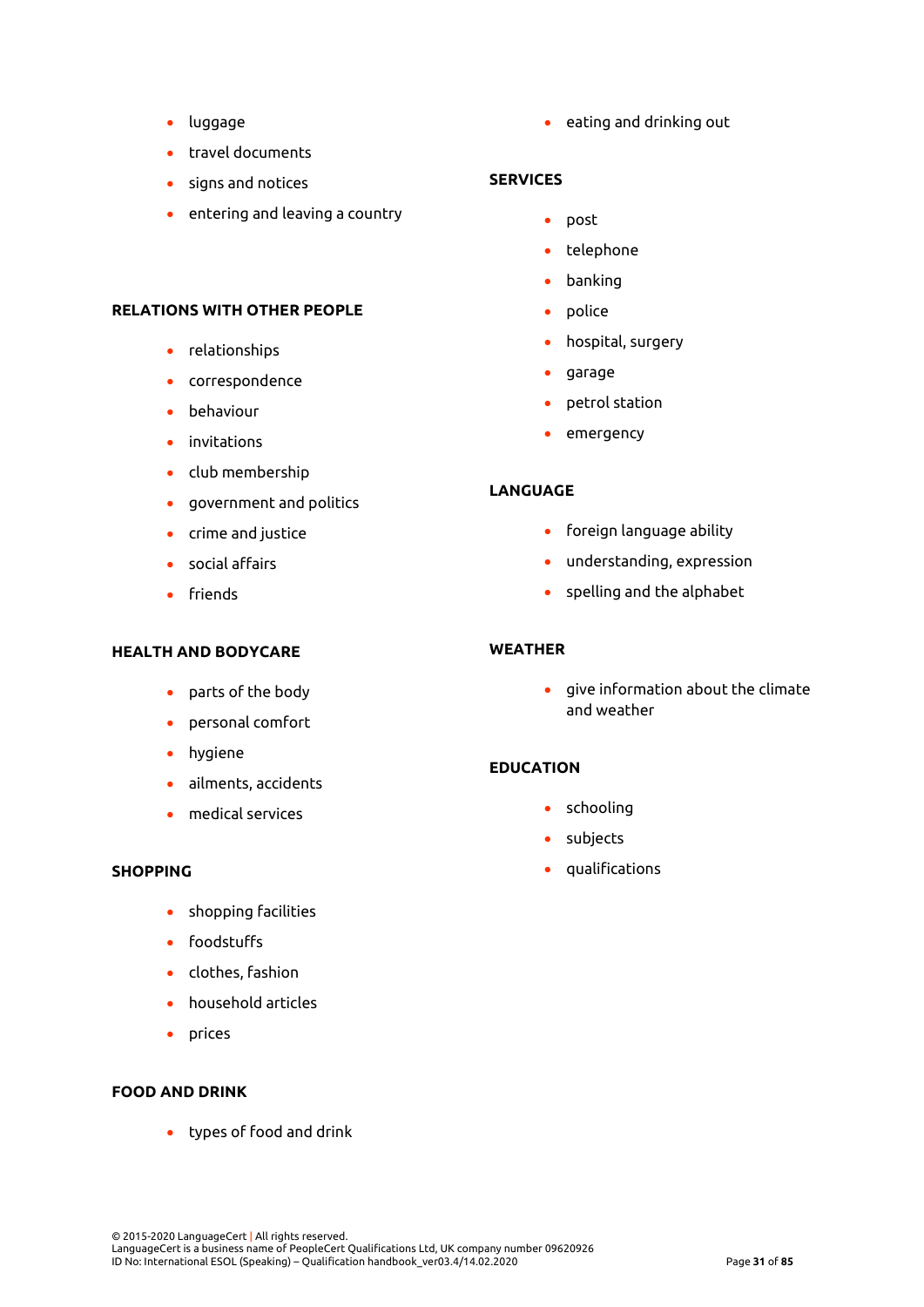- luggage
- travel documents
- signs and notices
- entering and leaving a country

**RELATIONS WITH OTHER PEOPLE**

- relationships
- correspondence
- behaviour
- invitations
- club membership
- government and politics
- crime and justice
- social affairs
- friends

**HEALTH AND BODYCARE**

- parts of the body
- personal comfort
- hygiene
- ailments, accidents
- medical services

**SHOPPING**

- shopping facilities
- foodstuffs
- clothes, fashion
- household articles
- prices

**FOOD AND DRINK**

- types of food and drink
- eating and drinking out

**SERVICES**

- post
- telephone
- banking
- police
- hospital, surgery
- garage
- petrol station
- emergency

**LANGUAGE**

- foreign language ability
- understanding, expression
- spelling and the alphabet

**WEATHER**

- give information about the climate and weather

**EDUCATION**

- schooling
- subjects
- qualifications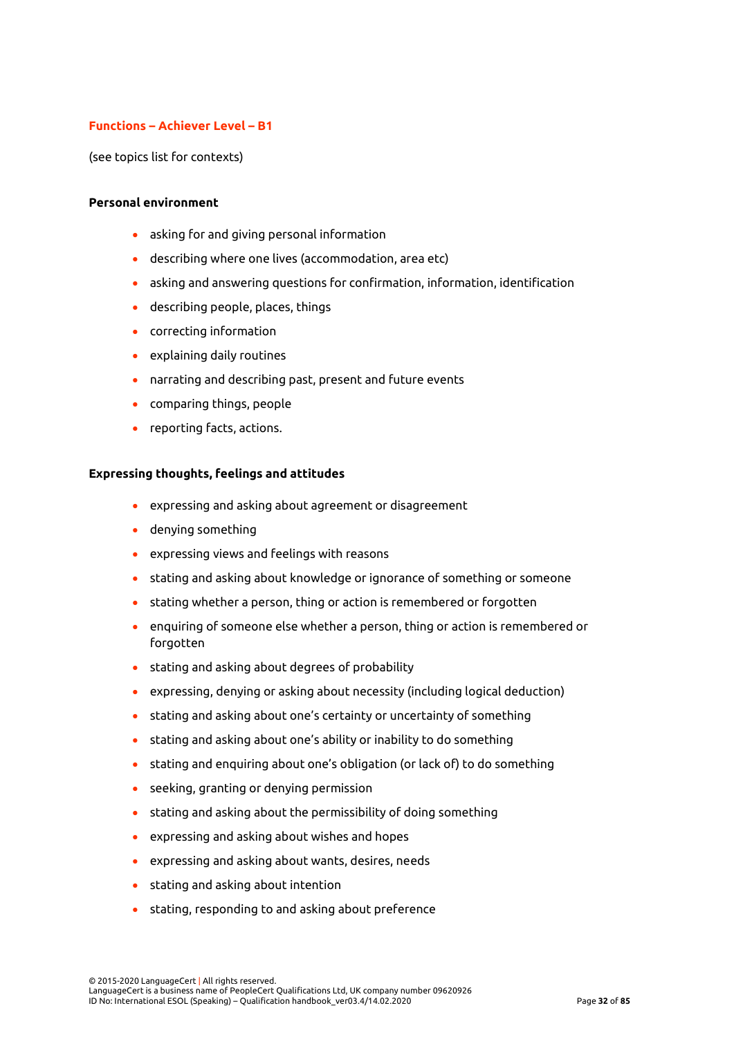## Functions – Achiever Level – B1

(see topics list for contexts)

**Personal environment**

- asking for and giving personal information
- describing where one lives (accommodation, area etc)
- asking and answering questions for confirmation, information, identification
- describing people, places, things
- correcting information
- explaining daily routines
- narrating and describing past, present and future events
- comparing things, people
- reporting facts, actions.

**Expressing thoughts, feelings and attitudes**

- expressing and asking about agreement or disagreement
- denying something
- expressing views and feelings with reasons
- stating and asking about knowledge or ignorance of something or someone
- stating whether a person, thing or action is remembered or forgotten
- enquiring of someone else whether a person, thing or action is remembered or forgotten
- stating and asking about degrees of probability
- expressing, denying or asking about necessity (including logical deduction)
- stating and asking about one's certainty or uncertainty of something
- stating and asking about one's ability or inability to do something
- stating and enquiring about one's obligation (or lack of) to do something
- seeking, granting or denying permission
- stating and asking about the permissibility of doing something
- expressing and asking about wishes and hopes
- expressing and asking about wants, desires, needs
- stating and asking about intention
- stating, responding to and asking about preference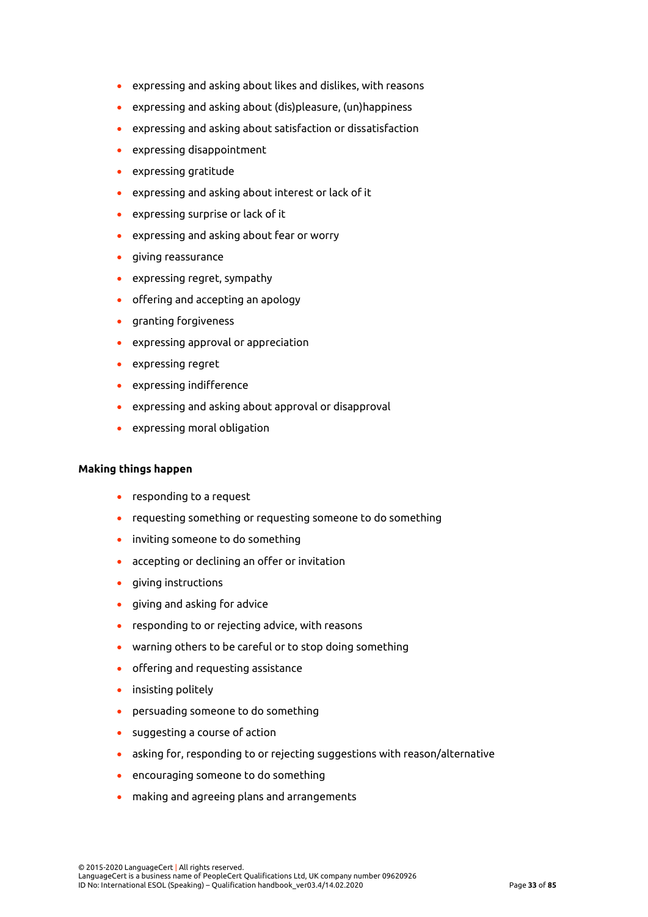- expressing and asking about likes and dislikes, with reasons
- expressing and asking about (dis)pleasure, (un)happiness
- expressing and asking about satisfaction or dissatisfaction
- expressing disappointment
- expressing gratitude
- expressing and asking about interest or lack of it
- expressing surprise or lack of it
- expressing and asking about fear or worry
- giving reassurance
- expressing regret, sympathy
- offering and accepting an apology
- granting forgiveness
- expressing approval or appreciation
- expressing regret
- expressing indifference
- expressing and asking about approval or disapproval
- expressing moral obligation

**Making things happen**

- responding to a request
- requesting something or requesting someone to do something
- inviting someone to do something
- accepting or declining an offer or invitation
- giving instructions
- giving and asking for advice
- responding to or rejecting advice, with reasons
- warning others to be careful or to stop doing something
- offering and requesting assistance
- insisting politely
- persuading someone to do something
- suggesting a course of action
- asking for, responding to or rejecting suggestions with reason/alternative
- encouraging someone to do something
- making and agreeing plans and arrangements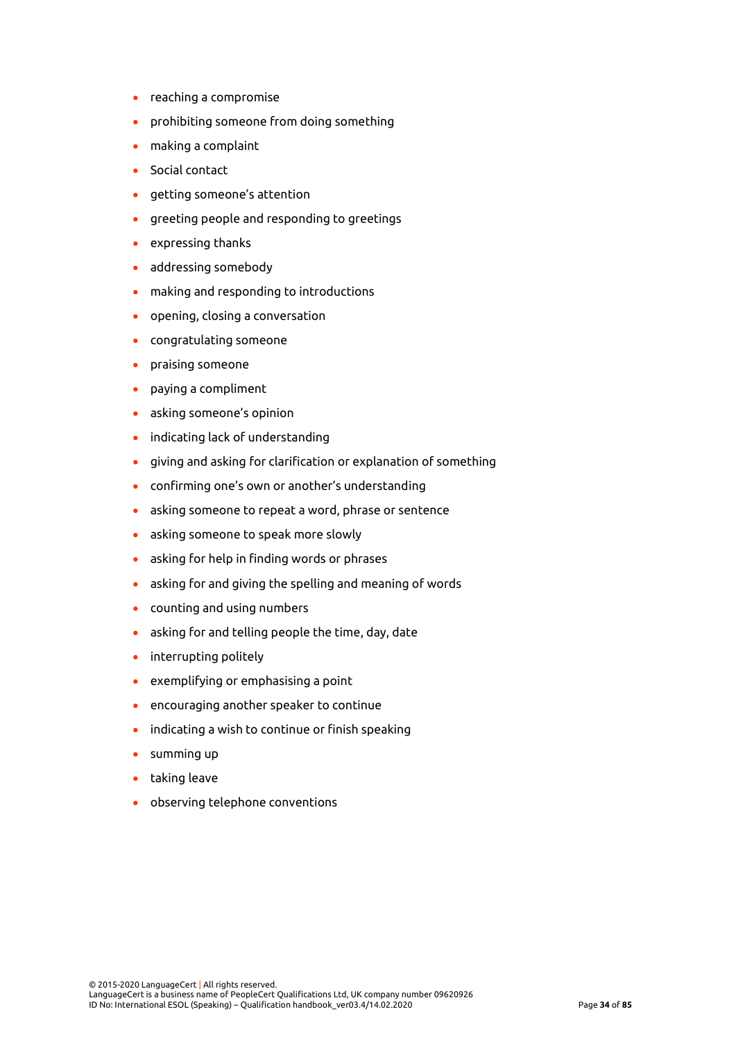- reaching a compromise
- prohibiting someone from doing something
- making a complaint
- Social contact
- getting someone's attention
- greeting people and responding to greetings
- expressing thanks
- addressing somebody
- making and responding to introductions
- opening, closing a conversation
- congratulating someone
- praising someone
- paying a compliment
- asking someone's opinion
- indicating lack of understanding
- giving and asking for clarification or explanation of something
- confirming one's own or another's understanding
- asking someone to repeat a word, phrase or sentence
- asking someone to speak more slowly
- asking for help in finding words or phrases
- asking for and giving the spelling and meaning of words
- counting and using numbers
- asking for and telling people the time, day, date
- interrupting politely
- exemplifying or emphasising a point
- encouraging another speaker to continue
- indicating a wish to continue or finish speaking
- summing up
- taking leave
- observing telephone conventions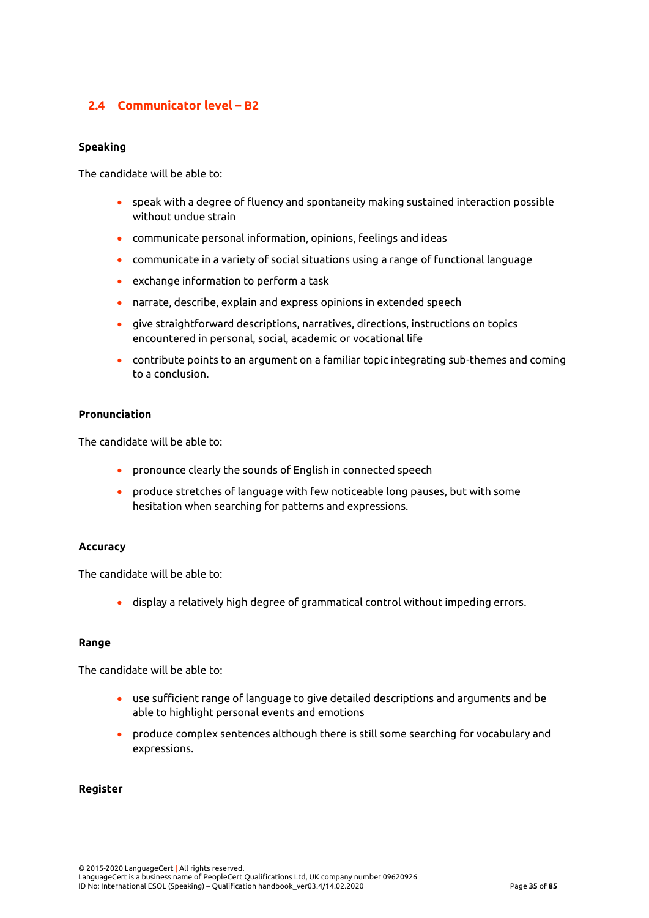## 2.4 Communicator level – B2

**Speaking**

The candidate will be able to:

- speak with a degree of fluency and spontaneity making sustained interaction possible without undue strain
- communicate personal information, opinions, feelings and ideas
- communicate in a variety of social situations using a range of functional language
- exchange information to perform a task
- narrate, describe, explain and express opinions in extended speech
- give straightforward descriptions, narratives, directions, instructions on topics encountered in personal, social, academic or vocational life
- contribute points to an argument on a familiar topic integrating sub-themes and coming to a conclusion.

**Pronunciation**

The candidate will be able to:

- pronounce clearly the sounds of English in connected speech
- produce stretches of language with few noticeable long pauses, but with some hesitation when searching for patterns and expressions.

**Accuracy**

The candidate will be able to:

- display a relatively high degree of grammatical control without impeding errors.

**Range**

The candidate will be able to:

- use sufficient range of language to give detailed descriptions and arguments and be able to highlight personal events and emotions
- produce complex sentences although there is still some searching for vocabulary and expressions.

**Register**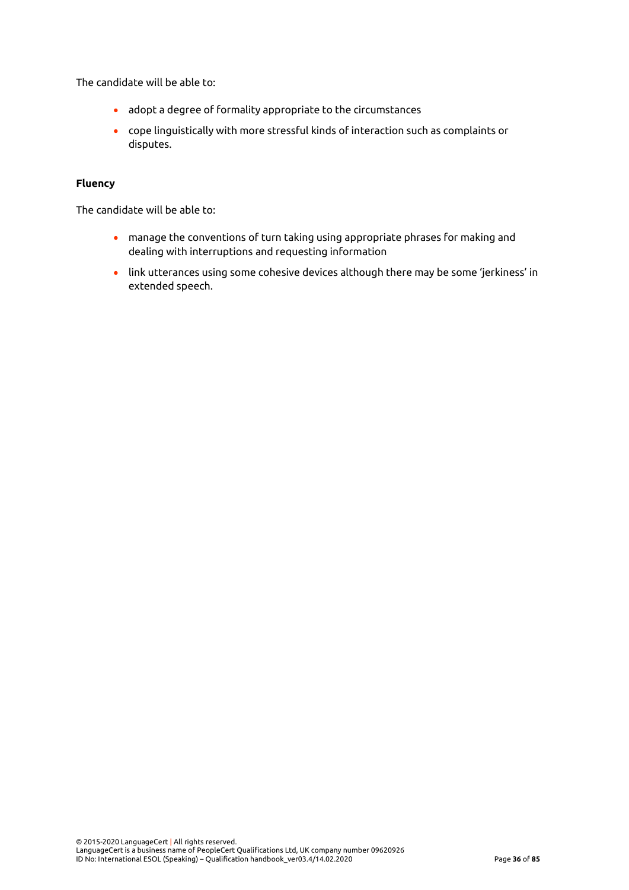The candidate will be able to:

- adopt a degree of formality appropriate to the circumstances
- cope linguistically with more stressful kinds of interaction such as complaints or disputes.

**Fluency**

The candidate will be able to:

- manage the conventions of turn taking using appropriate phrases for making and dealing with interruptions and requesting information
- link utterances using some cohesive devices although there may be some 'jerkiness' in extended speech.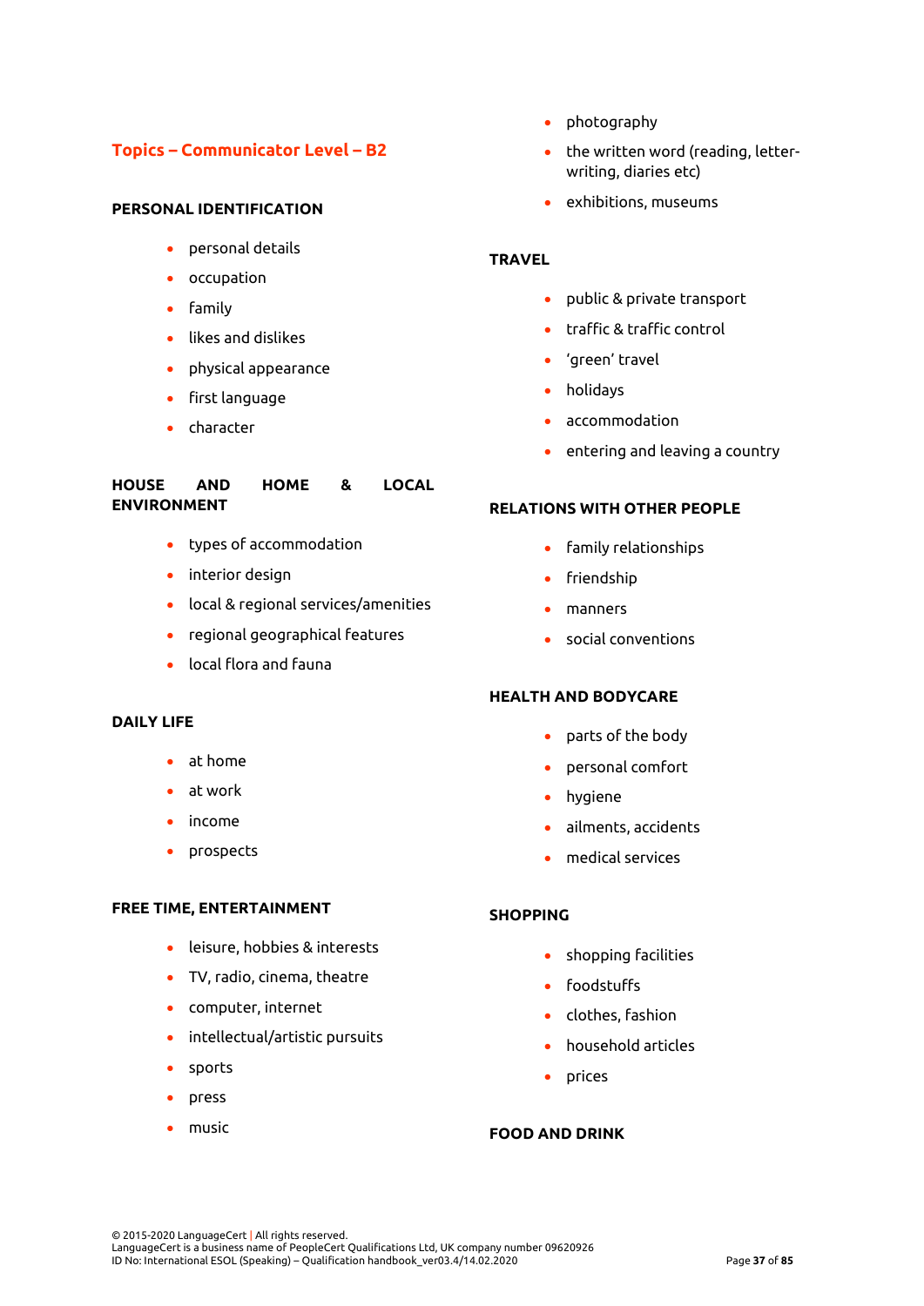## Topics – Communicator Level – B2

### PERSONAL IDENTIFICATION

- personal details
- occupation
- family
- likes and dislikes
- physical appearance
- first language
- character

### HOUSE AND HOME & LOCAL ENVIRONMENT

- types of accommodation
- interior design
- local & regional services/amenities
- regional geographical features
- local flora and fauna

### DAILY LIFE

- at home
- at work
- income
- prospects

### FREE TIME, ENTERTAINMENT

- leisure, hobbies & interests
- TV, radio, cinema, theatre
- computer, internet
- intellectual/artistic pursuits
- sports
- press
- music
- photography
- the written word (reading, letter-writing, diaries etc)
- exhibitions, museums

### TRAVEL

- public & private transport
- traffic & traffic control
- 'green' travel
- holidays
- accommodation
- entering and leaving a country

### RELATIONS WITH OTHER PEOPLE

- family relationships
- friendship
- manners
- social conventions

### HEALTH AND BODYCARE

- parts of the body
- personal comfort
- hygiene
- ailments, accidents
- medical services

### SHOPPING

- shopping facilities
- foodstuffs
- clothes, fashion
- household articles
- prices

### FOOD AND DRINK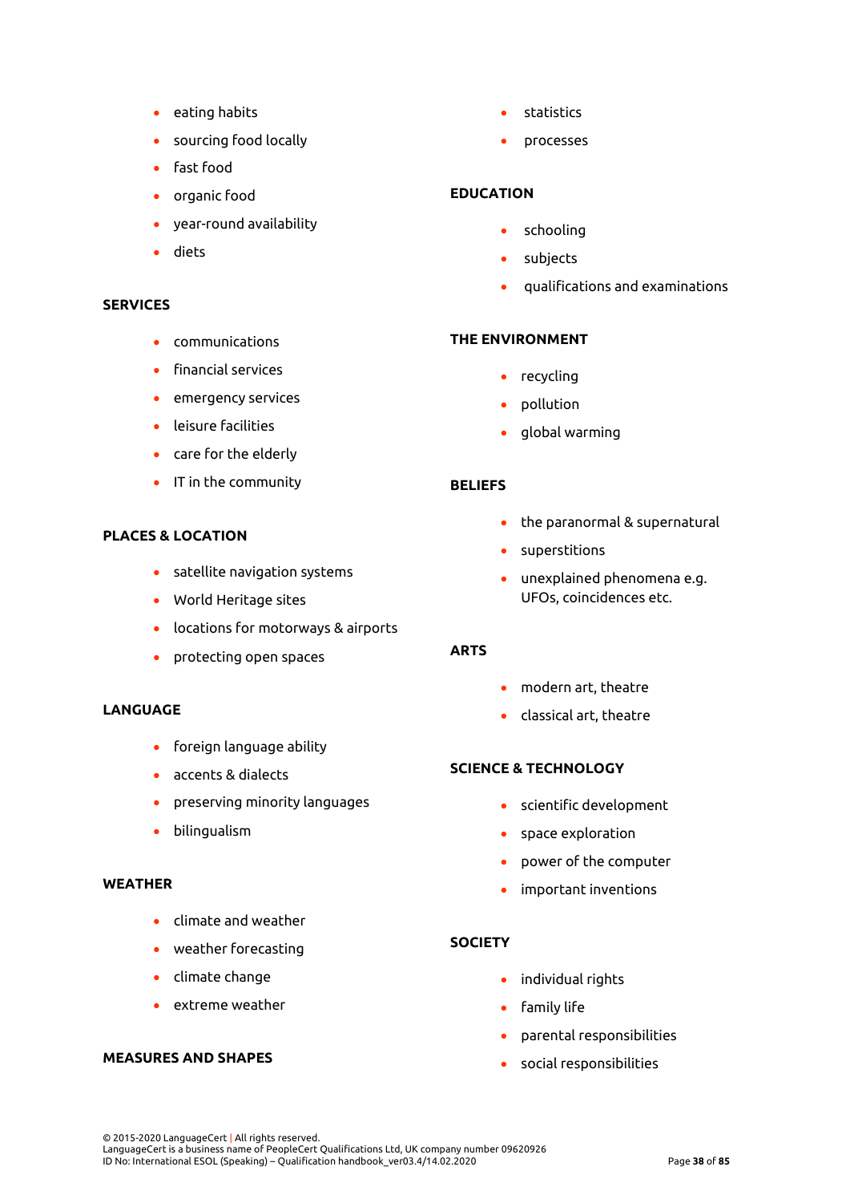- eating habits
- sourcing food locally
- fast food
- organic food
- year-round availability
- diets

**SERVICES**

- communications
- financial services
- emergency services
- leisure facilities
- care for the elderly
- IT in the community

**PLACES & LOCATION**

- satellite navigation systems
- World Heritage sites
- locations for motorways & airports
- protecting open spaces

**LANGUAGE**

- foreign language ability
- accents & dialects
- preserving minority languages
- bilingualism

**WEATHER**

- climate and weather
- weather forecasting
- climate change
- extreme weather

**MEASURES AND SHAPES**

- statistics
- processes

**EDUCATION**

- schooling
- subjects
- qualifications and examinations

**THE ENVIRONMENT**

- recycling
- pollution
- global warming

**BELIEFS**

- the paranormal & supernatural
- superstitions
- unexplained phenomena e.g. UFOs, coincidences etc.

**ARTS**

- modern art, theatre
- classical art, theatre

**SCIENCE & TECHNOLOGY**

- scientific development
- space exploration
- power of the computer
- important inventions

**SOCIETY**

- individual rights
- family life
- parental responsibilities
- social responsibilities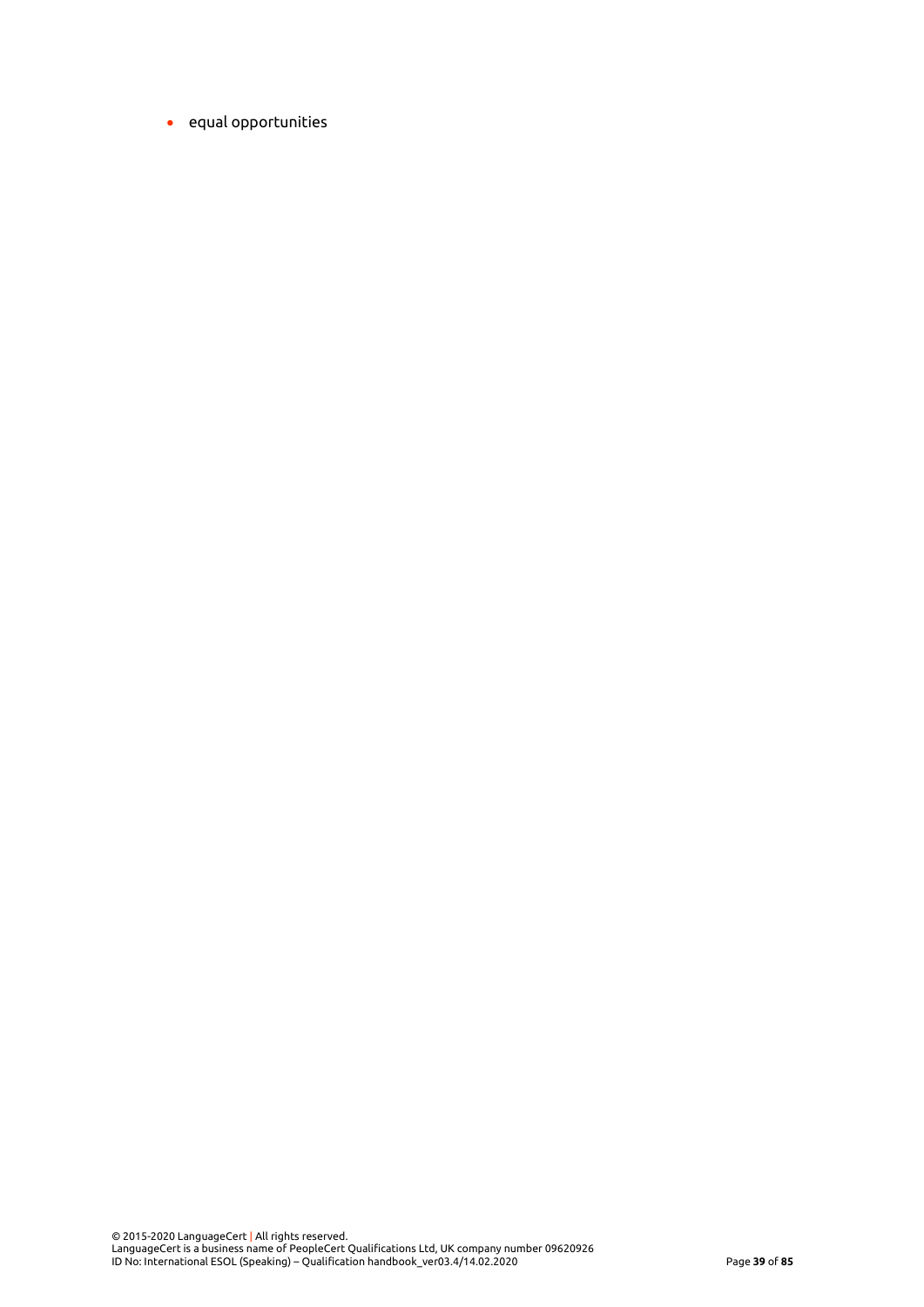- equal opportunities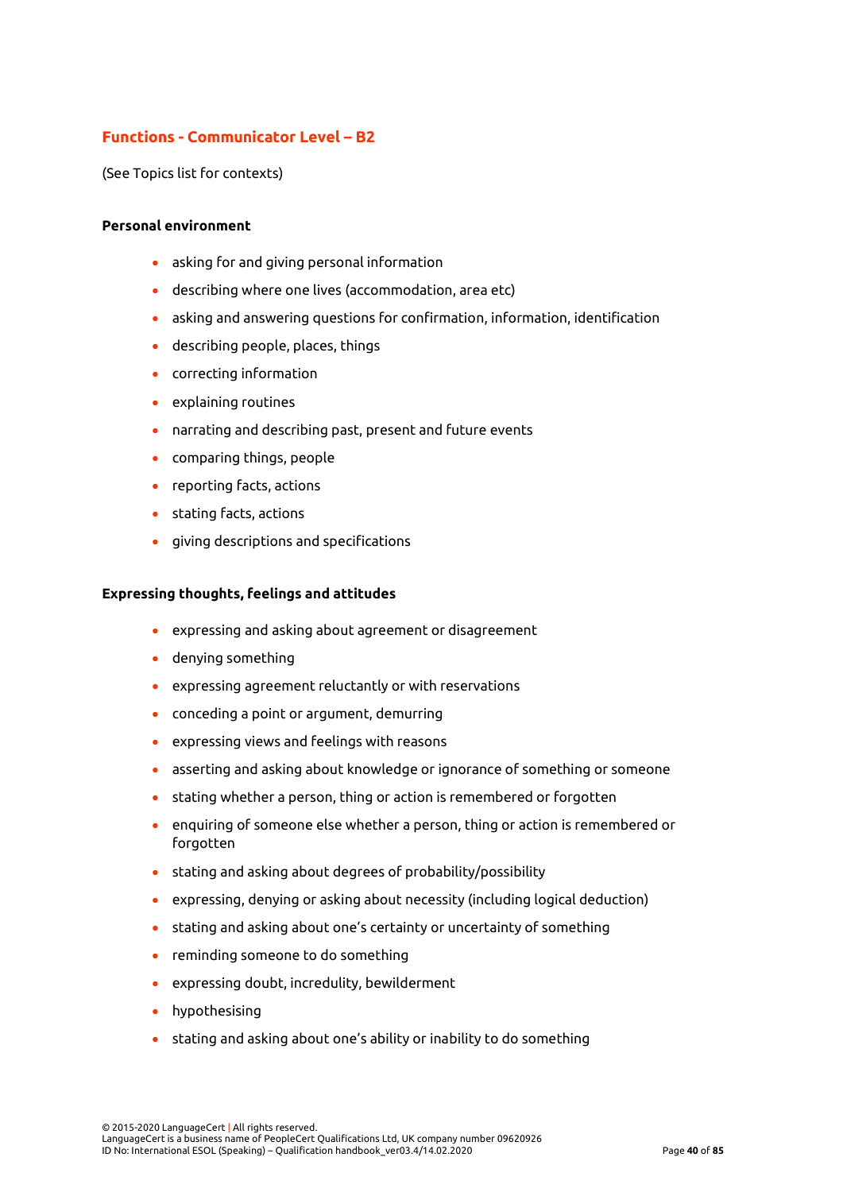## Functions - Communicator Level – B2

(See Topics list for contexts)

**Personal environment**

- asking for and giving personal information
- describing where one lives (accommodation, area etc)
- asking and answering questions for confirmation, information, identification
- describing people, places, things
- correcting information
- explaining routines
- narrating and describing past, present and future events
- comparing things, people
- reporting facts, actions
- stating facts, actions
- giving descriptions and specifications

**Expressing thoughts, feelings and attitudes**

- expressing and asking about agreement or disagreement
- denying something
- expressing agreement reluctantly or with reservations
- conceding a point or argument, demurring
- expressing views and feelings with reasons
- asserting and asking about knowledge or ignorance of something or someone
- stating whether a person, thing or action is remembered or forgotten
- enquiring of someone else whether a person, thing or action is remembered or forgotten
- stating and asking about degrees of probability/possibility
- expressing, denying or asking about necessity (including logical deduction)
- stating and asking about one's certainty or uncertainty of something
- reminding someone to do something
- expressing doubt, incredulity, bewilderment
- hypothesising
- stating and asking about one's ability or inability to do something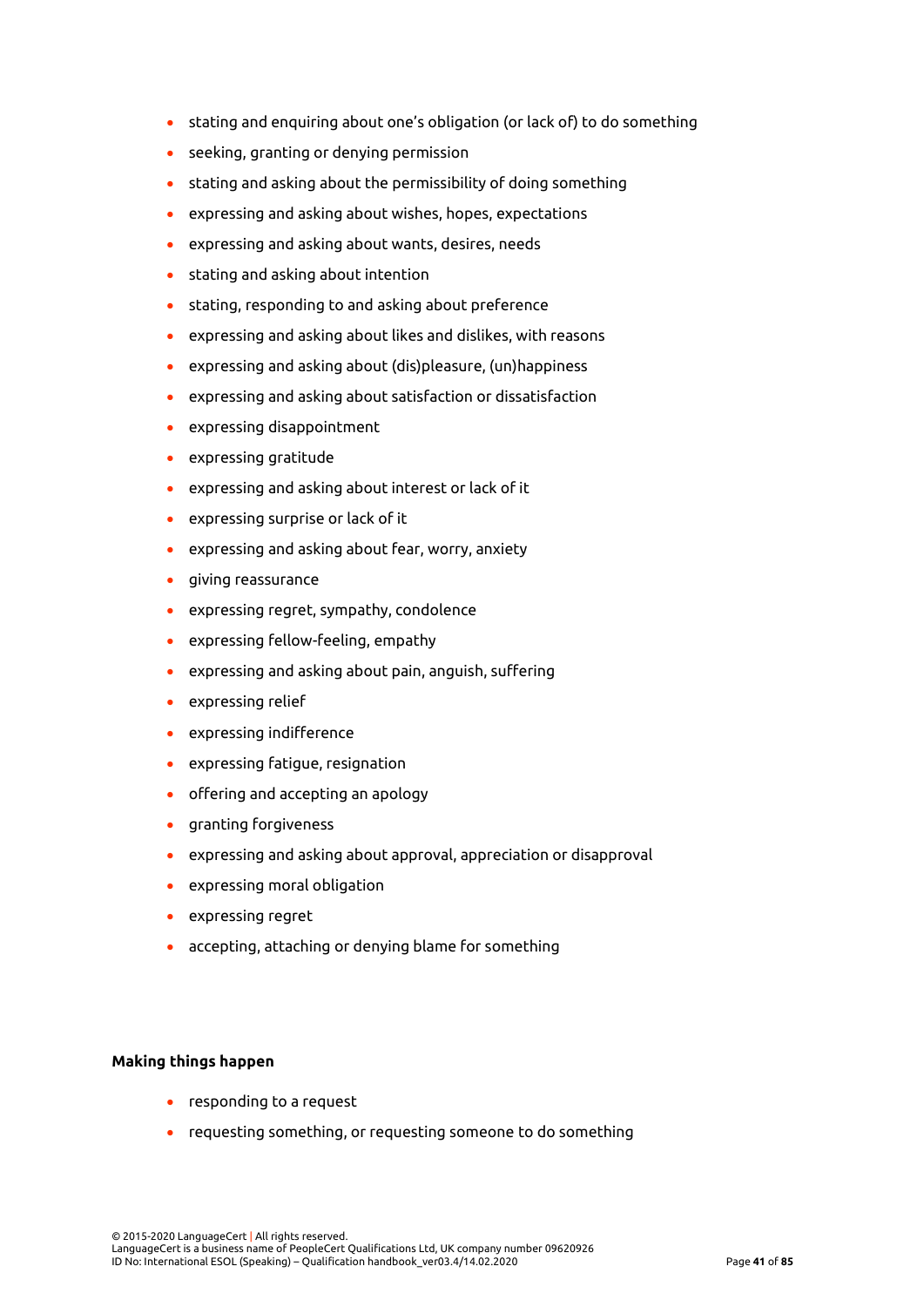- stating and enquiring about one's obligation (or lack of) to do something
- seeking, granting or denying permission
- stating and asking about the permissibility of doing something
- expressing and asking about wishes, hopes, expectations
- expressing and asking about wants, desires, needs
- stating and asking about intention
- stating, responding to and asking about preference
- expressing and asking about likes and dislikes, with reasons
- expressing and asking about (dis)pleasure, (un)happiness
- expressing and asking about satisfaction or dissatisfaction
- expressing disappointment
- expressing gratitude
- expressing and asking about interest or lack of it
- expressing surprise or lack of it
- expressing and asking about fear, worry, anxiety
- giving reassurance
- expressing regret, sympathy, condolence
- expressing fellow-feeling, empathy
- expressing and asking about pain, anguish, suffering
- expressing relief
- expressing indifference
- expressing fatigue, resignation
- offering and accepting an apology
- granting forgiveness
- expressing and asking about approval, appreciation or disapproval
- expressing moral obligation
- expressing regret
- accepting, attaching or denying blame for something

**Making things happen**

- responding to a request
- requesting something, or requesting someone to do something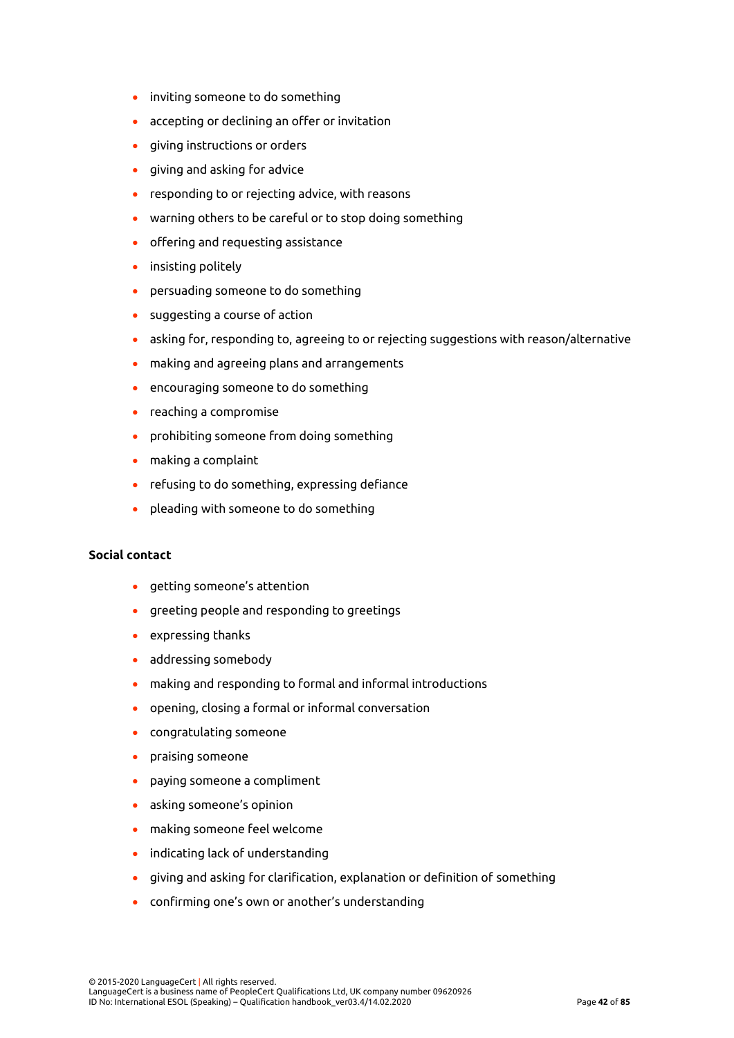- inviting someone to do something
- accepting or declining an offer or invitation
- giving instructions or orders
- giving and asking for advice
- responding to or rejecting advice, with reasons
- warning others to be careful or to stop doing something
- offering and requesting assistance
- insisting politely
- persuading someone to do something
- suggesting a course of action
- asking for, responding to, agreeing to or rejecting suggestions with reason/alternative
- making and agreeing plans and arrangements
- encouraging someone to do something
- reaching a compromise
- prohibiting someone from doing something
- making a complaint
- refusing to do something, expressing defiance
- pleading with someone to do something

**Social contact**

- getting someone's attention
- greeting people and responding to greetings
- expressing thanks
- addressing somebody
- making and responding to formal and informal introductions
- opening, closing a formal or informal conversation
- congratulating someone
- praising someone
- paying someone a compliment
- asking someone's opinion
- making someone feel welcome
- indicating lack of understanding
- giving and asking for clarification, explanation or definition of something
- confirming one's own or another's understanding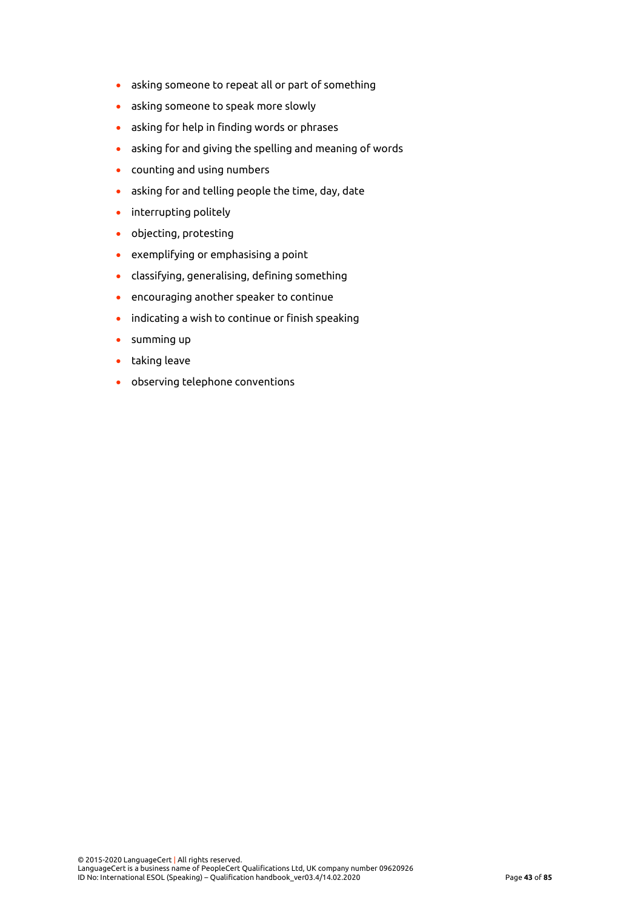- asking someone to repeat all or part of something
- asking someone to speak more slowly
- asking for help in finding words or phrases
- asking for and giving the spelling and meaning of words
- counting and using numbers
- asking for and telling people the time, day, date
- interrupting politely
- objecting, protesting
- exemplifying or emphasising a point
- classifying, generalising, defining something
- encouraging another speaker to continue
- indicating a wish to continue or finish speaking
- summing up
- taking leave
- observing telephone conventions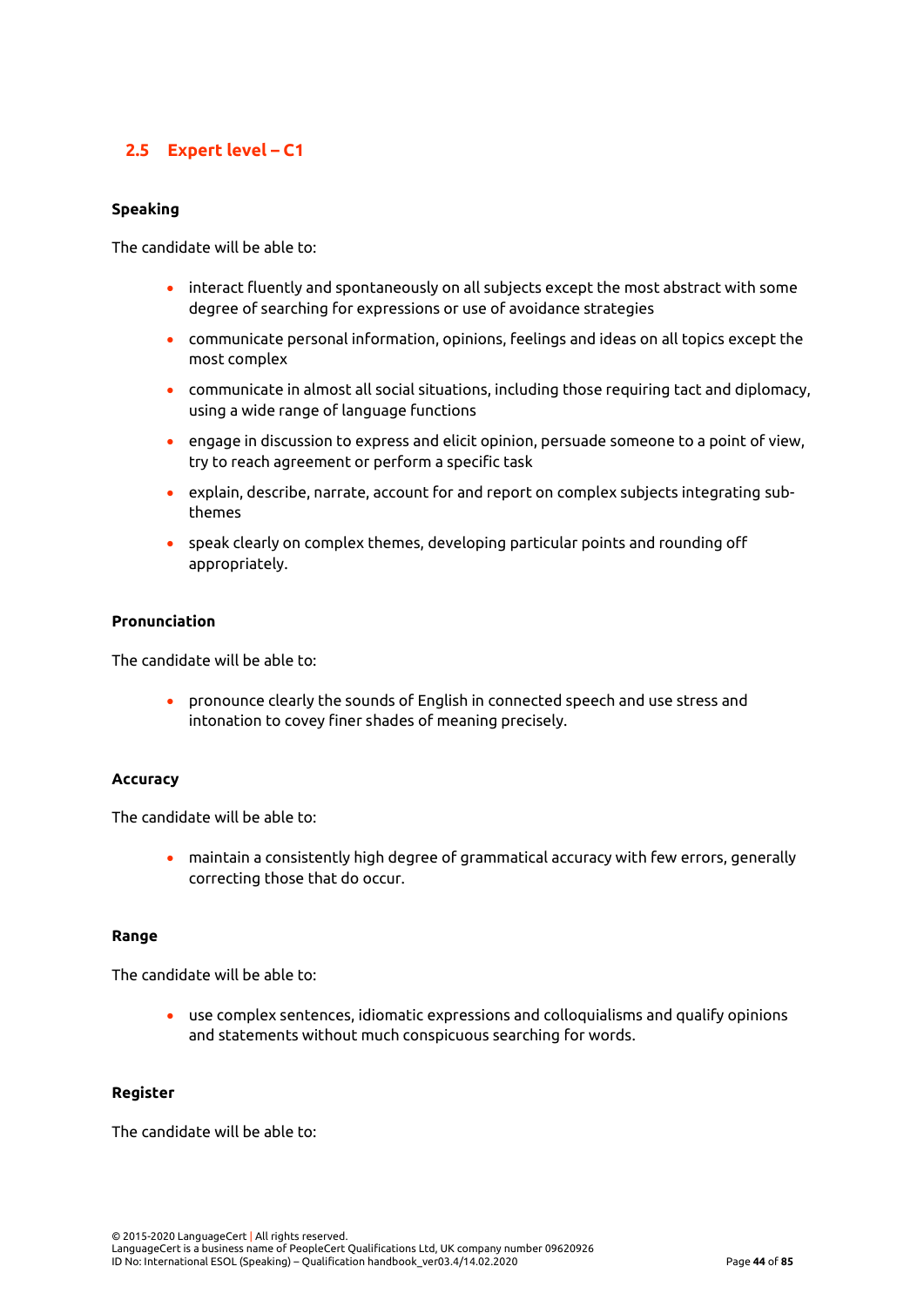## 2.5 Expert level – C1

**Speaking**

The candidate will be able to:

- interact fluently and spontaneously on all subjects except the most abstract with some degree of searching for expressions or use of avoidance strategies
- communicate personal information, opinions, feelings and ideas on all topics except the most complex
- communicate in almost all social situations, including those requiring tact and diplomacy, using a wide range of language functions
- engage in discussion to express and elicit opinion, persuade someone to a point of view, try to reach agreement or perform a specific task
- explain, describe, narrate, account for and report on complex subjects integrating sub-themes
- speak clearly on complex themes, developing particular points and rounding off appropriately.

**Pronunciation**

The candidate will be able to:

- pronounce clearly the sounds of English in connected speech and use stress and intonation to covey finer shades of meaning precisely.

**Accuracy**

The candidate will be able to:

- maintain a consistently high degree of grammatical accuracy with few errors, generally correcting those that do occur.

**Range**

The candidate will be able to:

- use complex sentences, idiomatic expressions and colloquialisms and qualify opinions and statements without much conspicuous searching for words.

**Register**

The candidate will be able to: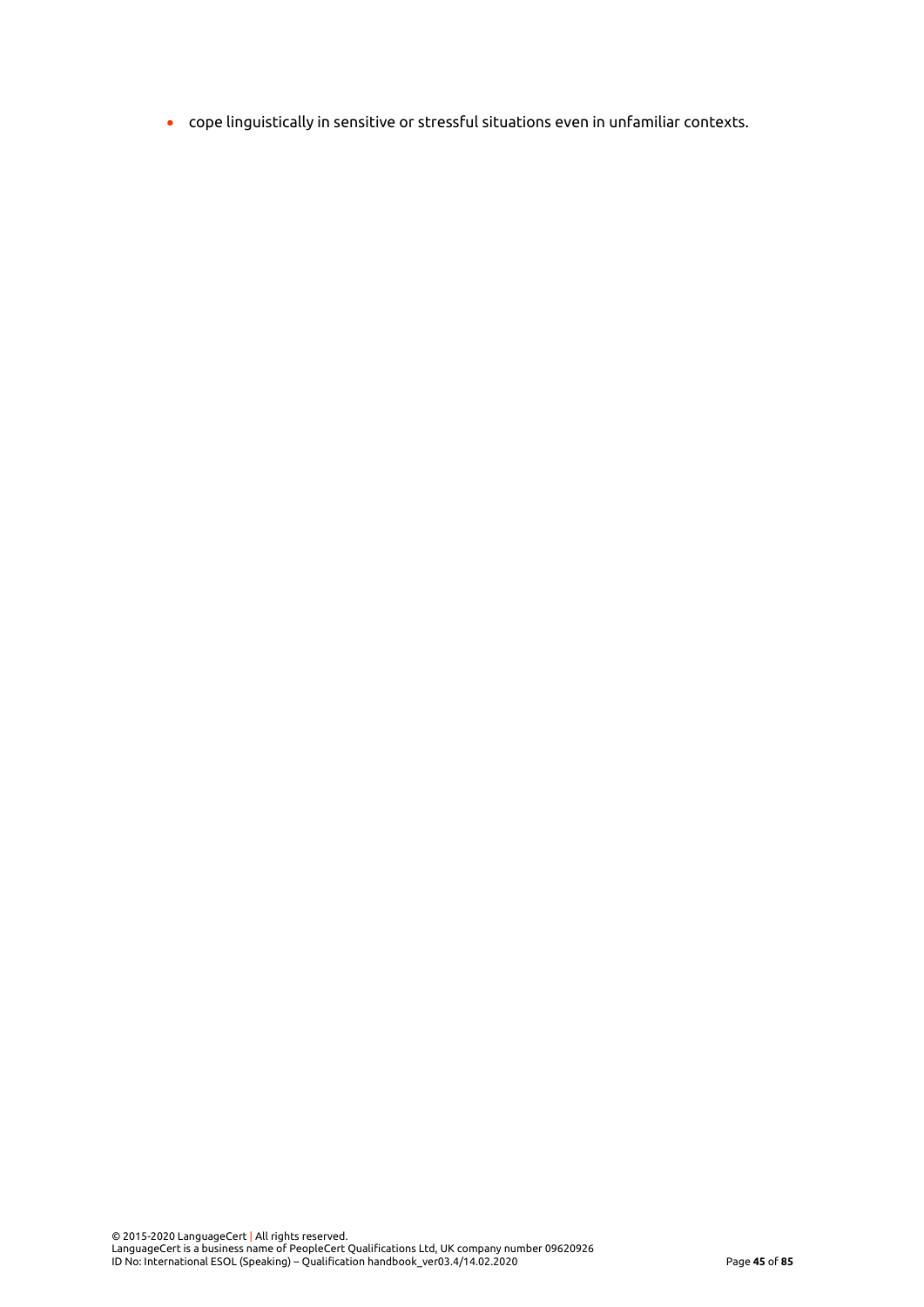- cope linguistically in sensitive or stressful situations even in unfamiliar contexts.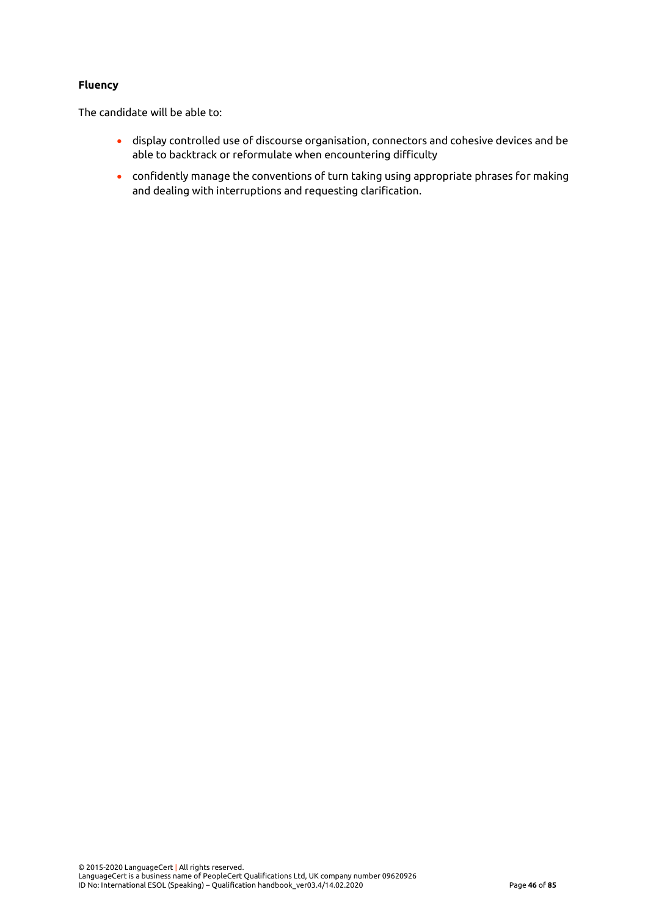**Fluency**

The candidate will be able to:

- display controlled use of discourse organisation, connectors and cohesive devices and be able to backtrack or reformulate when encountering difficulty
- confidently manage the conventions of turn taking using appropriate phrases for making and dealing with interruptions and requesting clarification.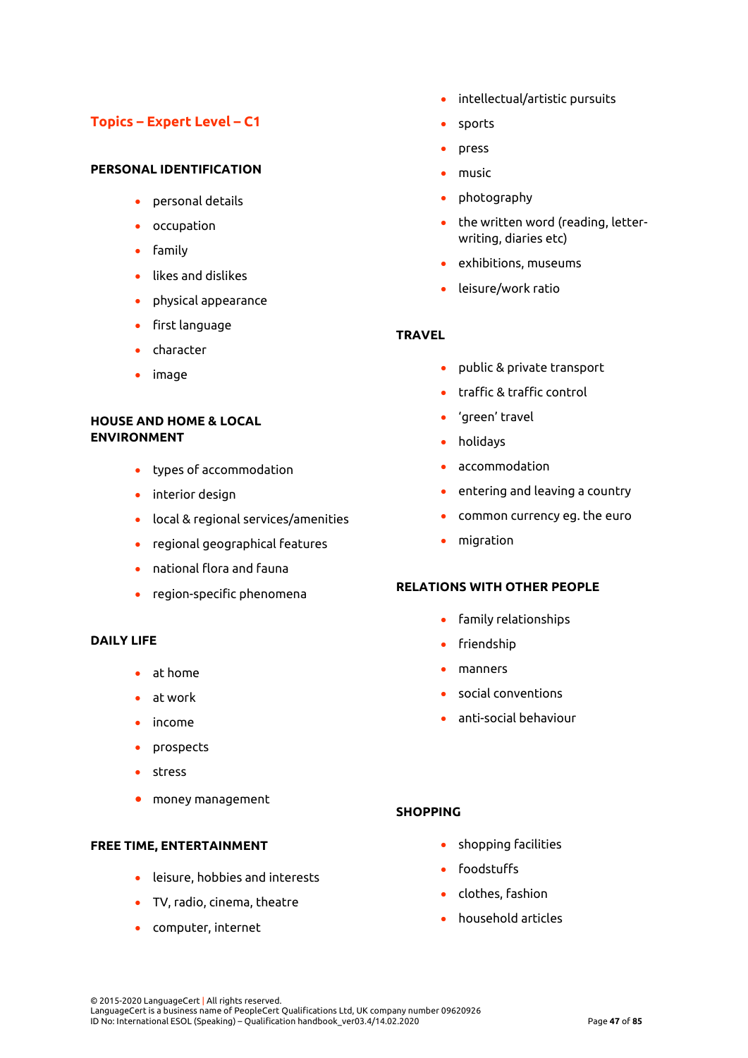## Topics – Expert Level – C1

### PERSONAL IDENTIFICATION

- personal details
- occupation
- family
- likes and dislikes
- physical appearance
- first language
- character
- image

### HOUSE AND HOME & LOCAL ENVIRONMENT

- types of accommodation
- interior design
- local & regional services/amenities
- regional geographical features
- national flora and fauna
- region-specific phenomena

### DAILY LIFE

- at home
- at work
- income
- prospects
- stress
- money management

### FREE TIME, ENTERTAINMENT

- leisure, hobbies and interests
- TV, radio, cinema, theatre
- computer, internet
- intellectual/artistic pursuits
- sports
- press
- music
- photography
- the written word (reading, letter-writing, diaries etc)
- exhibitions, museums
- leisure/work ratio

### TRAVEL

- public & private transport
- traffic & traffic control
- 'green' travel
- holidays
- accommodation
- entering and leaving a country
- common currency eg. the euro
- migration

### RELATIONS WITH OTHER PEOPLE

- family relationships
- friendship
- manners
- social conventions
- anti-social behaviour

### SHOPPING

- shopping facilities
- foodstuffs
- clothes, fashion
- household articles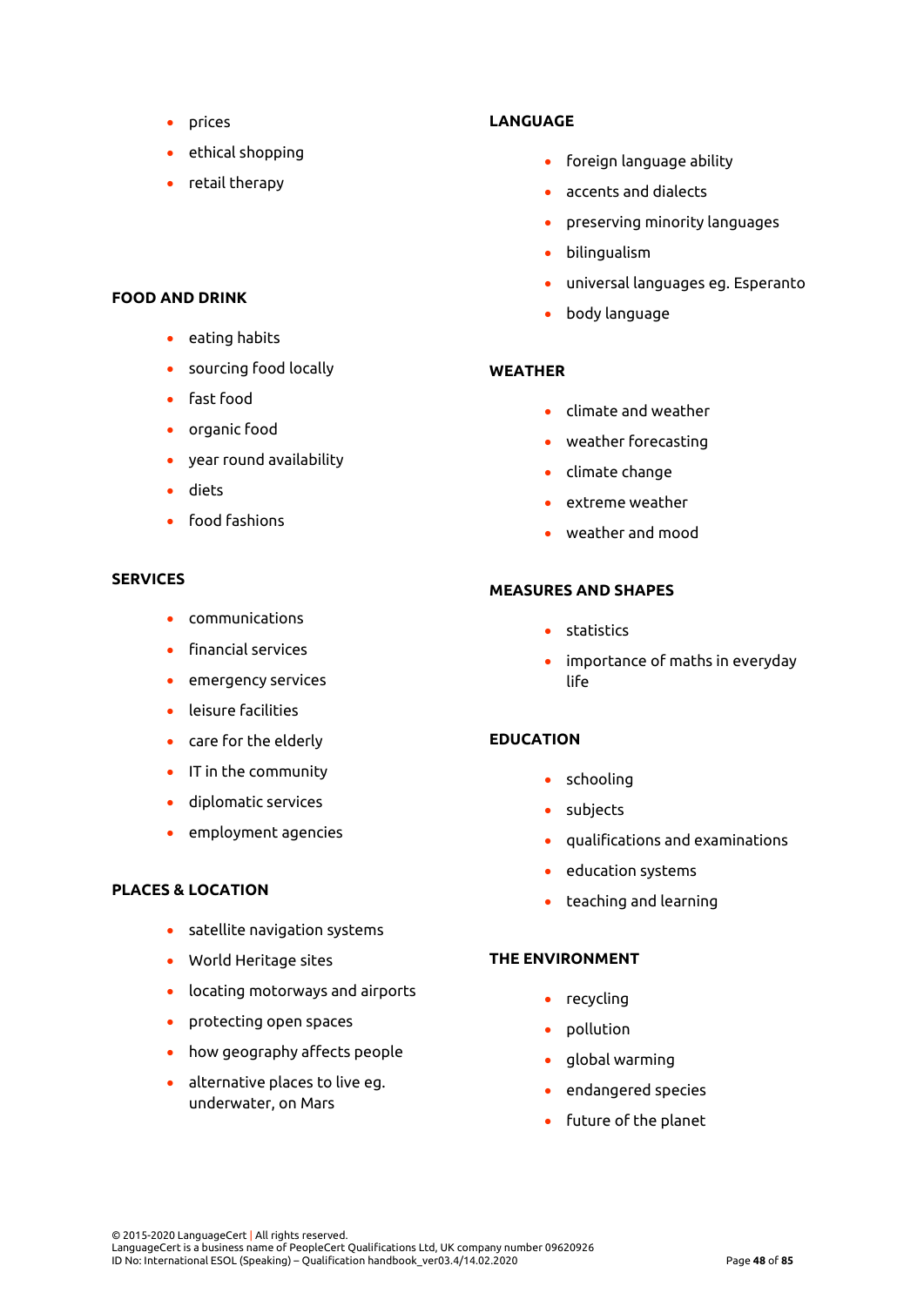- prices
- ethical shopping
- retail therapy

**FOOD AND DRINK**

- eating habits
- sourcing food locally
- fast food
- organic food
- year round availability
- diets
- food fashions

**SERVICES**

- communications
- financial services
- emergency services
- leisure facilities
- care for the elderly
- IT in the community
- diplomatic services
- employment agencies

**PLACES & LOCATION**

- satellite navigation systems
- World Heritage sites
- locating motorways and airports
- protecting open spaces
- how geography affects people
- alternative places to live eg. underwater, on Mars

**LANGUAGE**

- foreign language ability
- accents and dialects
- preserving minority languages
- bilingualism
- universal languages eg. Esperanto
- body language

**WEATHER**

- climate and weather
- weather forecasting
- climate change
- extreme weather
- weather and mood

**MEASURES AND SHAPES**

- statistics
- importance of maths in everyday life

**EDUCATION**

- schooling
- subjects
- qualifications and examinations
- education systems
- teaching and learning

**THE ENVIRONMENT**

- recycling
- pollution
- global warming
- endangered species
- future of the planet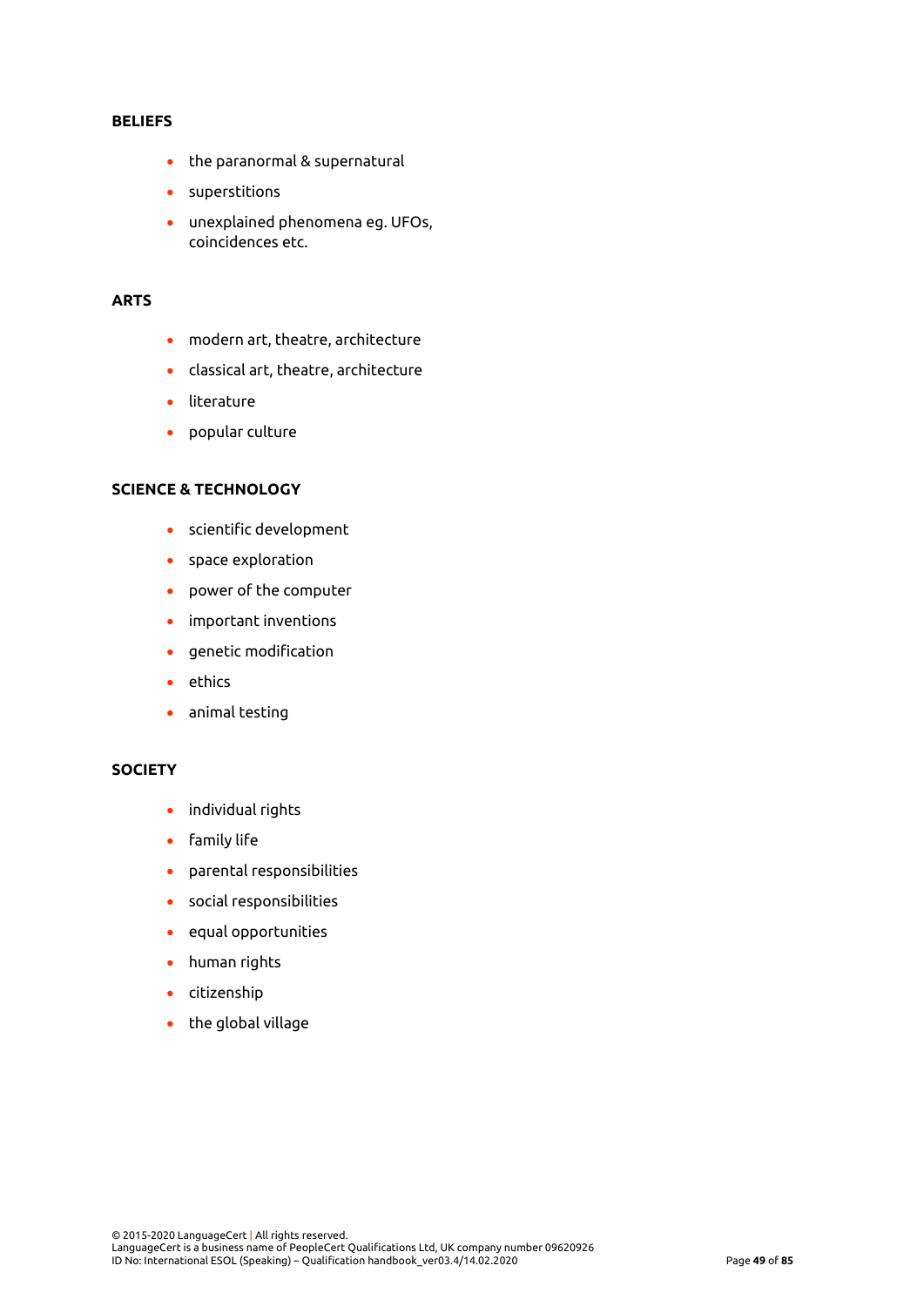**BELIEFS**

- the paranormal & supernatural
- superstitions
- unexplained phenomena eg. UFOs, coincidences etc.

**ARTS**

- modern art, theatre, architecture
- classical art, theatre, architecture
- literature
- popular culture

**SCIENCE & TECHNOLOGY**

- scientific development
- space exploration
- power of the computer
- important inventions
- genetic modification
- ethics
- animal testing

**SOCIETY**

- individual rights
- family life
- parental responsibilities
- social responsibilities
- equal opportunities
- human rights
- citizenship
- the global village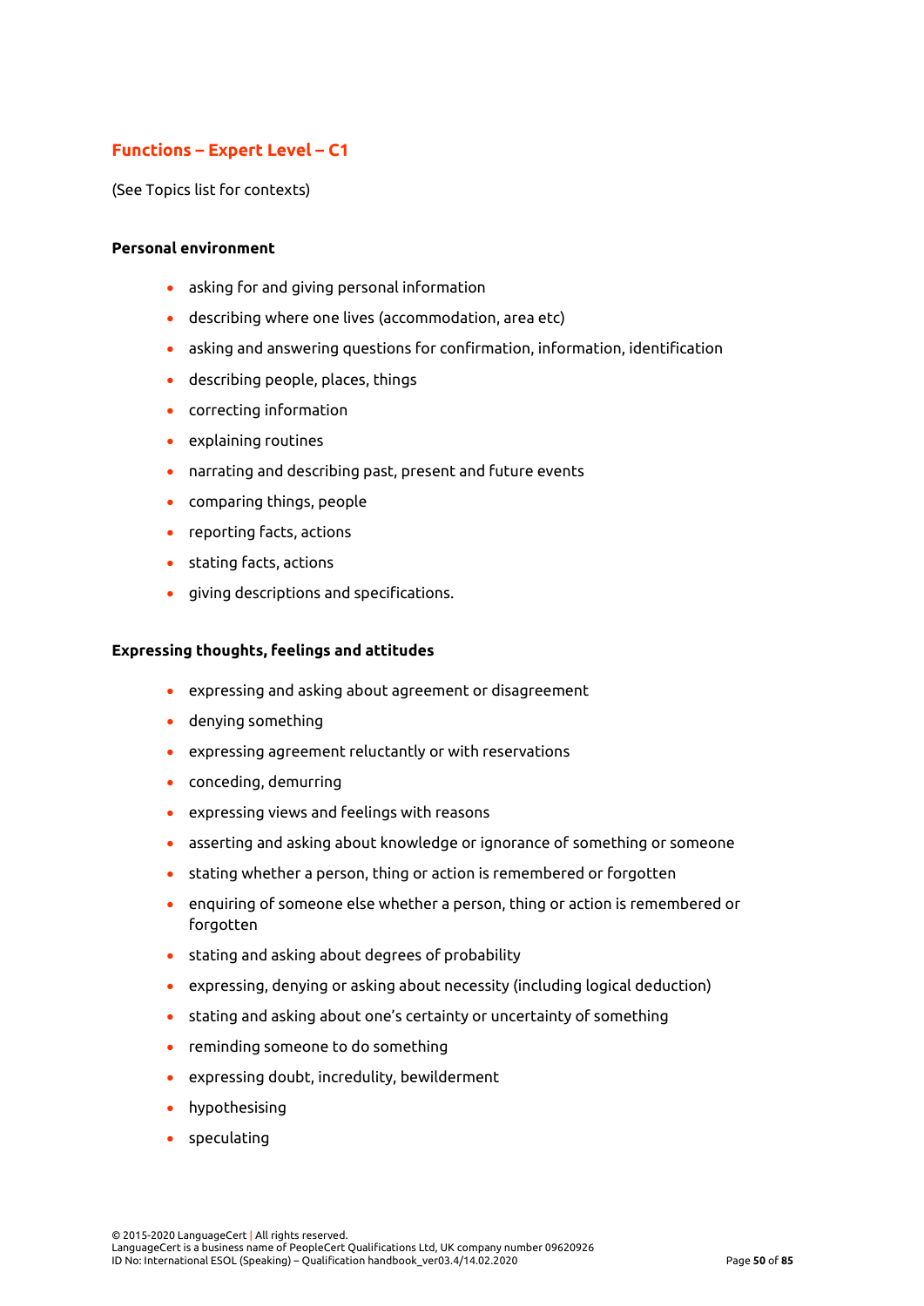## Functions – Expert Level – C1

(See Topics list for contexts)

**Personal environment**

- asking for and giving personal information
- describing where one lives (accommodation, area etc)
- asking and answering questions for confirmation, information, identification
- describing people, places, things
- correcting information
- explaining routines
- narrating and describing past, present and future events
- comparing things, people
- reporting facts, actions
- stating facts, actions
- giving descriptions and specifications.

**Expressing thoughts, feelings and attitudes**

- expressing and asking about agreement or disagreement
- denying something
- expressing agreement reluctantly or with reservations
- conceding, demurring
- expressing views and feelings with reasons
- asserting and asking about knowledge or ignorance of something or someone
- stating whether a person, thing or action is remembered or forgotten
- enquiring of someone else whether a person, thing or action is remembered or forgotten
- stating and asking about degrees of probability
- expressing, denying or asking about necessity (including logical deduction)
- stating and asking about one's certainty or uncertainty of something
- reminding someone to do something
- expressing doubt, incredulity, bewilderment
- hypothesising
- speculating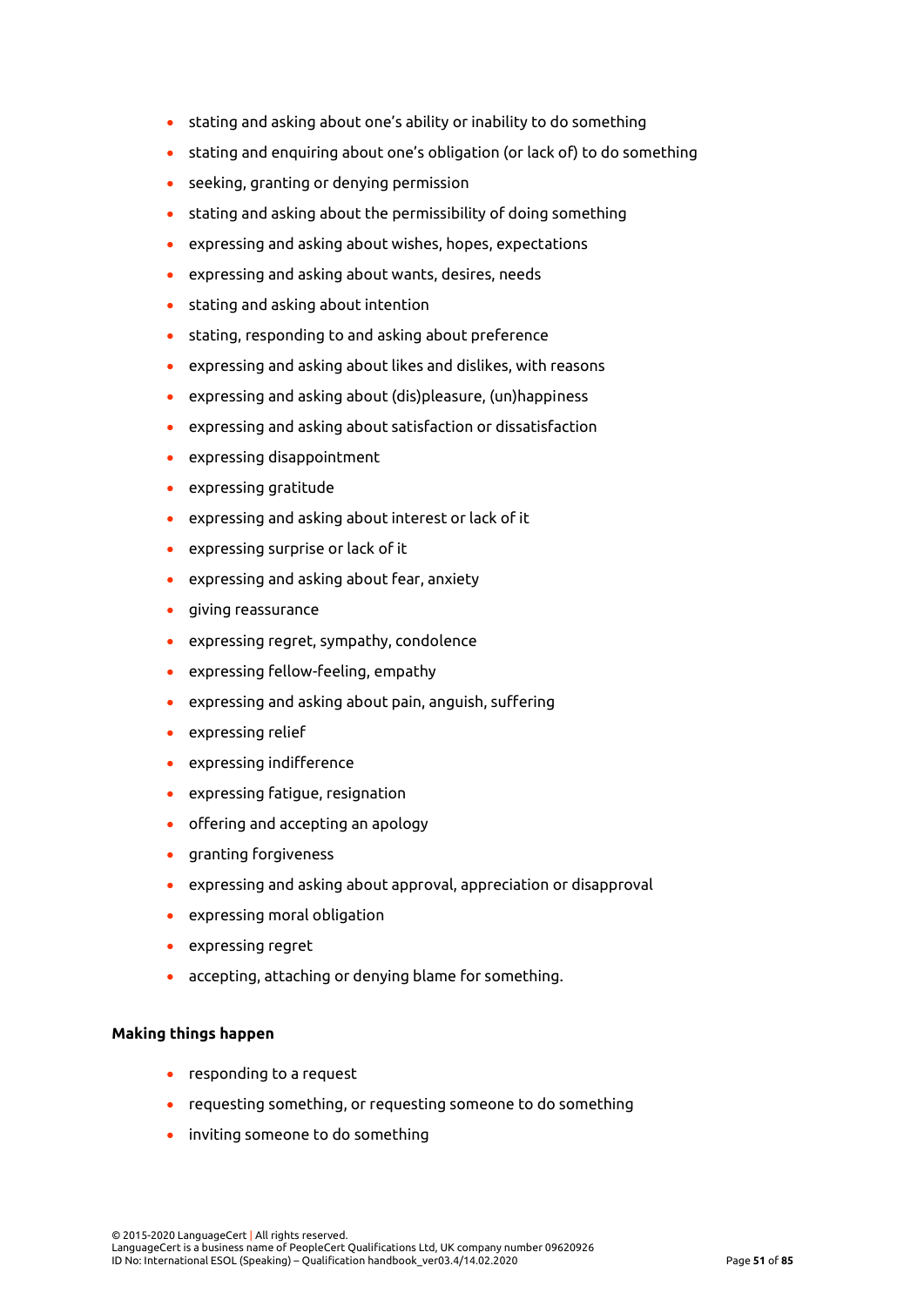- stating and asking about one's ability or inability to do something
- stating and enquiring about one's obligation (or lack of) to do something
- seeking, granting or denying permission
- stating and asking about the permissibility of doing something
- expressing and asking about wishes, hopes, expectations
- expressing and asking about wants, desires, needs
- stating and asking about intention
- stating, responding to and asking about preference
- expressing and asking about likes and dislikes, with reasons
- expressing and asking about (dis)pleasure, (un)happiness
- expressing and asking about satisfaction or dissatisfaction
- expressing disappointment
- expressing gratitude
- expressing and asking about interest or lack of it
- expressing surprise or lack of it
- expressing and asking about fear, anxiety
- giving reassurance
- expressing regret, sympathy, condolence
- expressing fellow-feeling, empathy
- expressing and asking about pain, anguish, suffering
- expressing relief
- expressing indifference
- expressing fatigue, resignation
- offering and accepting an apology
- granting forgiveness
- expressing and asking about approval, appreciation or disapproval
- expressing moral obligation
- expressing regret
- accepting, attaching or denying blame for something.

**Making things happen**

- responding to a request
- requesting something, or requesting someone to do something
- inviting someone to do something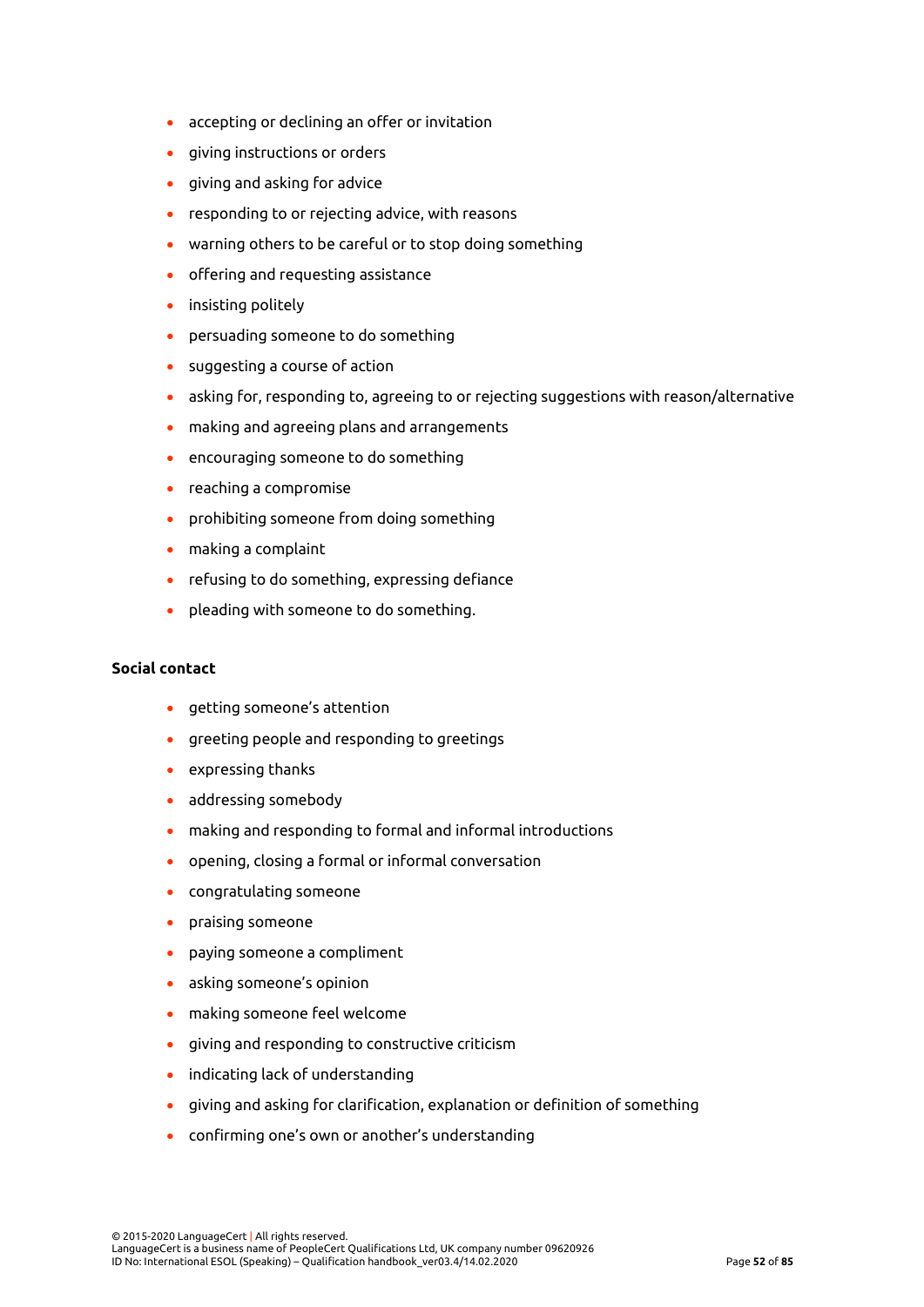- accepting or declining an offer or invitation
- giving instructions or orders
- giving and asking for advice
- responding to or rejecting advice, with reasons
- warning others to be careful or to stop doing something
- offering and requesting assistance
- insisting politely
- persuading someone to do something
- suggesting a course of action
- asking for, responding to, agreeing to or rejecting suggestions with reason/alternative
- making and agreeing plans and arrangements
- encouraging someone to do something
- reaching a compromise
- prohibiting someone from doing something
- making a complaint
- refusing to do something, expressing defiance
- pleading with someone to do something.

**Social contact**

- getting someone's attention
- greeting people and responding to greetings
- expressing thanks
- addressing somebody
- making and responding to formal and informal introductions
- opening, closing a formal or informal conversation
- congratulating someone
- praising someone
- paying someone a compliment
- asking someone's opinion
- making someone feel welcome
- giving and responding to constructive criticism
- indicating lack of understanding
- giving and asking for clarification, explanation or definition of something
- confirming one's own or another's understanding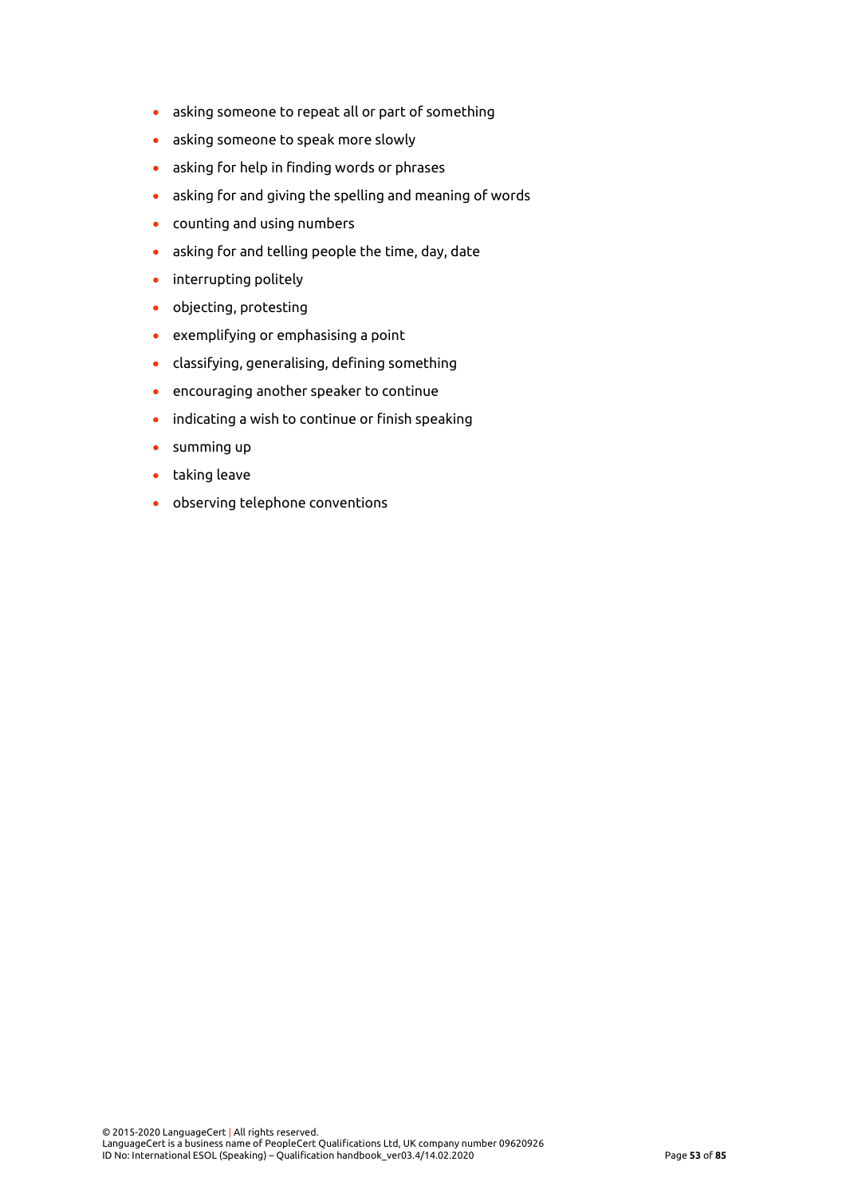- asking someone to repeat all or part of something
- asking someone to speak more slowly
- asking for help in finding words or phrases
- asking for and giving the spelling and meaning of words
- counting and using numbers
- asking for and telling people the time, day, date
- interrupting politely
- objecting, protesting
- exemplifying or emphasising a point
- classifying, generalising, defining something
- encouraging another speaker to continue
- indicating a wish to continue or finish speaking
- summing up
- taking leave
- observing telephone conventions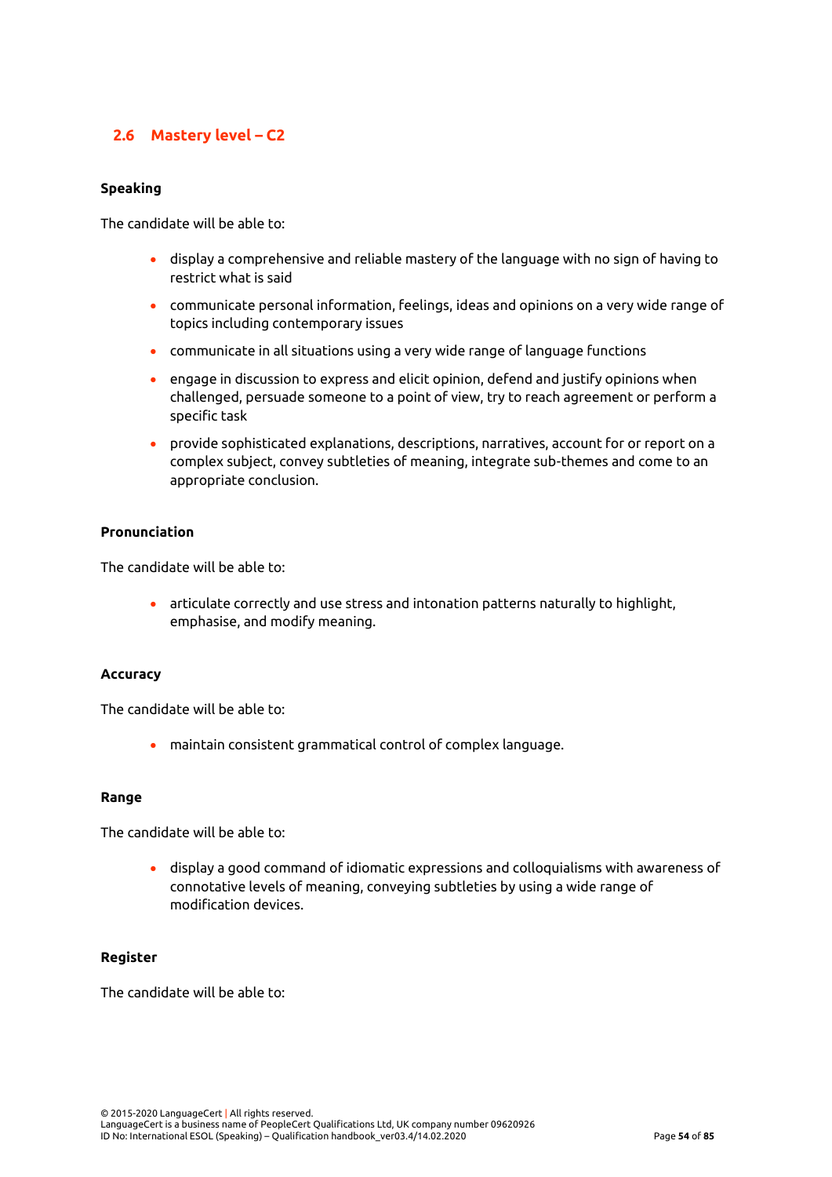## 2.6 Mastery level – C2

**Speaking**

The candidate will be able to:

- display a comprehensive and reliable mastery of the language with no sign of having to restrict what is said
- communicate personal information, feelings, ideas and opinions on a very wide range of topics including contemporary issues
- communicate in all situations using a very wide range of language functions
- engage in discussion to express and elicit opinion, defend and justify opinions when challenged, persuade someone to a point of view, try to reach agreement or perform a specific task
- provide sophisticated explanations, descriptions, narratives, account for or report on a complex subject, convey subtleties of meaning, integrate sub-themes and come to an appropriate conclusion.

**Pronunciation**

The candidate will be able to:

- articulate correctly and use stress and intonation patterns naturally to highlight, emphasise, and modify meaning.

**Accuracy**

The candidate will be able to:

- maintain consistent grammatical control of complex language.

**Range**

The candidate will be able to:

- display a good command of idiomatic expressions and colloquialisms with awareness of connotative levels of meaning, conveying subtleties by using a wide range of modification devices.

**Register**

The candidate will be able to: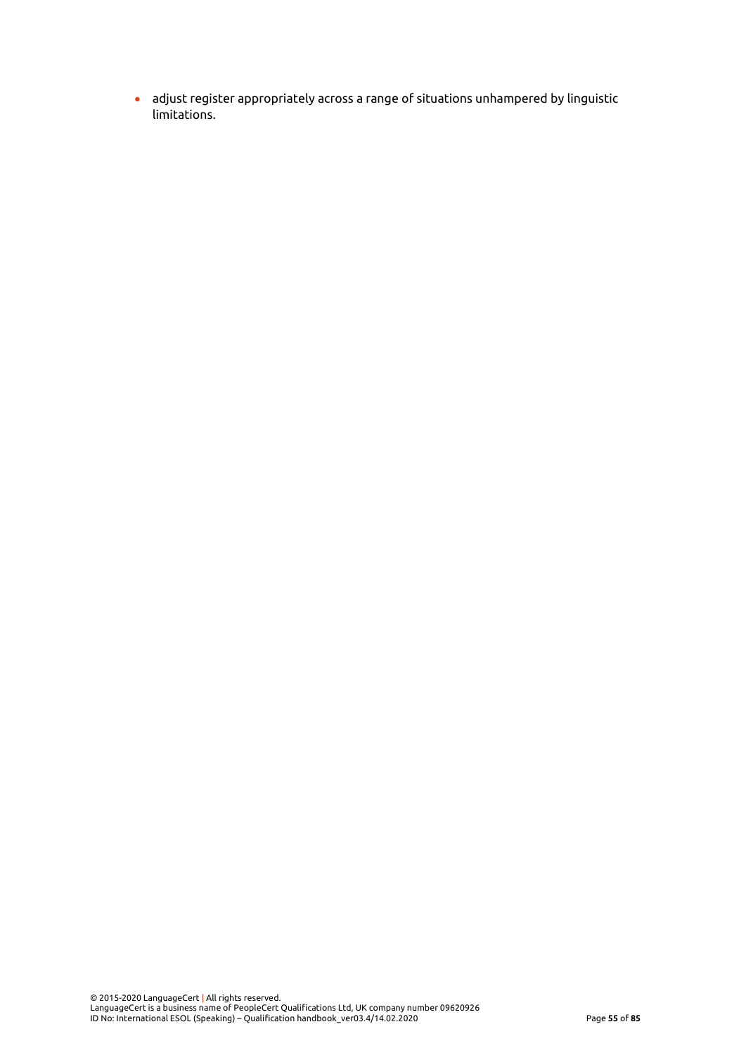- adjust register appropriately across a range of situations unhampered by linguistic limitations.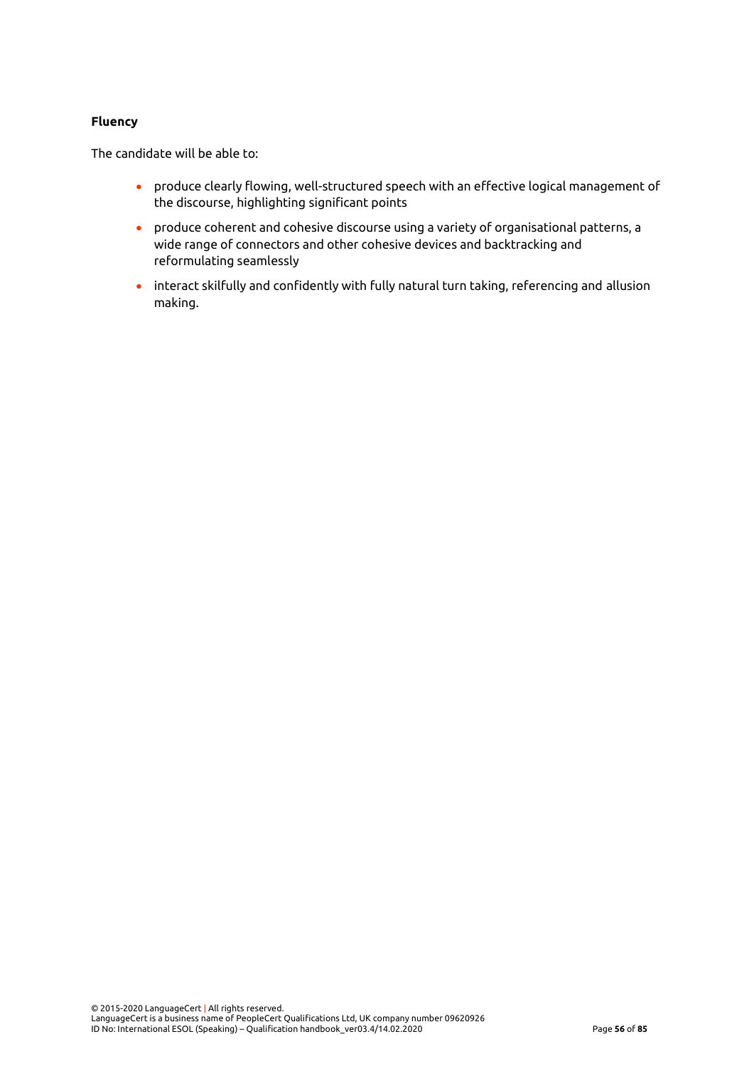**Fluency**

The candidate will be able to:

- produce clearly flowing, well-structured speech with an effective logical management of the discourse, highlighting significant points
- produce coherent and cohesive discourse using a variety of organisational patterns, a wide range of connectors and other cohesive devices and backtracking and reformulating seamlessly
- interact skilfully and confidently with fully natural turn taking, referencing and allusion making.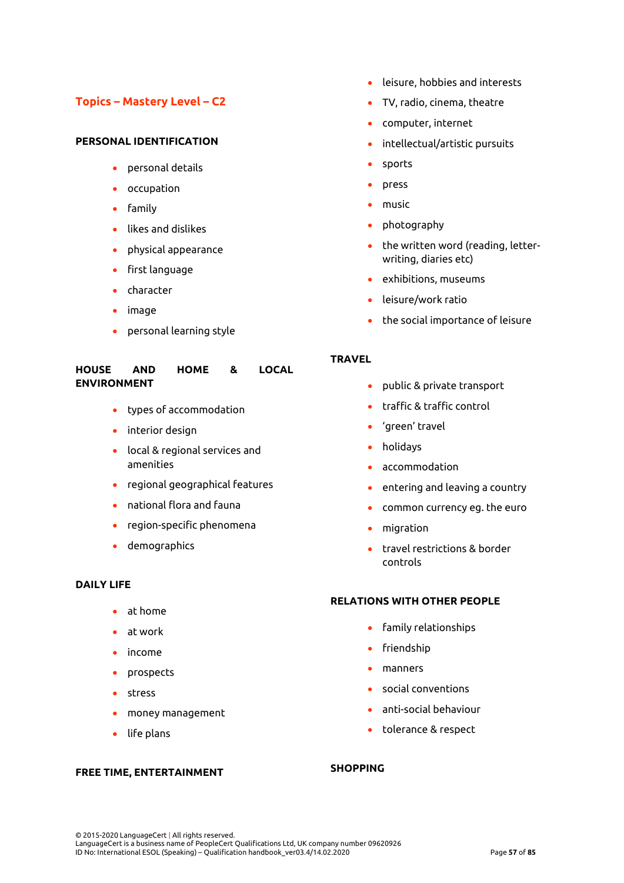## Topics – Mastery Level – C2

**PERSONAL IDENTIFICATION**

- personal details
- occupation
- family
- likes and dislikes
- physical appearance
- first language
- character
- image
- personal learning style

**HOUSE AND HOME & LOCAL ENVIRONMENT**

- types of accommodation
- interior design
- local & regional services and amenities
- regional geographical features
- national flora and fauna
- region-specific phenomena
- demographics

**DAILY LIFE**

- at home
- at work
- income
- prospects
- stress
- money management
- life plans

**FREE TIME, ENTERTAINMENT**

- leisure, hobbies and interests
- TV, radio, cinema, theatre
- computer, internet
- intellectual/artistic pursuits
- sports
- press
- music
- photography
- the written word (reading, letter-writing, diaries etc)
- exhibitions, museums
- leisure/work ratio
- the social importance of leisure

**TRAVEL**

- public & private transport
- traffic & traffic control
- 'green' travel
- holidays
- accommodation
- entering and leaving a country
- common currency eg. the euro
- migration
- travel restrictions & border controls

**RELATIONS WITH OTHER PEOPLE**

- family relationships
- friendship
- manners
- social conventions
- anti-social behaviour
- tolerance & respect

**SHOPPING**

© 2015-2020 LanguageCert | All rights reserved.
LanguageCert is a business name of PeopleCert Qualifications Ltd, UK company number 09620926
ID No: International ESOL (Speaking) – Qualification handbook_ver03.4/14.02.2020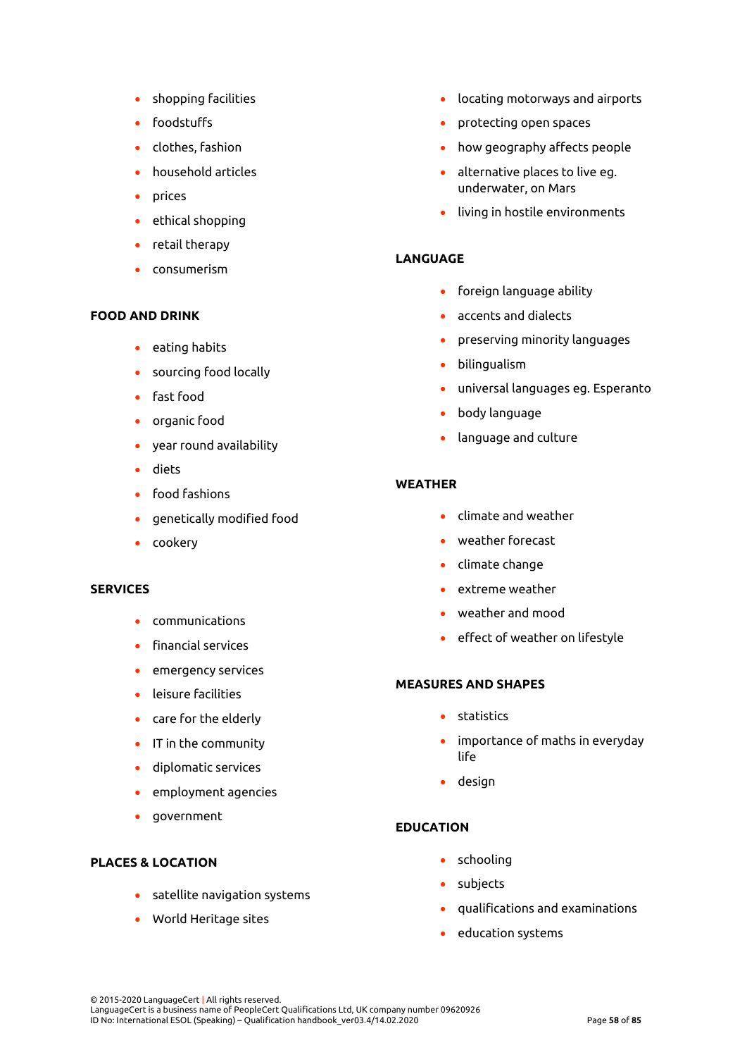- shopping facilities
- foodstuffs
- clothes, fashion
- household articles
- prices
- ethical shopping
- retail therapy
- consumerism

**FOOD AND DRINK**

- eating habits
- sourcing food locally
- fast food
- organic food
- year round availability
- diets
- food fashions
- genetically modified food
- cookery

**SERVICES**

- communications
- financial services
- emergency services
- leisure facilities
- care for the elderly
- IT in the community
- diplomatic services
- employment agencies
- government

**PLACES & LOCATION**

- satellite navigation systems
- World Heritage sites
- locating motorways and airports
- protecting open spaces
- how geography affects people
- alternative places to live eg. underwater, on Mars
- living in hostile environments

**LANGUAGE**

- foreign language ability
- accents and dialects
- preserving minority languages
- bilingualism
- universal languages eg. Esperanto
- body language
- language and culture

**WEATHER**

- climate and weather
- weather forecast
- climate change
- extreme weather
- weather and mood
- effect of weather on lifestyle

**MEASURES AND SHAPES**

- statistics
- importance of maths in everyday life
- design

**EDUCATION**

- schooling
- subjects
- qualifications and examinations
- education systems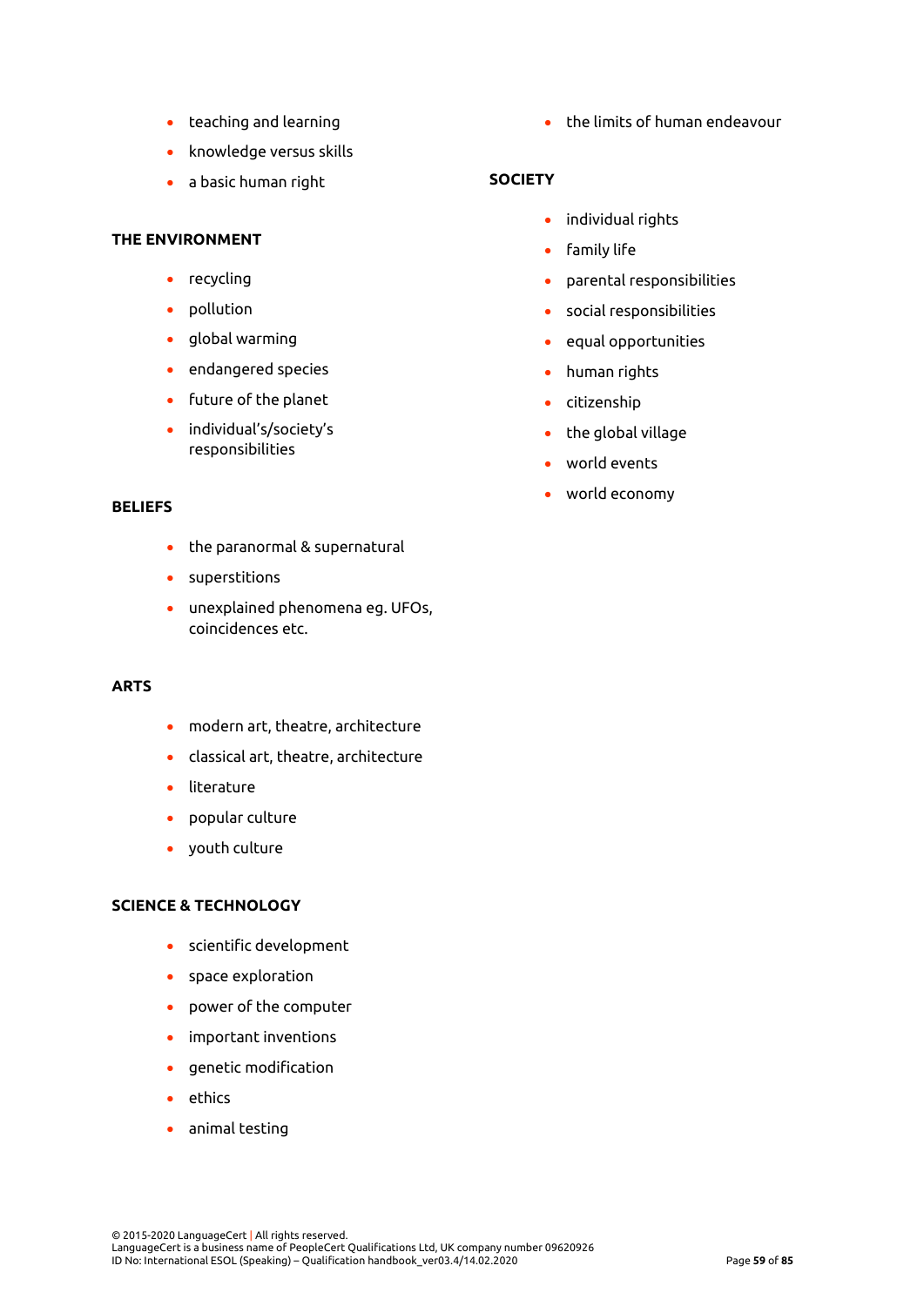- teaching and learning
- knowledge versus skills
- a basic human right

**THE ENVIRONMENT**

- recycling
- pollution
- global warming
- endangered species
- future of the planet
- individual's/society's responsibilities

**BELIEFS**

- the paranormal & supernatural
- superstitions
- unexplained phenomena eg. UFOs, coincidences etc.

**ARTS**

- modern art, theatre, architecture
- classical art, theatre, architecture
- literature
- popular culture
- youth culture

**SCIENCE & TECHNOLOGY**

- scientific development
- space exploration
- power of the computer
- important inventions
- genetic modification
- ethics
- animal testing
- the limits of human endeavour

**SOCIETY**

- individual rights
- family life
- parental responsibilities
- social responsibilities
- equal opportunities
- human rights
- citizenship
- the global village
- world events
- world economy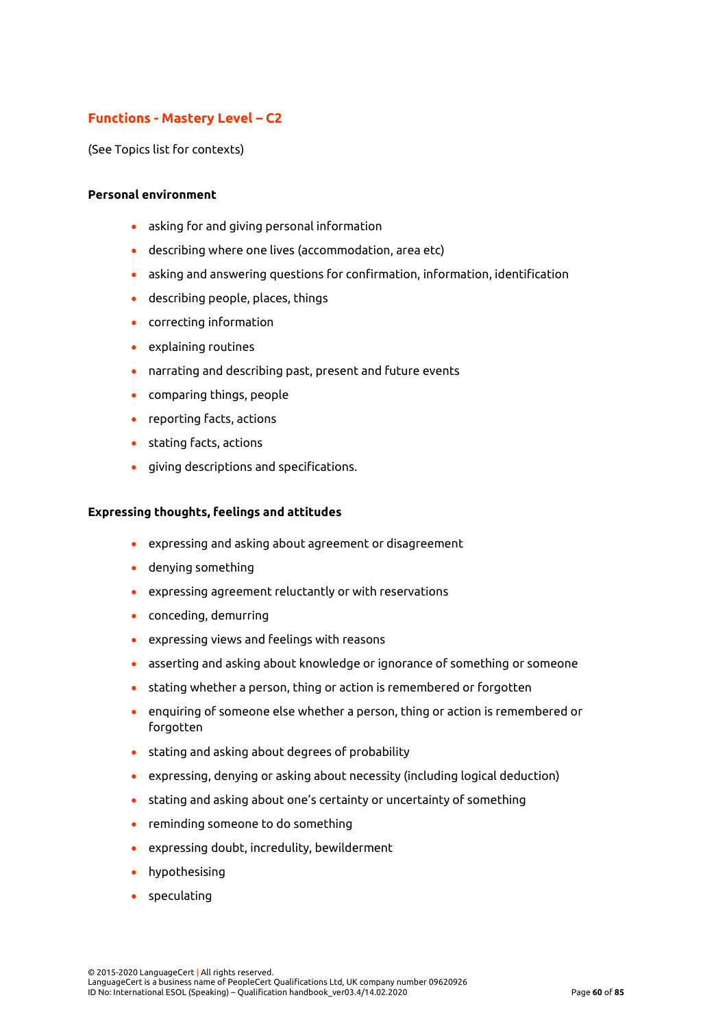## Functions - Mastery Level – C2

(See Topics list for contexts)

**Personal environment**

- asking for and giving personal information
- describing where one lives (accommodation, area etc)
- asking and answering questions for confirmation, information, identification
- describing people, places, things
- correcting information
- explaining routines
- narrating and describing past, present and future events
- comparing things, people
- reporting facts, actions
- stating facts, actions
- giving descriptions and specifications.

**Expressing thoughts, feelings and attitudes**

- expressing and asking about agreement or disagreement
- denying something
- expressing agreement reluctantly or with reservations
- conceding, demurring
- expressing views and feelings with reasons
- asserting and asking about knowledge or ignorance of something or someone
- stating whether a person, thing or action is remembered or forgotten
- enquiring of someone else whether a person, thing or action is remembered or forgotten
- stating and asking about degrees of probability
- expressing, denying or asking about necessity (including logical deduction)
- stating and asking about one's certainty or uncertainty of something
- reminding someone to do something
- expressing doubt, incredulity, bewilderment
- hypothesising
- speculating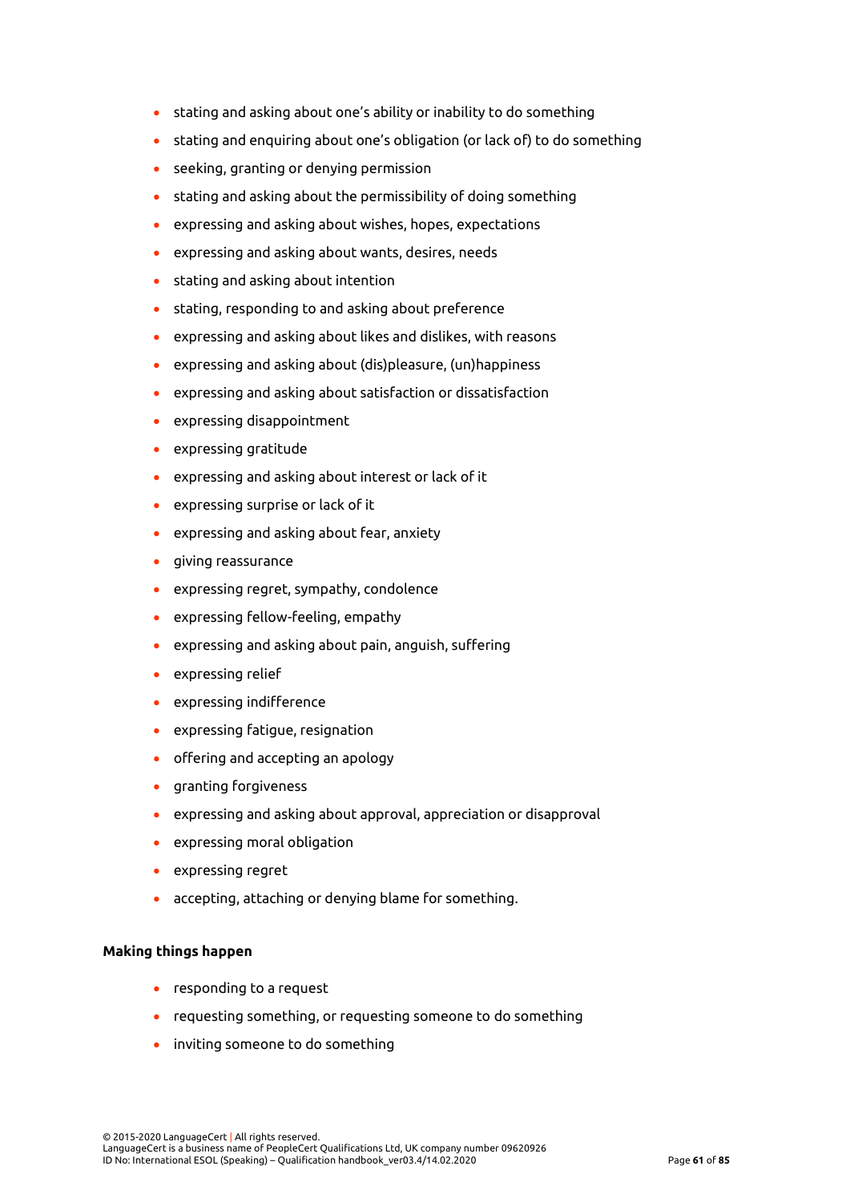- stating and asking about one's ability or inability to do something
- stating and enquiring about one's obligation (or lack of) to do something
- seeking, granting or denying permission
- stating and asking about the permissibility of doing something
- expressing and asking about wishes, hopes, expectations
- expressing and asking about wants, desires, needs
- stating and asking about intention
- stating, responding to and asking about preference
- expressing and asking about likes and dislikes, with reasons
- expressing and asking about (dis)pleasure, (un)happiness
- expressing and asking about satisfaction or dissatisfaction
- expressing disappointment
- expressing gratitude
- expressing and asking about interest or lack of it
- expressing surprise or lack of it
- expressing and asking about fear, anxiety
- giving reassurance
- expressing regret, sympathy, condolence
- expressing fellow-feeling, empathy
- expressing and asking about pain, anguish, suffering
- expressing relief
- expressing indifference
- expressing fatigue, resignation
- offering and accepting an apology
- granting forgiveness
- expressing and asking about approval, appreciation or disapproval
- expressing moral obligation
- expressing regret
- accepting, attaching or denying blame for something.

**Making things happen**

- responding to a request
- requesting something, or requesting someone to do something
- inviting someone to do something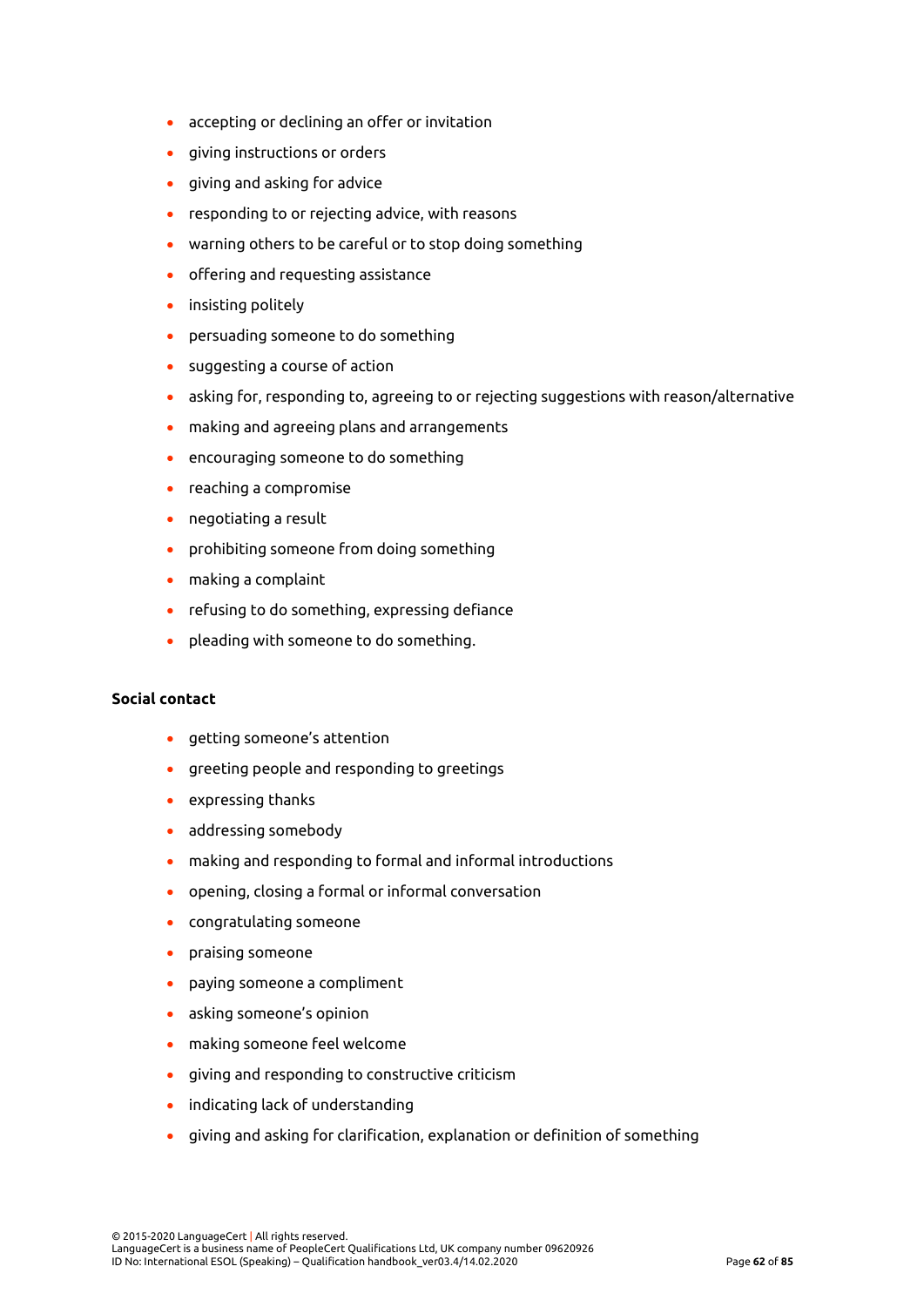- accepting or declining an offer or invitation
- giving instructions or orders
- giving and asking for advice
- responding to or rejecting advice, with reasons
- warning others to be careful or to stop doing something
- offering and requesting assistance
- insisting politely
- persuading someone to do something
- suggesting a course of action
- asking for, responding to, agreeing to or rejecting suggestions with reason/alternative
- making and agreeing plans and arrangements
- encouraging someone to do something
- reaching a compromise
- negotiating a result
- prohibiting someone from doing something
- making a complaint
- refusing to do something, expressing defiance
- pleading with someone to do something.

**Social contact**

- getting someone's attention
- greeting people and responding to greetings
- expressing thanks
- addressing somebody
- making and responding to formal and informal introductions
- opening, closing a formal or informal conversation
- congratulating someone
- praising someone
- paying someone a compliment
- asking someone's opinion
- making someone feel welcome
- giving and responding to constructive criticism
- indicating lack of understanding
- giving and asking for clarification, explanation or definition of something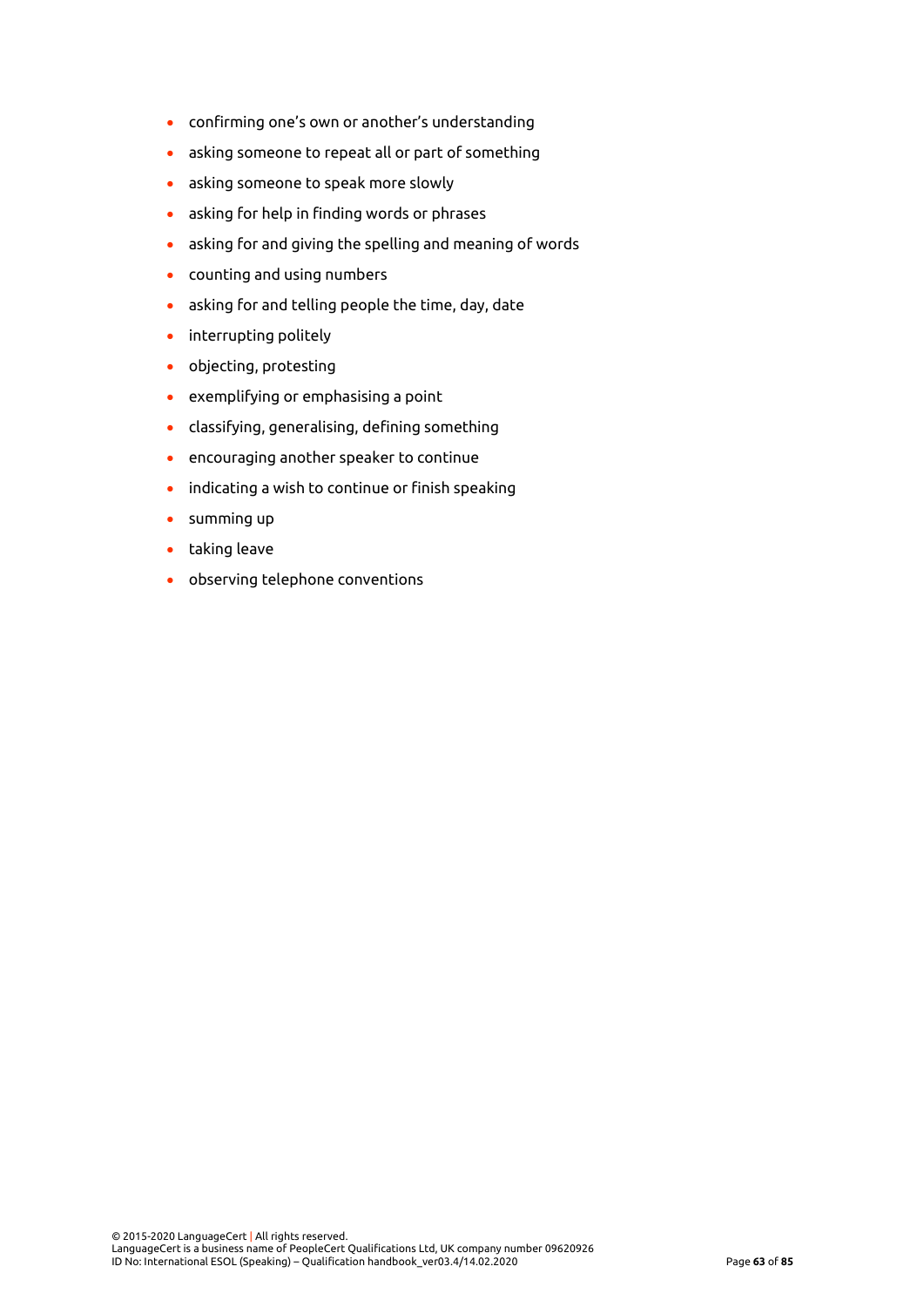- confirming one's own or another's understanding
- asking someone to repeat all or part of something
- asking someone to speak more slowly
- asking for help in finding words or phrases
- asking for and giving the spelling and meaning of words
- counting and using numbers
- asking for and telling people the time, day, date
- interrupting politely
- objecting, protesting
- exemplifying or emphasising a point
- classifying, generalising, defining something
- encouraging another speaker to continue
- indicating a wish to continue or finish speaking
- summing up
- taking leave
- observing telephone conventions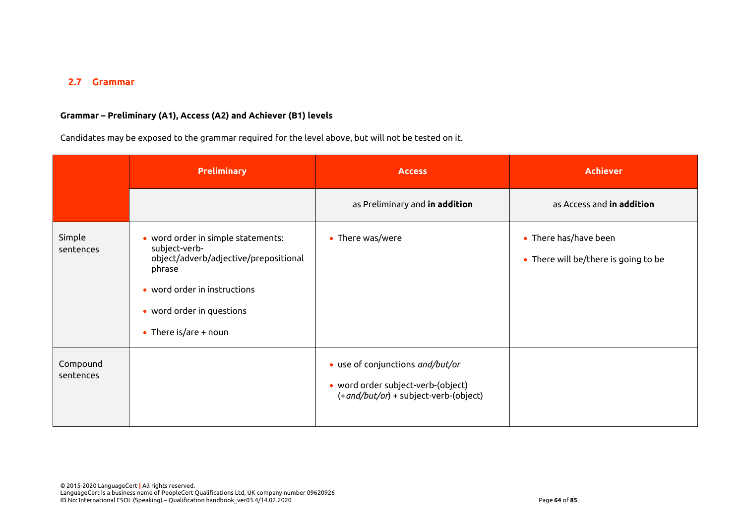## 2.7 Grammar

**Grammar – Preliminary (A1), Access (A2) and Achiever (B1) levels**

Candidates may be exposed to the grammar required for the level above, but will not be tested on it.

| | Preliminary | Access | Achiever |
|---|---|---|---|
| | | as Preliminary and **in addition** | as Access and **in addition** |
| Simple sentences | • word order in simple statements: subject-verb-object/adverb/adjective/prepositional phrase<br>• word order in instructions<br>• word order in questions<br>• There is/are + noun | • There was/were | • There has/have been<br>• There will be/there is going to be |
| Compound sentences | | • use of conjunctions *and/but/or*<br>• word order subject-verb-(object) (+*and/but/or*) + subject-verb-(object) | |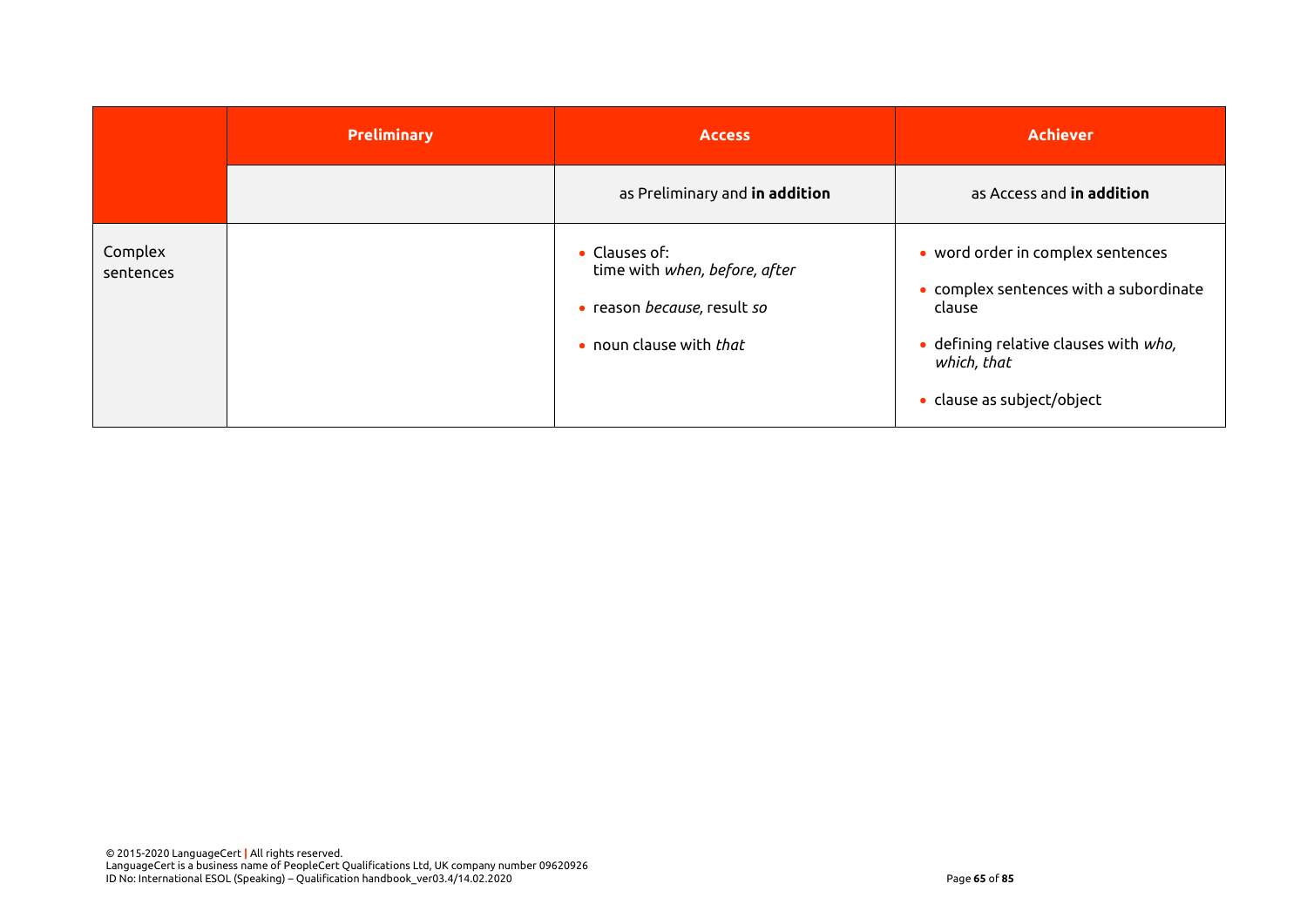| | Preliminary | Access | Achiever |
|---|---|---|---|
| | | as Preliminary and **in addition** | as Access and **in addition** |
| Complex sentences | | • Clauses of: time with *when, before, after*<br>• reason *because*, result *so*<br>• noun clause with *that* | • word order in complex sentences<br>• complex sentences with a subordinate clause<br>• defining relative clauses with *who, which, that*<br>• clause as subject/object |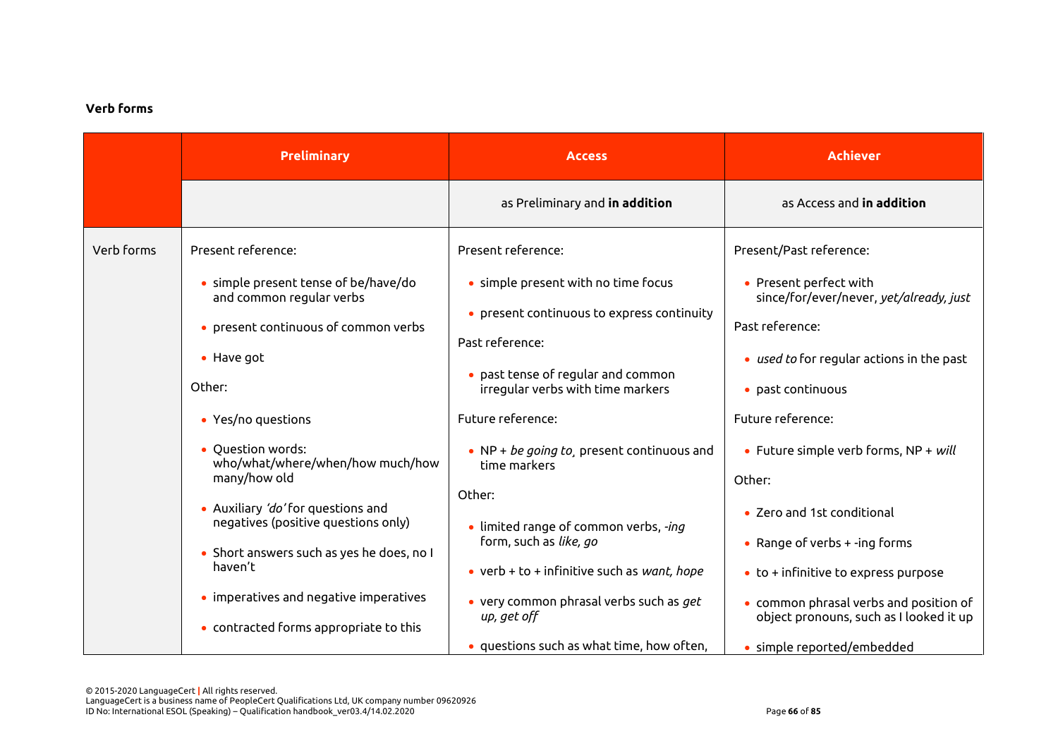**Verb forms**

| | Preliminary | Access | Achiever |
|---|---|---|---|
| | | as Preliminary and **in addition** | as Access and **in addition** |
| Verb forms | Present reference:<br><br>• simple present tense of be/have/do and common regular verbs<br><br>• present continuous of common verbs<br><br>• Have got<br><br>Other:<br><br>• Yes/no questions<br><br>• Question words: who/what/where/when/how much/how many/how old<br><br>• Auxiliary *'do'* for questions and negatives (positive questions only)<br><br>• Short answers such as yes he does, no I haven't<br><br>• imperatives and negative imperatives<br><br>• contracted forms appropriate to this | Present reference:<br><br>• simple present with no time focus<br><br>• present continuous to express continuity<br><br>Past reference:<br><br>• past tense of regular and common irregular verbs with time markers<br><br>Future reference:<br><br>• NP + *be going to,* present continuous and time markers<br><br>Other:<br><br>• limited range of common verbs, *-ing* form, such as *like, go*<br><br>• verb + to + infinitive such as *want, hope*<br><br>• very common phrasal verbs such as *get up, get off*<br><br>• questions such as what time, how often, | Present/Past reference:<br><br>• Present perfect with since/for/ever/never, *yet/already, just*<br><br>Past reference:<br><br>• *used to* for regular actions in the past<br><br>• past continuous<br><br>Future reference:<br><br>• Future simple verb forms, NP + *will*<br><br>Other:<br><br>• Zero and 1st conditional<br><br>• Range of verbs + -ing forms<br><br>• to + infinitive to express purpose<br><br>• common phrasal verbs and position of object pronouns, such as I looked it up<br><br>• simple reported/embedded |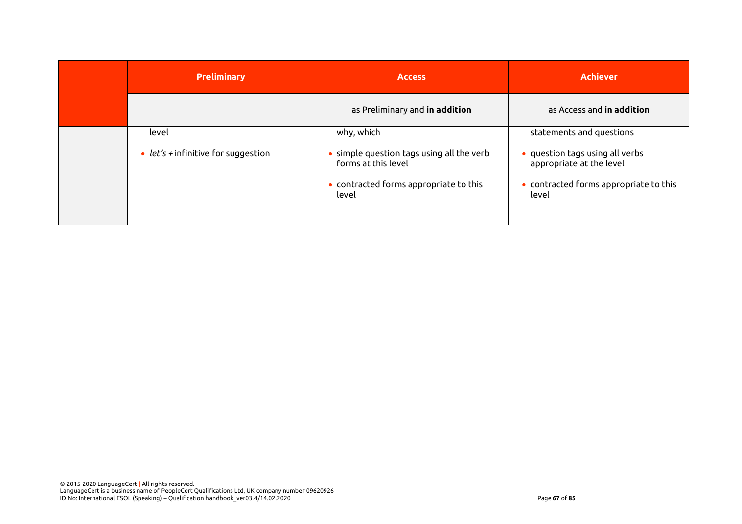| | Preliminary | Access | Achiever |
|---|---|---|---|
| | | as Preliminary and **in addition** | as Access and **in addition** |
| | level<br><br>• *let's* + infinitive for suggestion | why, which<br><br>• simple question tags using all the verb forms at this level<br><br>• contracted forms appropriate to this level | statements and questions<br><br>• question tags using all verbs appropriate at the level<br><br>• contracted forms appropriate to this level |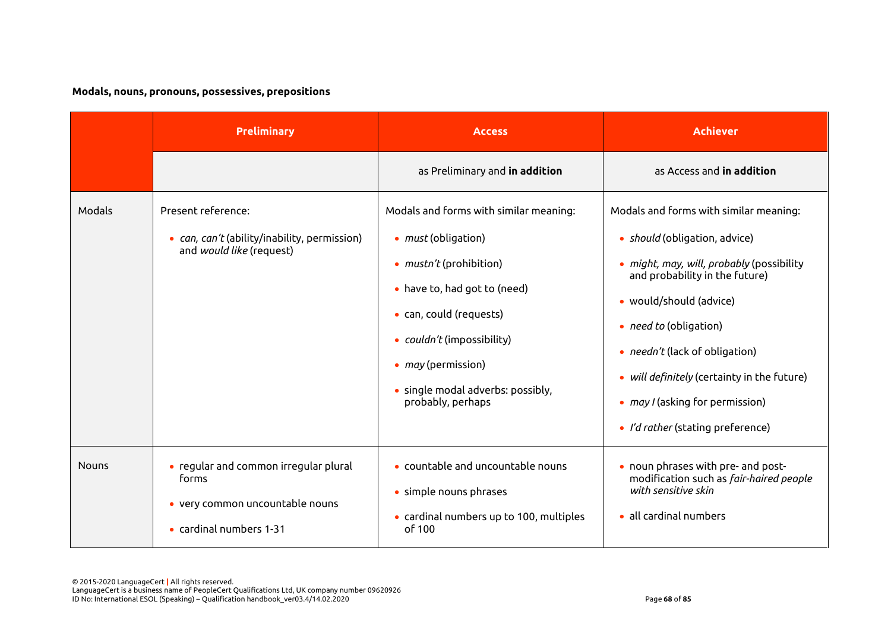**Modals, nouns, pronouns, possessives, prepositions**

| | Preliminary | Access | Achiever |
|---|---|---|---|
| | | as Preliminary and **in addition** | as Access and **in addition** |
| Modals | Present reference:<br><br>• *can, can't* (ability/inability, permission) and *would like* (request) | Modals and forms with similar meaning:<br><br>• *must* (obligation)<br>• *mustn't* (prohibition)<br>• have to, had got to (need)<br>• can, could (requests)<br>• *couldn't* (impossibility)<br>• *may* (permission)<br>• single modal adverbs: possibly, probably, perhaps | Modals and forms with similar meaning:<br><br>• *should* (obligation, advice)<br>• *might, may, will, probably* (possibility and probability in the future)<br>• would/should (advice)<br>• *need to* (obligation)<br>• *needn't* (lack of obligation)<br>• *will definitely* (certainty in the future)<br>• *may I* (asking for permission)<br>• *I'd rather* (stating preference) |
| Nouns | • regular and common irregular plural forms<br>• very common uncountable nouns<br>• cardinal numbers 1-31 | • countable and uncountable nouns<br>• simple nouns phrases<br>• cardinal numbers up to 100, multiples of 100 | • noun phrases with pre- and post-modification such as *fair-haired people with sensitive skin*<br>• all cardinal numbers |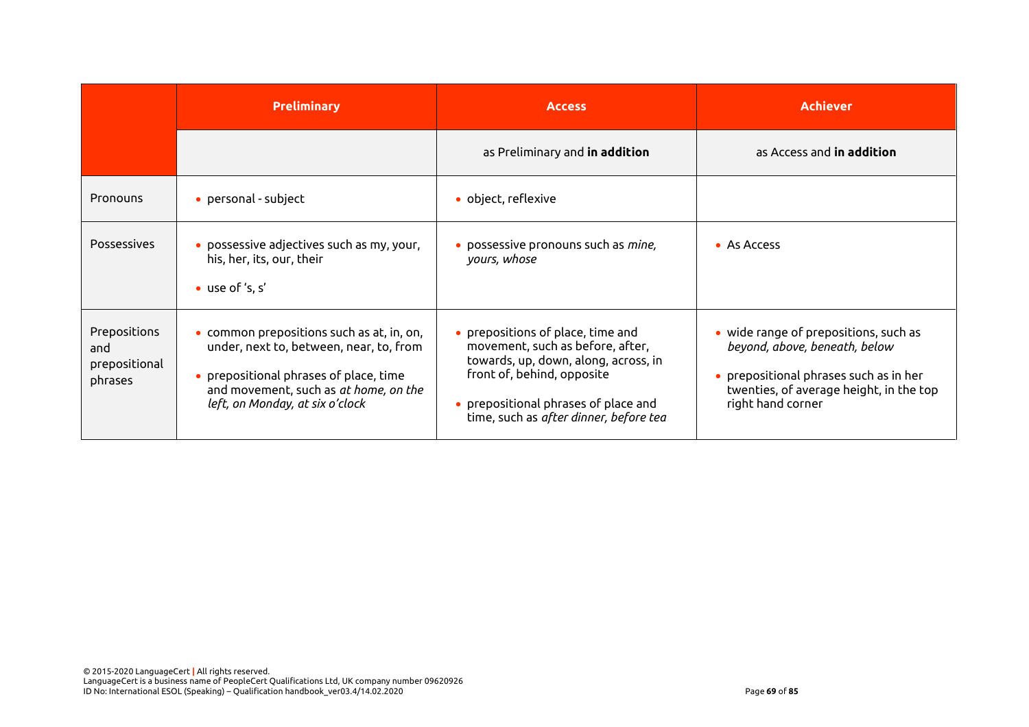| | Preliminary | Access | Achiever |
|---|---|---|---|
| | | as Preliminary and **in addition** | as Access and **in addition** |
| Pronouns | • personal - subject | • object, reflexive | |
| Possessives | • possessive adjectives such as my, your, his, her, its, our, their<br>• use of 's, s' | • possessive pronouns such as *mine, yours, whose* | • As Access |
| Prepositions and prepositional phrases | • common prepositions such as at, in, on, under, next to, between, near, to, from<br>• prepositional phrases of place, time and movement, such as *at home, on the left, on Monday, at six o'clock* | • prepositions of place, time and movement, such as before, after, towards, up, down, along, across, in front of, behind, opposite<br>• prepositional phrases of place and time, such as *after dinner, before tea* | • wide range of prepositions, such as *beyond, above, beneath, below*<br>• prepositional phrases such as in her twenties, of average height, in the top right hand corner |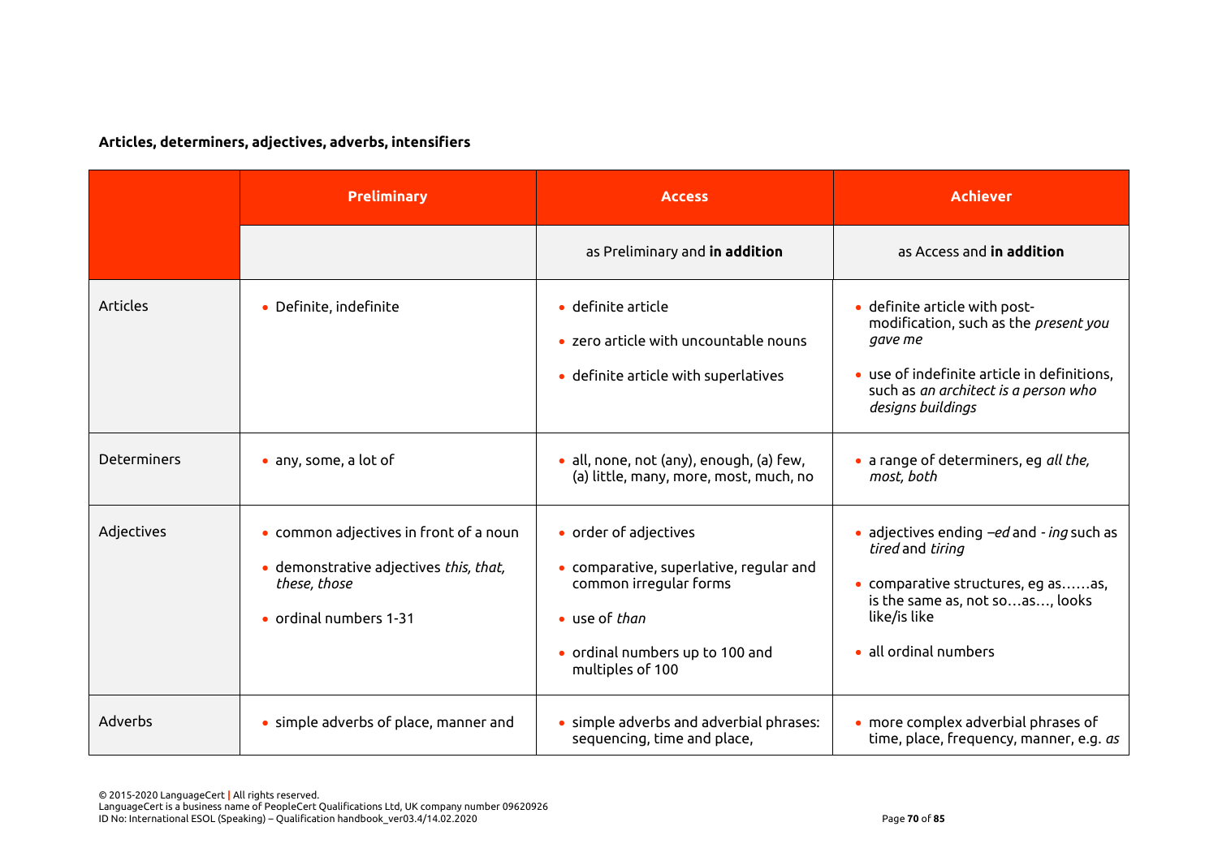**Articles, determiners, adjectives, adverbs, intensifiers**

| | Preliminary | Access | Achiever |
|---|---|---|---|
| | | as Preliminary and **in addition** | as Access and **in addition** |
| Articles | • Definite, indefinite | • definite article<br>• zero article with uncountable nouns<br>• definite article with superlatives | • definite article with post-modification, such as the *present you gave me*<br>• use of indefinite article in definitions, such as *an architect is a person who designs buildings* |
| Determiners | • any, some, a lot of | • all, none, not (any), enough, (a) few, (a) little, many, more, most, much, no | • a range of determiners, eg *all the, most, both* |
| Adjectives | • common adjectives in front of a noun<br>• demonstrative adjectives *this, that, these, those*<br>• ordinal numbers 1-31 | • order of adjectives<br>• comparative, superlative, regular and common irregular forms<br>• use of *than*<br>• ordinal numbers up to 100 and multiples of 100 | • adjectives ending *–ed* and *- ing* such as *tired* and *tiring*<br>• comparative structures, eg as……as, is the same as, not so…as…, looks like/is like<br>• all ordinal numbers |
| Adverbs | • simple adverbs of place, manner and | • simple adverbs and adverbial phrases: sequencing, time and place, | • more complex adverbial phrases of time, place, frequency, manner, e.g. *as* |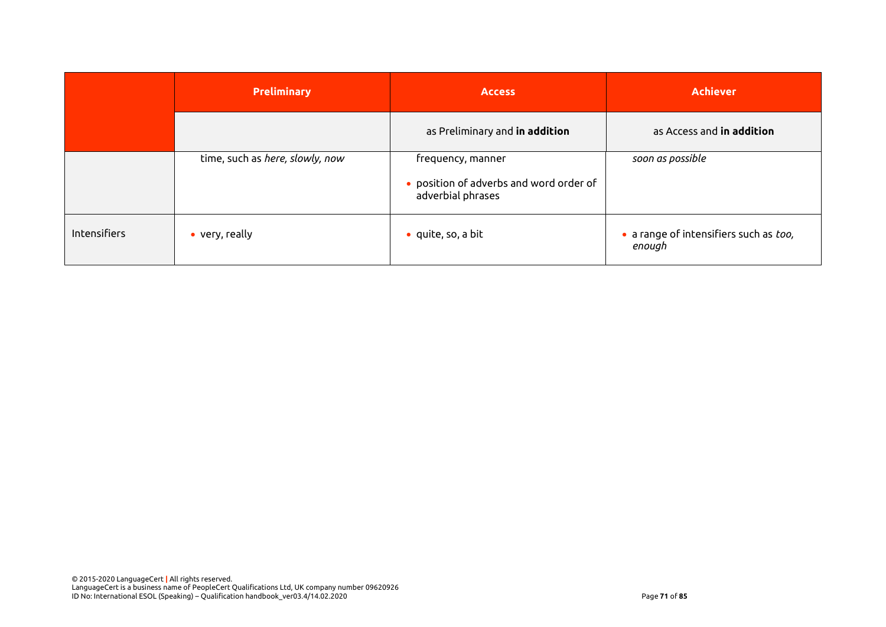| | Preliminary | Access | Achiever |
|---|---|---|---|
| | | as Preliminary and **in addition** | as Access and **in addition** |
| | time, such as *here, slowly, now* | frequency, manner<br>• position of adverbs and word order of adverbial phrases | *soon as possible* |
| Intensifiers | • very, really | • quite, so, a bit | • a range of intensifiers such as *too, enough* |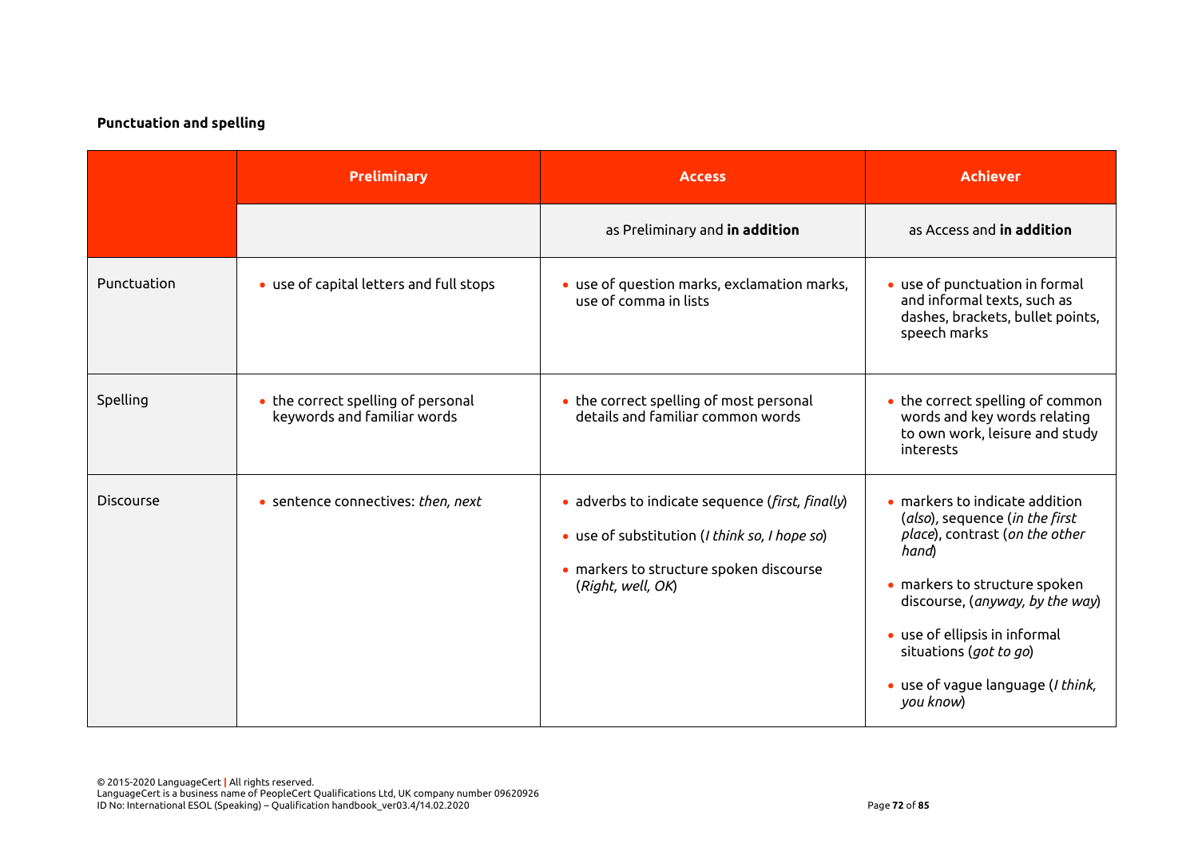**Punctuation and spelling**

| | Preliminary | Access | Achiever |
|---|---|---|---|
| | | as Preliminary and **in addition** | as Access and **in addition** |
| Punctuation | • use of capital letters and full stops | • use of question marks, exclamation marks, use of comma in lists | • use of punctuation in formal and informal texts, such as dashes, brackets, bullet points, speech marks |
| Spelling | • the correct spelling of personal keywords and familiar words | • the correct spelling of most personal details and familiar common words | • the correct spelling of common words and key words relating to own work, leisure and study interests |
| Discourse | • sentence connectives: *then, next* | • adverbs to indicate sequence (*first, finally*)<br>• use of substitution (*I think so, I hope so*)<br>• markers to structure spoken discourse (*Right, well, OK*) | • markers to indicate addition (*also*), sequence (*in the first place*), contrast (*on the other hand*)<br>• markers to structure spoken discourse, (*anyway, by the way*)<br>• use of ellipsis in informal situations (*got to go*)<br>• use of vague language (*I think, you know*) |

© 2015-2020 LanguageCert | All rights reserved.
LanguageCert is a business name of PeopleCert Qualifications Ltd, UK company number 09620926
ID No: International ESOL (Speaking) – Qualification handbook_ver03.4/14.02.2020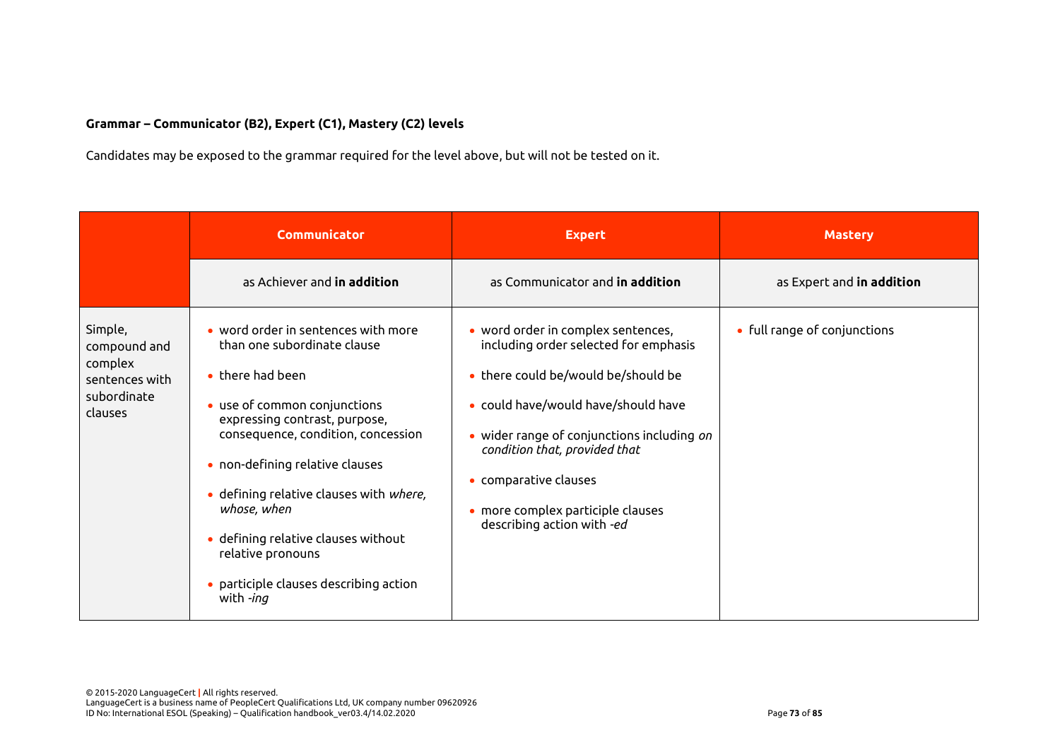**Grammar – Communicator (B2), Expert (C1), Mastery (C2) levels**

Candidates may be exposed to the grammar required for the level above, but will not be tested on it.

| | Communicator | Expert | Mastery |
|---|---|---|---|
| | as Achiever and **in addition** | as Communicator and **in addition** | as Expert and **in addition** |
| Simple, compound and complex sentences with subordinate clauses | • word order in sentences with more than one subordinate clause<br>• there had been<br>• use of common conjunctions expressing contrast, purpose, consequence, condition, concession<br>• non-defining relative clauses<br>• defining relative clauses with *where, whose, when*<br>• defining relative clauses without relative pronouns<br>• participle clauses describing action with *-ing* | • word order in complex sentences, including order selected for emphasis<br>• there could be/would be/should be<br>• could have/would have/should have<br>• wider range of conjunctions including *on condition that, provided that*<br>• comparative clauses<br>• more complex participle clauses describing action with *-ed* | • full range of conjunctions |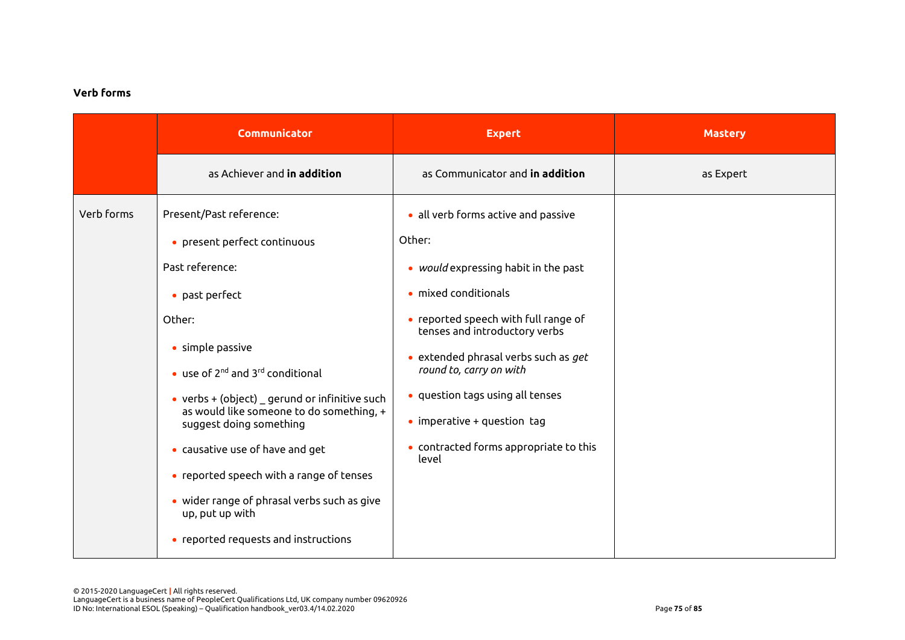**Verb forms**

| | Communicator | Expert | Mastery |
|---|---|---|---|
| | as Achiever and **in addition** | as Communicator and **in addition** | as Expert |
| Verb forms | Present/Past reference:<br>• present perfect continuous<br>Past reference:<br>• past perfect<br>Other:<br>• simple passive<br>• use of 2nd and 3rd conditional<br>• verbs + (object) _ gerund or infinitive such as would like someone to do something, + suggest doing something<br>• causative use of have and get<br>• reported speech with a range of tenses<br>• wider range of phrasal verbs such as give up, put up with<br>• reported requests and instructions | • all verb forms active and passive<br>Other:<br>• *would* expressing habit in the past<br>• mixed conditionals<br>• reported speech with full range of tenses and introductory verbs<br>• extended phrasal verbs such as *get round to, carry on with*<br>• question tags using all tenses<br>• imperative + question tag<br>• contracted forms appropriate to this level | |

© 2015-2020 LanguageCert | All rights reserved.
LanguageCert is a business name of PeopleCert Qualifications Ltd, UK company number 09620926
ID No: International ESOL (Speaking) – Qualification handbook_ver03.4/14.02.2020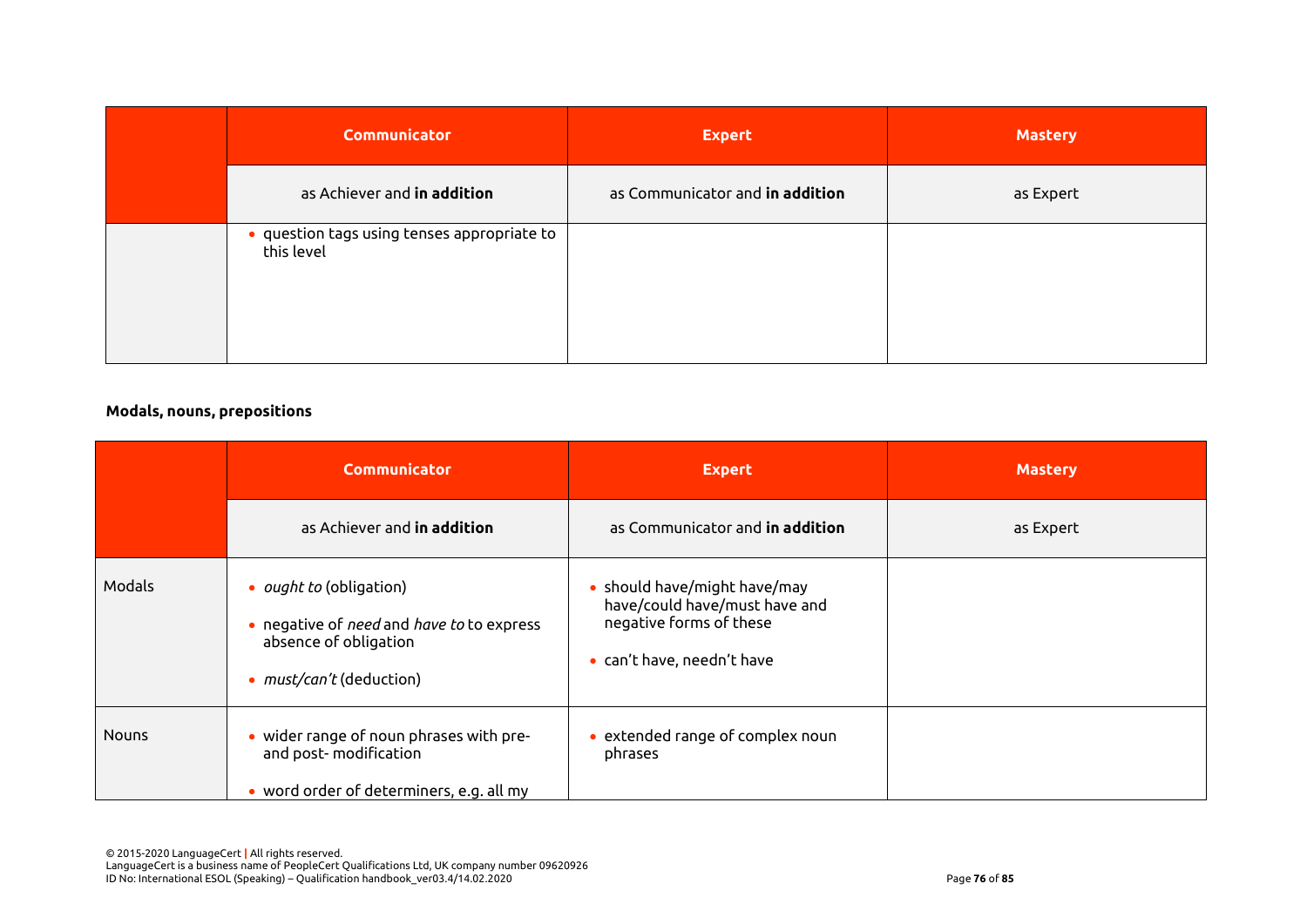| | Communicator | Expert | Mastery |
|---|---|---|---|
| | as Achiever and **in addition** | as Communicator and **in addition** | as Expert |
| | • question tags using tenses appropriate to this level | | |

**Modals, nouns, prepositions**

| | Communicator | Expert | Mastery |
|---|---|---|---|
| | as Achiever and **in addition** | as Communicator and **in addition** | as Expert |
| Modals | • *ought to* (obligation)<br>• negative of *need* and *have to* to express absence of obligation<br>• *must/can't* (deduction) | • should have/might have/may have/could have/must have and negative forms of these<br>• can't have, needn't have | |
| Nouns | • wider range of noun phrases with pre- and post- modification<br>• word order of determiners, e.g. all my | • extended range of complex noun phrases | |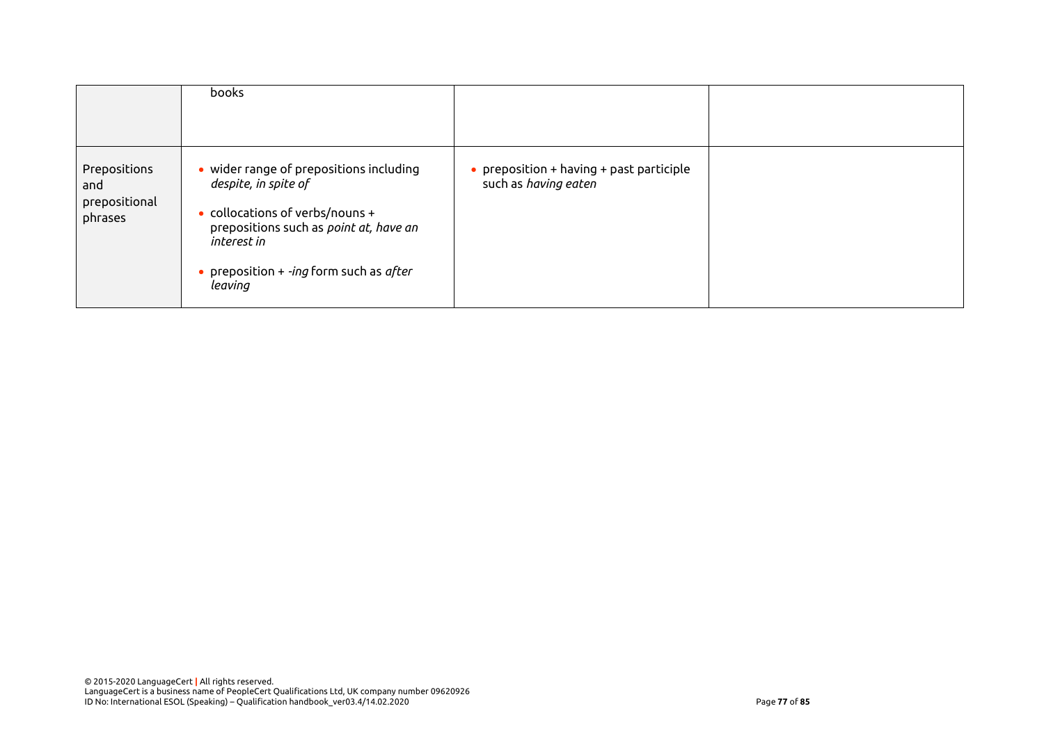| | | | |
|---|---|---|---|
| | books | | |
| Prepositions and prepositional phrases | • wider range of prepositions including *despite, in spite of*<br>• collocations of verbs/nouns + prepositions such as *point at, have an interest in*<br>• preposition + *-ing* form such as *after leaving* | • preposition + having + past participle such as *having eaten* | |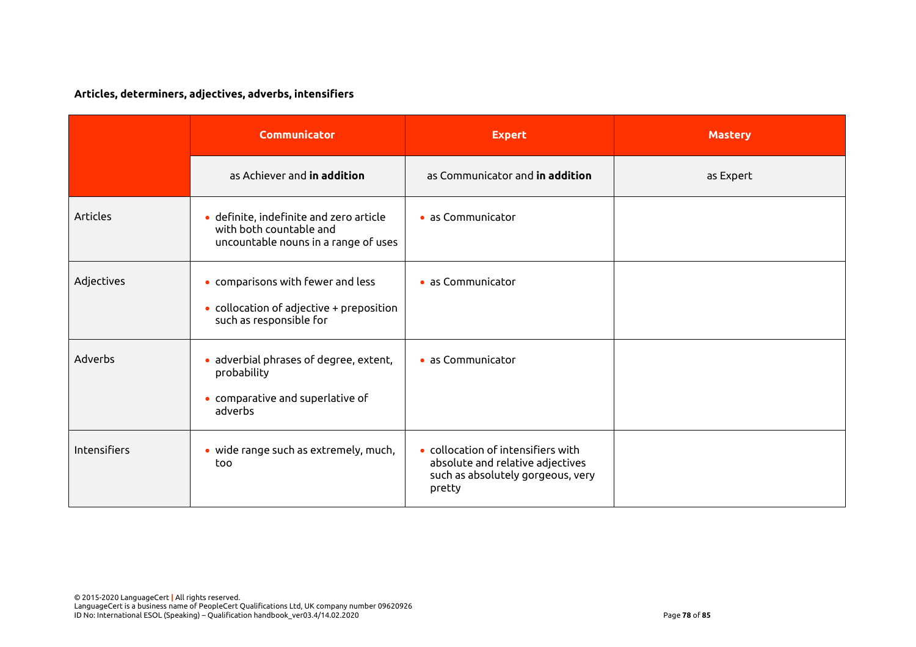**Articles, determiners, adjectives, adverbs, intensifiers**

| | Communicator | Expert | Mastery |
|---|---|---|---|
| | as Achiever and **in addition** | as Communicator and **in addition** | as Expert |
| Articles | • definite, indefinite and zero article with both countable and uncountable nouns in a range of uses | • as Communicator | |
| Adjectives | • comparisons with fewer and less<br>• collocation of adjective + preposition such as responsible for | • as Communicator | |
| Adverbs | • adverbial phrases of degree, extent, probability<br>• comparative and superlative of adverbs | • as Communicator | |
| Intensifiers | • wide range such as extremely, much, too | • collocation of intensifiers with absolute and relative adjectives such as absolutely gorgeous, very pretty | |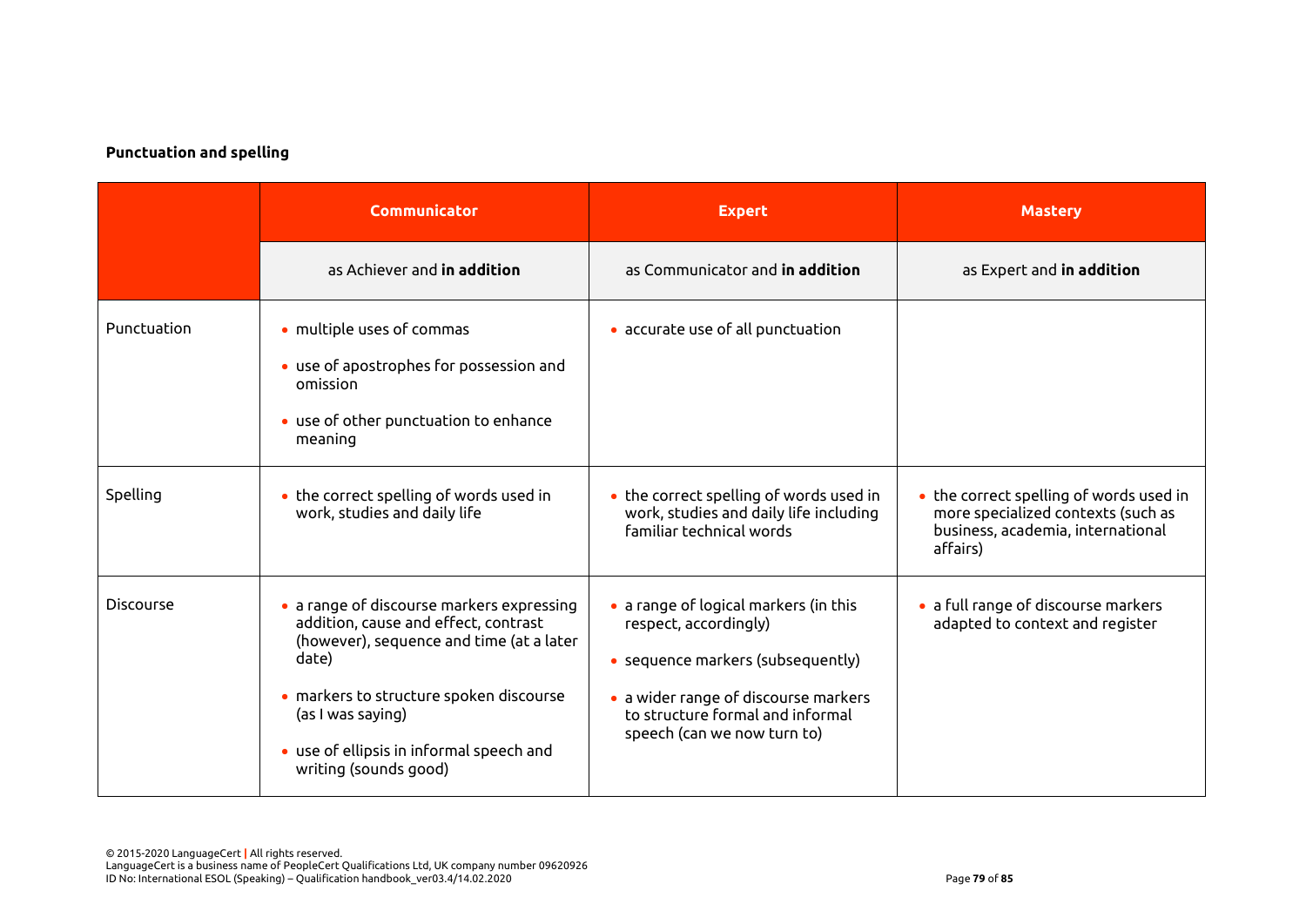**Punctuation and spelling**

| | Communicator | Expert | Mastery |
|---|---|---|---|
| | as Achiever and **in addition** | as Communicator and **in addition** | as Expert and **in addition** |
| Punctuation | • multiple uses of commas<br>• use of apostrophes for possession and omission<br>• use of other punctuation to enhance meaning | • accurate use of all punctuation | |
| Spelling | • the correct spelling of words used in work, studies and daily life | • the correct spelling of words used in work, studies and daily life including familiar technical words | • the correct spelling of words used in more specialized contexts (such as business, academia, international affairs) |
| Discourse | • a range of discourse markers expressing addition, cause and effect, contrast (however), sequence and time (at a later date)<br>• markers to structure spoken discourse (as I was saying)<br>• use of ellipsis in informal speech and writing (sounds good) | • a range of logical markers (in this respect, accordingly)<br>• sequence markers (subsequently)<br>• a wider range of discourse markers to structure formal and informal speech (can we now turn to) | • a full range of discourse markers adapted to context and register |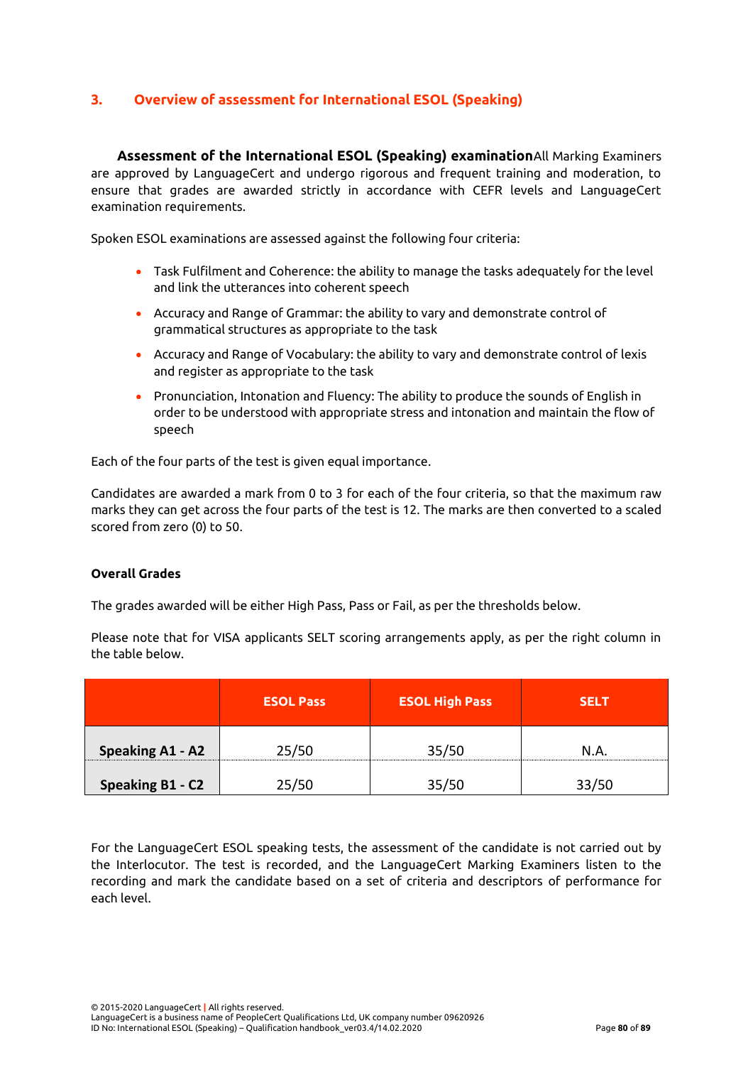## 3. Overview of assessment for International ESOL (Speaking)

**Assessment of the International ESOL (Speaking) examination**All Marking Examiners are approved by LanguageCert and undergo rigorous and frequent training and moderation, to ensure that grades are awarded strictly in accordance with CEFR levels and LanguageCert examination requirements.

Spoken ESOL examinations are assessed against the following four criteria:

- Task Fulfilment and Coherence: the ability to manage the tasks adequately for the level and link the utterances into coherent speech
- Accuracy and Range of Grammar: the ability to vary and demonstrate control of grammatical structures as appropriate to the task
- Accuracy and Range of Vocabulary: the ability to vary and demonstrate control of lexis and register as appropriate to the task
- Pronunciation, Intonation and Fluency: The ability to produce the sounds of English in order to be understood with appropriate stress and intonation and maintain the flow of speech

Each of the four parts of the test is given equal importance.

Candidates are awarded a mark from 0 to 3 for each of the four criteria, so that the maximum raw marks they can get across the four parts of the test is 12. The marks are then converted to a scaled scored from zero (0) to 50.

**Overall Grades**

The grades awarded will be either High Pass, Pass or Fail, as per the thresholds below.

Please note that for VISA applicants SELT scoring arrangements apply, as per the right column in the table below.

| | ESOL Pass | ESOL High Pass | SELT |
|---|---|---|---|
| **Speaking A1 - A2** | 25/50 | 35/50 | N.A. |
| **Speaking B1 - C2** | 25/50 | 35/50 | 33/50 |

For the LanguageCert ESOL speaking tests, the assessment of the candidate is not carried out by the Interlocutor. The test is recorded, and the LanguageCert Marking Examiners listen to the recording and mark the candidate based on a set of criteria and descriptors of performance for each level.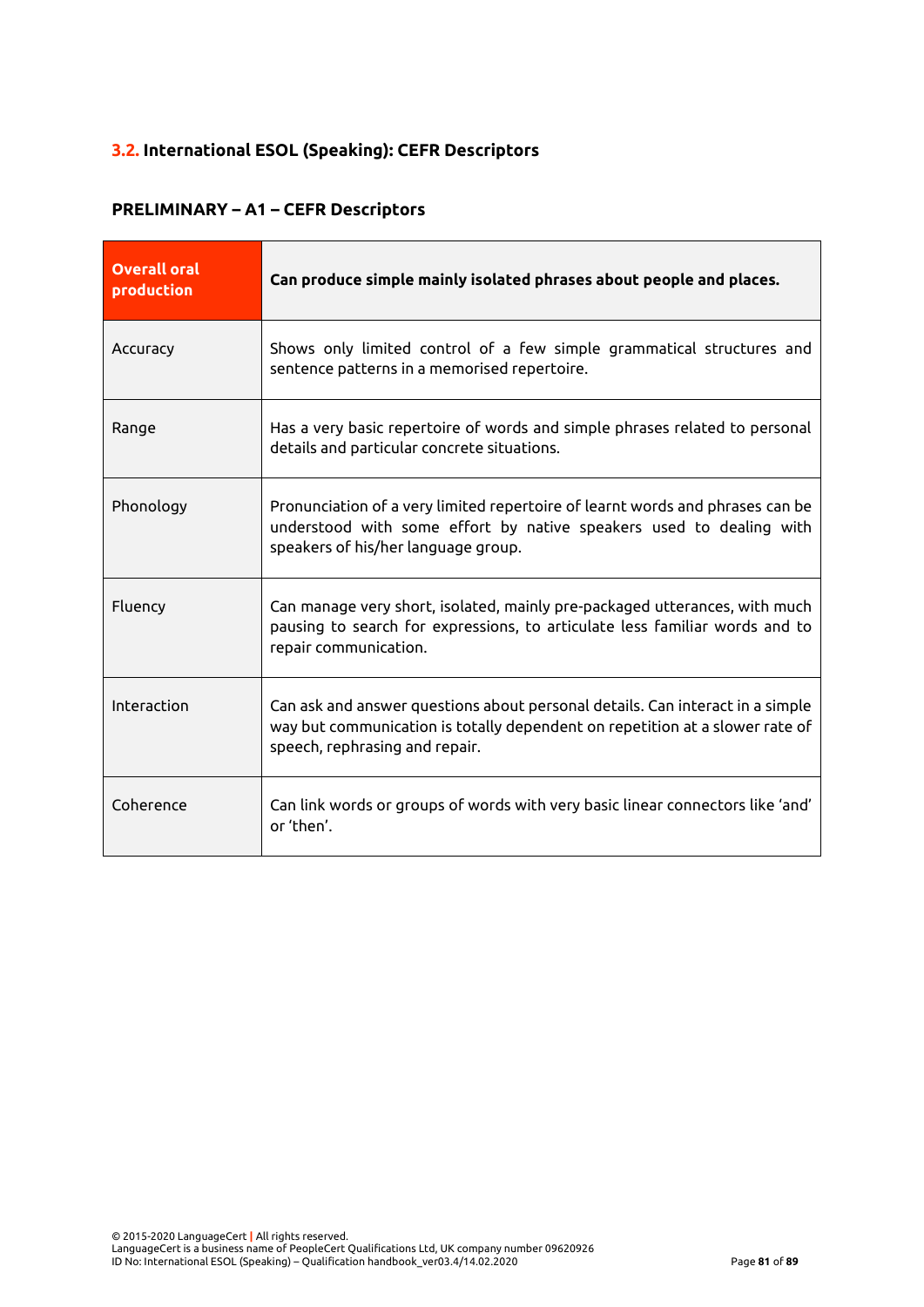## 3.2. International ESOL (Speaking): CEFR Descriptors

### PRELIMINARY – A1 – CEFR Descriptors

| **Overall oral production** | **Can produce simple mainly isolated phrases about people and places.** |
|---|---|
| Accuracy | Shows only limited control of a few simple grammatical structures and sentence patterns in a memorised repertoire. |
| Range | Has a very basic repertoire of words and simple phrases related to personal details and particular concrete situations. |
| Phonology | Pronunciation of a very limited repertoire of learnt words and phrases can be understood with some effort by native speakers used to dealing with speakers of his/her language group. |
| Fluency | Can manage very short, isolated, mainly pre-packaged utterances, with much pausing to search for expressions, to articulate less familiar words and to repair communication. |
| Interaction | Can ask and answer questions about personal details. Can interact in a simple way but communication is totally dependent on repetition at a slower rate of speech, rephrasing and repair. |
| Coherence | Can link words or groups of words with very basic linear connectors like 'and' or 'then'. |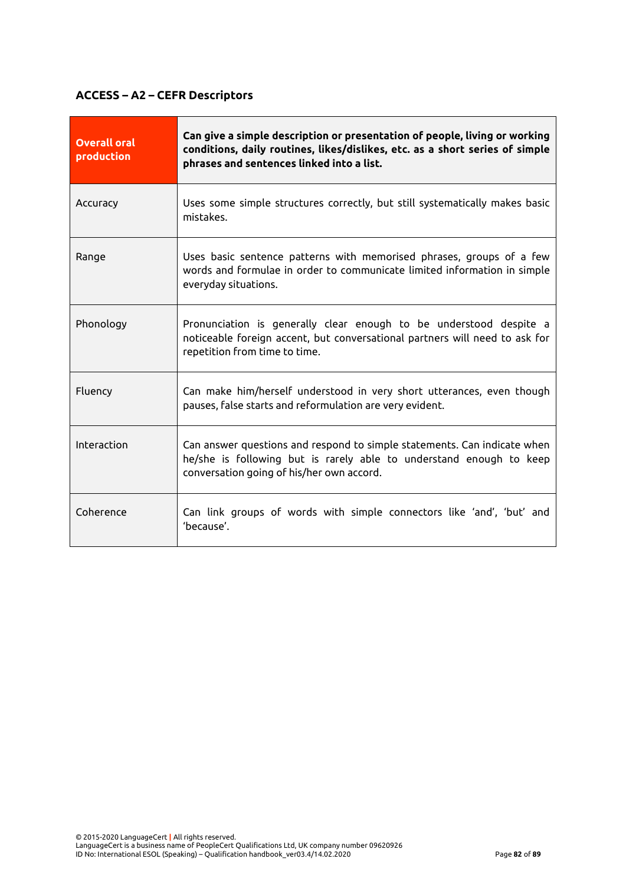### ACCESS – A2 – CEFR Descriptors

| **Overall oral production** | **Can give a simple description or presentation of people, living or working conditions, daily routines, likes/dislikes, etc. as a short series of simple phrases and sentences linked into a list.** |
|---|---|
| Accuracy | Uses some simple structures correctly, but still systematically makes basic mistakes. |
| Range | Uses basic sentence patterns with memorised phrases, groups of a few words and formulae in order to communicate limited information in simple everyday situations. |
| Phonology | Pronunciation is generally clear enough to be understood despite a noticeable foreign accent, but conversational partners will need to ask for repetition from time to time. |
| Fluency | Can make him/herself understood in very short utterances, even though pauses, false starts and reformulation are very evident. |
| Interaction | Can answer questions and respond to simple statements. Can indicate when he/she is following but is rarely able to understand enough to keep conversation going of his/her own accord. |
| Coherence | Can link groups of words with simple connectors like 'and', 'but' and 'because'. |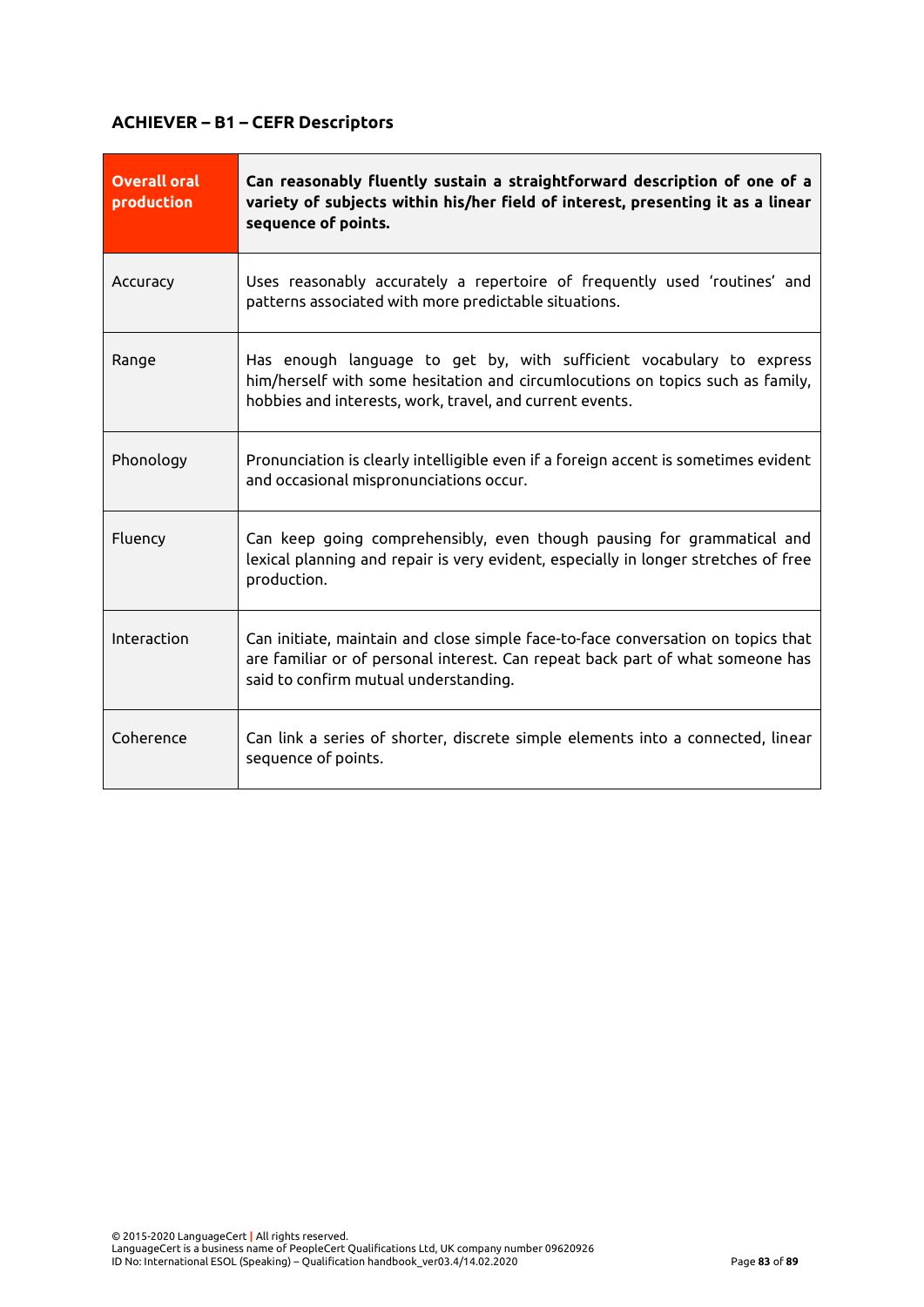## ACHIEVER – B1 – CEFR Descriptors

| **Overall oral production** | **Can reasonably fluently sustain a straightforward description of one of a variety of subjects within his/her field of interest, presenting it as a linear sequence of points.** |
|---|---|
| Accuracy | Uses reasonably accurately a repertoire of frequently used 'routines' and patterns associated with more predictable situations. |
| Range | Has enough language to get by, with sufficient vocabulary to express him/herself with some hesitation and circumlocutions on topics such as family, hobbies and interests, work, travel, and current events. |
| Phonology | Pronunciation is clearly intelligible even if a foreign accent is sometimes evident and occasional mispronunciations occur. |
| Fluency | Can keep going comprehensibly, even though pausing for grammatical and lexical planning and repair is very evident, especially in longer stretches of free production. |
| Interaction | Can initiate, maintain and close simple face-to-face conversation on topics that are familiar or of personal interest. Can repeat back part of what someone has said to confirm mutual understanding. |
| Coherence | Can link a series of shorter, discrete simple elements into a connected, linear sequence of points. |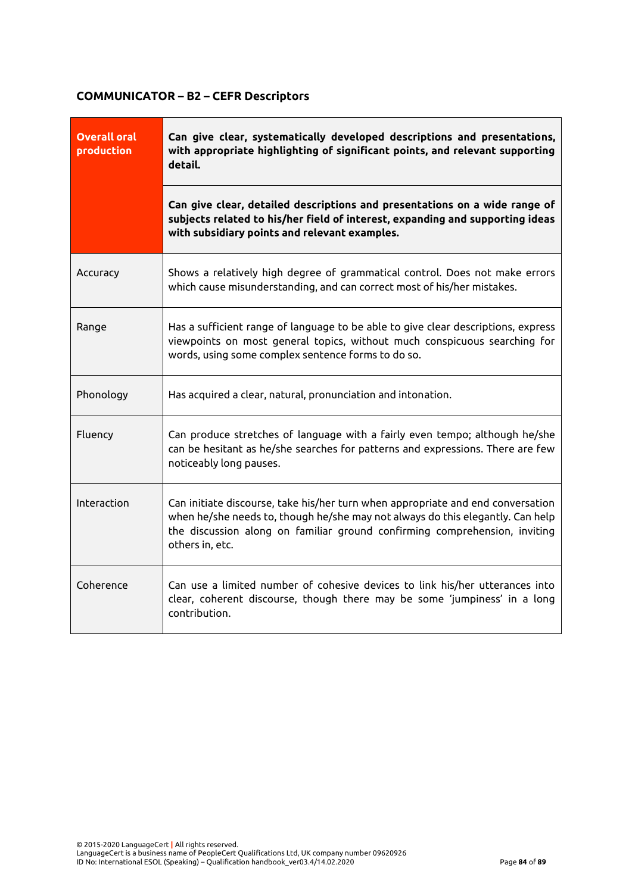### COMMUNICATOR – B2 – CEFR Descriptors

| | |
|---|---|
| **Overall oral production** | **Can give clear, systematically developed descriptions and presentations, with appropriate highlighting of significant points, and relevant supporting detail.** |
| | **Can give clear, detailed descriptions and presentations on a wide range of subjects related to his/her field of interest, expanding and supporting ideas with subsidiary points and relevant examples.** |
| Accuracy | Shows a relatively high degree of grammatical control. Does not make errors which cause misunderstanding, and can correct most of his/her mistakes. |
| Range | Has a sufficient range of language to be able to give clear descriptions, express viewpoints on most general topics, without much conspicuous searching for words, using some complex sentence forms to do so. |
| Phonology | Has acquired a clear, natural, pronunciation and intonation. |
| Fluency | Can produce stretches of language with a fairly even tempo; although he/she can be hesitant as he/she searches for patterns and expressions. There are few noticeably long pauses. |
| Interaction | Can initiate discourse, take his/her turn when appropriate and end conversation when he/she needs to, though he/she may not always do this elegantly. Can help the discussion along on familiar ground confirming comprehension, inviting others in, etc. |
| Coherence | Can use a limited number of cohesive devices to link his/her utterances into clear, coherent discourse, though there may be some 'jumpiness' in a long contribution. |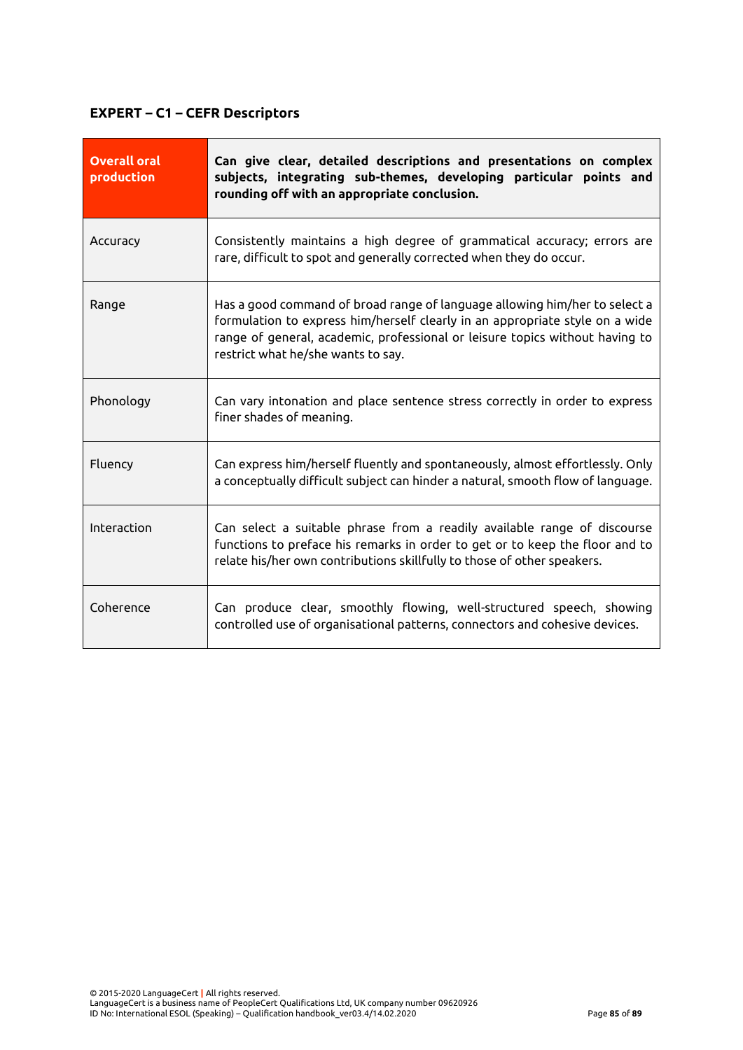### EXPERT – C1 – CEFR Descriptors

| **Overall oral production** | **Can give clear, detailed descriptions and presentations on complex subjects, integrating sub-themes, developing particular points and rounding off with an appropriate conclusion.** |
|---|---|
| Accuracy | Consistently maintains a high degree of grammatical accuracy; errors are rare, difficult to spot and generally corrected when they do occur. |
| Range | Has a good command of broad range of language allowing him/her to select a formulation to express him/herself clearly in an appropriate style on a wide range of general, academic, professional or leisure topics without having to restrict what he/she wants to say. |
| Phonology | Can vary intonation and place sentence stress correctly in order to express finer shades of meaning. |
| Fluency | Can express him/herself fluently and spontaneously, almost effortlessly. Only a conceptually difficult subject can hinder a natural, smooth flow of language. |
| Interaction | Can select a suitable phrase from a readily available range of discourse functions to preface his remarks in order to get or to keep the floor and to relate his/her own contributions skillfully to those of other speakers. |
| Coherence | Can produce clear, smoothly flowing, well-structured speech, showing controlled use of organisational patterns, connectors and cohesive devices. |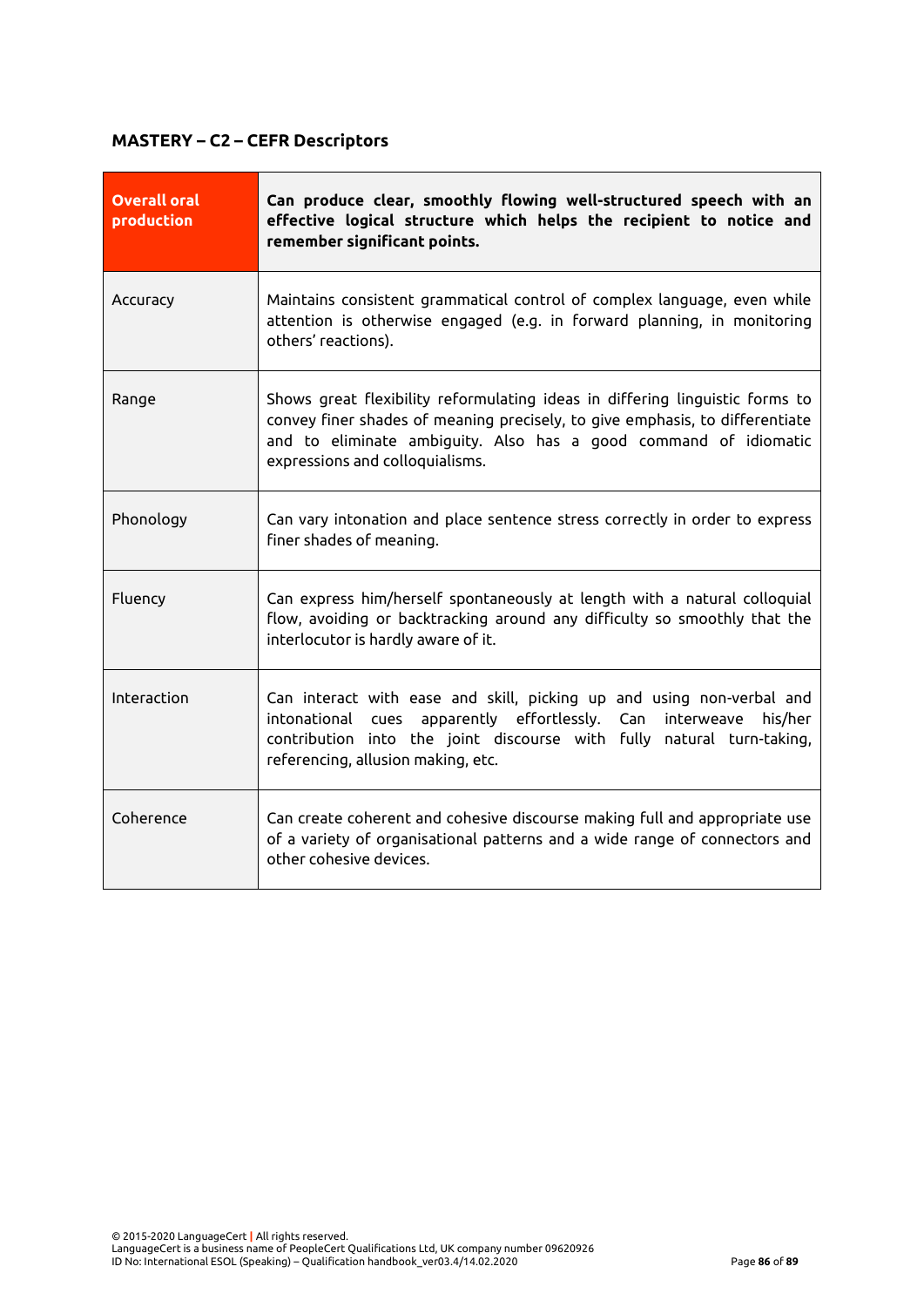## MASTERY – C2 – CEFR Descriptors

| **Overall oral production** | **Can produce clear, smoothly flowing well-structured speech with an effective logical structure which helps the recipient to notice and remember significant points.** |
|---|---|
| Accuracy | Maintains consistent grammatical control of complex language, even while attention is otherwise engaged (e.g. in forward planning, in monitoring others' reactions). |
| Range | Shows great flexibility reformulating ideas in differing linguistic forms to convey finer shades of meaning precisely, to give emphasis, to differentiate and to eliminate ambiguity. Also has a good command of idiomatic expressions and colloquialisms. |
| Phonology | Can vary intonation and place sentence stress correctly in order to express finer shades of meaning. |
| Fluency | Can express him/herself spontaneously at length with a natural colloquial flow, avoiding or backtracking around any difficulty so smoothly that the interlocutor is hardly aware of it. |
| Interaction | Can interact with ease and skill, picking up and using non-verbal and intonational cues apparently effortlessly. Can interweave his/her contribution into the joint discourse with fully natural turn-taking, referencing, allusion making, etc. |
| Coherence | Can create coherent and cohesive discourse making full and appropriate use of a variety of organisational patterns and a wide range of connectors and other cohesive devices. |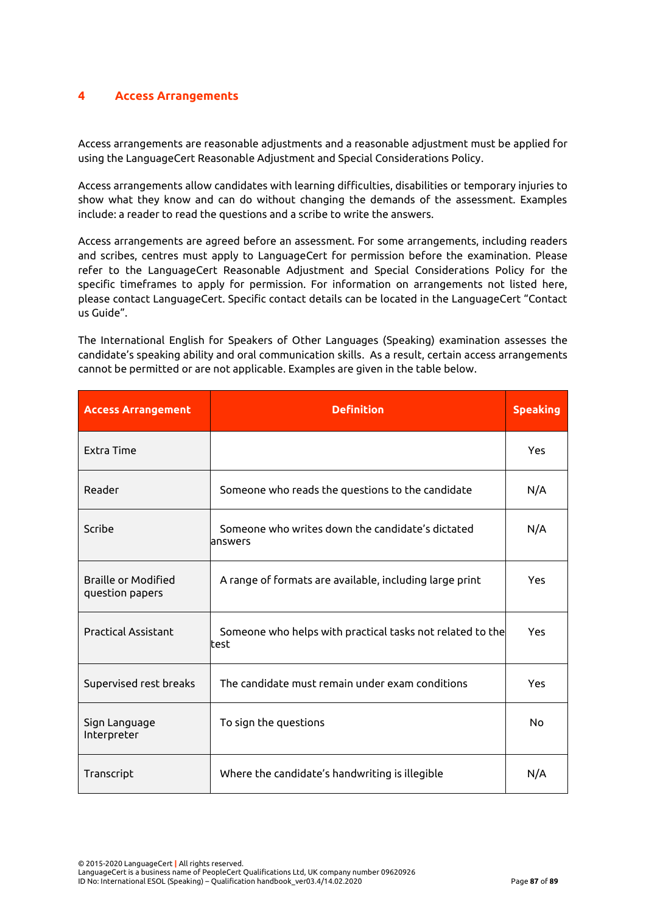## 4 Access Arrangements

Access arrangements are reasonable adjustments and a reasonable adjustment must be applied for using the LanguageCert Reasonable Adjustment and Special Considerations Policy.

Access arrangements allow candidates with learning difficulties, disabilities or temporary injuries to show what they know and can do without changing the demands of the assessment. Examples include: a reader to read the questions and a scribe to write the answers.

Access arrangements are agreed before an assessment. For some arrangements, including readers and scribes, centres must apply to LanguageCert for permission before the examination. Please refer to the LanguageCert Reasonable Adjustment and Special Considerations Policy for the specific timeframes to apply for permission. For information on arrangements not listed here, please contact LanguageCert. Specific contact details can be located in the LanguageCert "Contact us Guide".

The International English for Speakers of Other Languages (Speaking) examination assesses the candidate's speaking ability and oral communication skills. As a result, certain access arrangements cannot be permitted or are not applicable. Examples are given in the table below.

| Access Arrangement | Definition | Speaking |
|---|---|---|
| Extra Time | | Yes |
| Reader | Someone who reads the questions to the candidate | N/A |
| Scribe | Someone who writes down the candidate's dictated answers | N/A |
| Braille or Modified question papers | A range of formats are available, including large print | Yes |
| Practical Assistant | Someone who helps with practical tasks not related to the test | Yes |
| Supervised rest breaks | The candidate must remain under exam conditions | Yes |
| Sign Language Interpreter | To sign the questions | No |
| Transcript | Where the candidate's handwriting is illegible | N/A |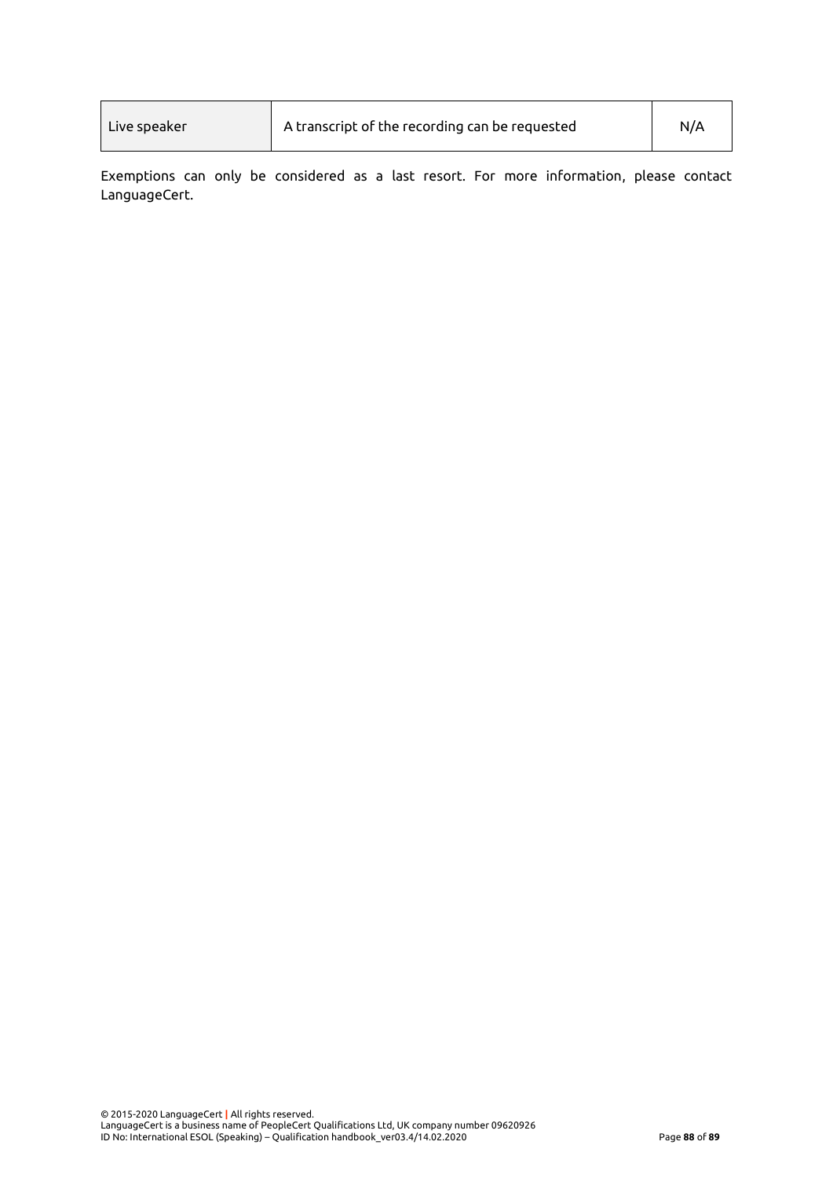| Live speaker | A transcript of the recording can be requested | N/A |
| --- | --- | --- |

Exemptions can only be considered as a last resort. For more information, please contact LanguageCert.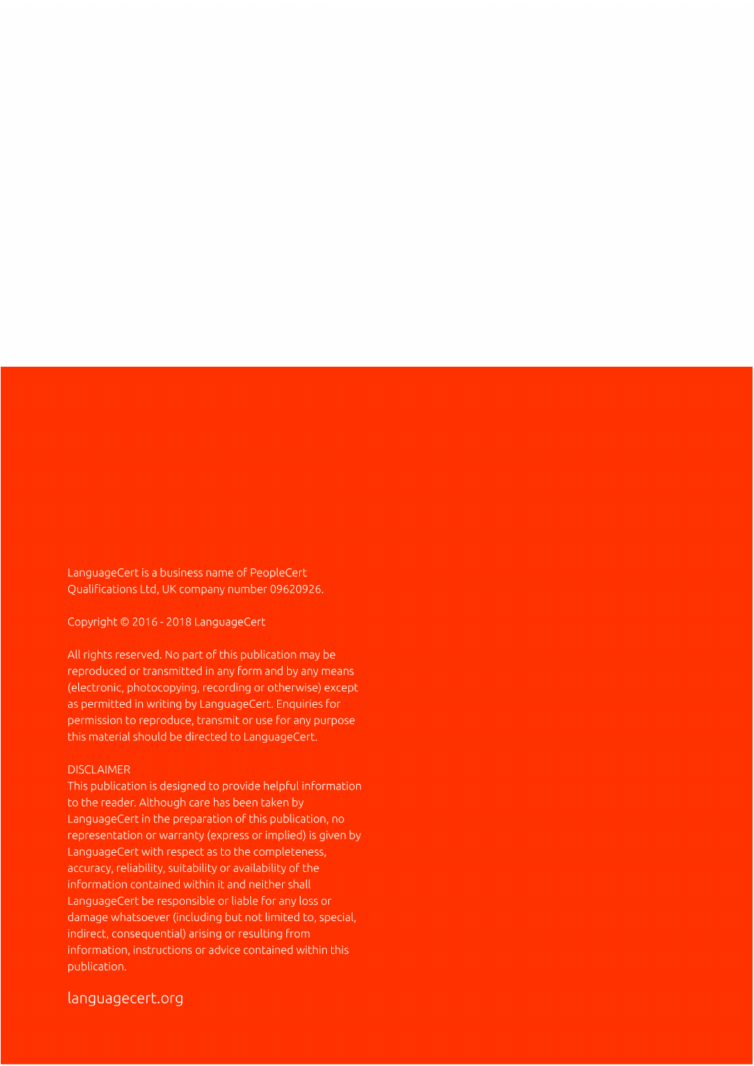LanguageCert is a business name of PeopleCert Qualifications Ltd, UK company number 09620926.

Copyright © 2016 - 2018 LanguageCert

All rights reserved. No part of this publication may be reproduced or transmitted in any form and by any means (electronic, photocopying, recording or otherwise) except as permitted in writing by LanguageCert. Enquiries for permission to reproduce, transmit or use for any purpose this material should be directed to LanguageCert.

DISCLAIMER
This publication is designed to provide helpful information to the reader. Although care has been taken by LanguageCert in the preparation of this publication, no representation or warranty (express or implied) is given by LanguageCert with respect as to the completeness, accuracy, reliability, suitability or availability of the information contained within it and neither shall LanguageCert be responsible or liable for any loss or damage whatsoever (including but not limited to, special, indirect, consequential) arising or resulting from information, instructions or advice contained within this publication.

languagecert.org